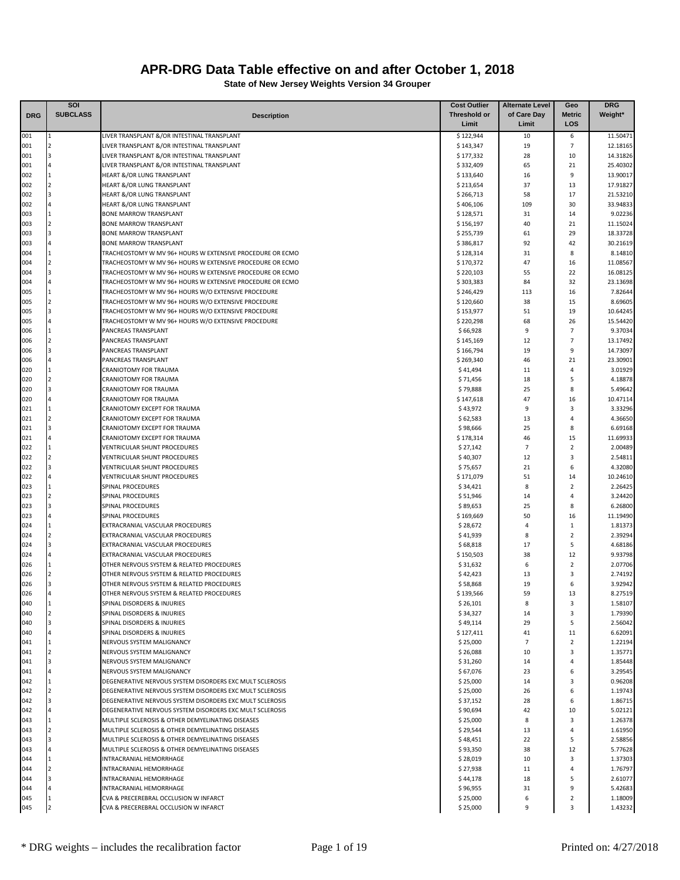# APR-DRG Data Table effective on and after October 1, 2018

**State of New Jersey Weights Version 34 Grouper**

| DRG | SOI SUBCLASS | Description | Cost Outlier Threshold or Limit | Alternate Level of Care Day Limit | Geo Metric LOS | DRG Weight* |
|---|---|---|---|---|---|---|
| 001 | 1 | LIVER TRANSPLANT &/OR INTESTINAL TRANSPLANT | $ 122,944 | 10 | 6 | 11.50471 |
| 001 | 2 | LIVER TRANSPLANT &/OR INTESTINAL TRANSPLANT | $ 143,347 | 19 | 7 | 12.18165 |
| 001 | 3 | LIVER TRANSPLANT &/OR INTESTINAL TRANSPLANT | $ 177,332 | 28 | 10 | 14.31826 |
| 001 | 4 | LIVER TRANSPLANT &/OR INTESTINAL TRANSPLANT | $ 332,409 | 65 | 21 | 25.40302 |
| 002 | 1 | HEART &/OR LUNG TRANSPLANT | $ 133,640 | 16 | 9 | 13.90017 |
| 002 | 2 | HEART &/OR LUNG TRANSPLANT | $ 213,654 | 37 | 13 | 17.91827 |
| 002 | 3 | HEART &/OR LUNG TRANSPLANT | $ 266,713 | 58 | 17 | 21.53210 |
| 002 | 4 | HEART &/OR LUNG TRANSPLANT | $ 406,106 | 109 | 30 | 33.94833 |
| 003 | 1 | BONE MARROW TRANSPLANT | $ 128,571 | 31 | 14 | 9.02236 |
| 003 | 2 | BONE MARROW TRANSPLANT | $ 156,197 | 40 | 21 | 11.15024 |
| 003 | 3 | BONE MARROW TRANSPLANT | $ 255,739 | 61 | 29 | 18.33728 |
| 003 | 4 | BONE MARROW TRANSPLANT | $ 386,817 | 92 | 42 | 30.21619 |
| 004 | 1 | TRACHEOSTOMY W MV 96+ HOURS W EXTENSIVE PROCEDURE OR ECMO | $ 128,314 | 31 | 8 | 8.14810 |
| 004 | 2 | TRACHEOSTOMY W MV 96+ HOURS W EXTENSIVE PROCEDURE OR ECMO | $ 170,372 | 47 | 16 | 11.08567 |
| 004 | 3 | TRACHEOSTOMY W MV 96+ HOURS W EXTENSIVE PROCEDURE OR ECMO | $ 220,103 | 55 | 22 | 16.08125 |
| 004 | 4 | TRACHEOSTOMY W MV 96+ HOURS W EXTENSIVE PROCEDURE OR ECMO | $ 303,383 | 84 | 32 | 23.13698 |
| 005 | 1 | TRACHEOSTOMY W MV 96+ HOURS W/O EXTENSIVE PROCEDURE | $ 246,429 | 113 | 16 | 7.82644 |
| 005 | 2 | TRACHEOSTOMY W MV 96+ HOURS W/O EXTENSIVE PROCEDURE | $ 120,660 | 38 | 15 | 8.69605 |
| 005 | 3 | TRACHEOSTOMY W MV 96+ HOURS W/O EXTENSIVE PROCEDURE | $ 153,977 | 51 | 19 | 10.64245 |
| 005 | 4 | TRACHEOSTOMY W MV 96+ HOURS W/O EXTENSIVE PROCEDURE | $ 220,298 | 68 | 26 | 15.54420 |
| 006 | 1 | PANCREAS TRANSPLANT | $ 66,928 | 9 | 7 | 9.37034 |
| 006 | 2 | PANCREAS TRANSPLANT | $ 145,169 | 12 | 7 | 13.17492 |
| 006 | 3 | PANCREAS TRANSPLANT | $ 166,794 | 19 | 9 | 14.73097 |
| 006 | 4 | PANCREAS TRANSPLANT | $ 269,340 | 46 | 21 | 23.30901 |
| 020 | 1 | CRANIOTOMY FOR TRAUMA | $ 41,494 | 11 | 4 | 3.01929 |
| 020 | 2 | CRANIOTOMY FOR TRAUMA | $ 71,456 | 18 | 5 | 4.18878 |
| 020 | 3 | CRANIOTOMY FOR TRAUMA | $ 79,888 | 25 | 8 | 5.49642 |
| 020 | 4 | CRANIOTOMY FOR TRAUMA | $ 147,618 | 47 | 16 | 10.47114 |
| 021 | 1 | CRANIOTOMY EXCEPT FOR TRAUMA | $ 43,972 | 9 | 3 | 3.33296 |
| 021 | 2 | CRANIOTOMY EXCEPT FOR TRAUMA | $ 62,583 | 13 | 4 | 4.36650 |
| 021 | 3 | CRANIOTOMY EXCEPT FOR TRAUMA | $ 98,666 | 25 | 8 | 6.69168 |
| 021 | 4 | CRANIOTOMY EXCEPT FOR TRAUMA | $ 178,314 | 46 | 15 | 11.69933 |
| 022 | 1 | VENTRICULAR SHUNT PROCEDURES | $ 27,142 | 7 | 2 | 2.00489 |
| 022 | 2 | VENTRICULAR SHUNT PROCEDURES | $ 40,307 | 12 | 3 | 2.54811 |
| 022 | 3 | VENTRICULAR SHUNT PROCEDURES | $ 75,657 | 21 | 6 | 4.32080 |
| 022 | 4 | VENTRICULAR SHUNT PROCEDURES | $ 171,079 | 51 | 14 | 10.24610 |
| 023 | 1 | SPINAL PROCEDURES | $ 34,421 | 8 | 2 | 2.26425 |
| 023 | 2 | SPINAL PROCEDURES | $ 51,946 | 14 | 4 | 3.24420 |
| 023 | 3 | SPINAL PROCEDURES | $ 89,653 | 25 | 8 | 6.26800 |
| 023 | 4 | SPINAL PROCEDURES | $ 169,669 | 50 | 16 | 11.19490 |
| 024 | 1 | EXTRACRANIAL VASCULAR PROCEDURES | $ 28,672 | 4 | 1 | 1.81373 |
| 024 | 2 | EXTRACRANIAL VASCULAR PROCEDURES | $ 41,939 | 8 | 2 | 2.39294 |
| 024 | 3 | EXTRACRANIAL VASCULAR PROCEDURES | $ 68,818 | 17 | 5 | 4.68186 |
| 024 | 4 | EXTRACRANIAL VASCULAR PROCEDURES | $ 150,503 | 38 | 12 | 9.93798 |
| 026 | 1 | OTHER NERVOUS SYSTEM & RELATED PROCEDURES | $ 31,632 | 6 | 2 | 2.07706 |
| 026 | 2 | OTHER NERVOUS SYSTEM & RELATED PROCEDURES | $ 42,423 | 13 | 3 | 2.74192 |
| 026 | 3 | OTHER NERVOUS SYSTEM & RELATED PROCEDURES | $ 58,868 | 19 | 6 | 3.92942 |
| 026 | 4 | OTHER NERVOUS SYSTEM & RELATED PROCEDURES | $ 139,566 | 59 | 13 | 8.27519 |
| 040 | 1 | SPINAL DISORDERS & INJURIES | $ 26,101 | 8 | 3 | 1.58107 |
| 040 | 2 | SPINAL DISORDERS & INJURIES | $ 34,327 | 14 | 3 | 1.79390 |
| 040 | 3 | SPINAL DISORDERS & INJURIES | $ 49,114 | 29 | 5 | 2.56042 |
| 040 | 4 | SPINAL DISORDERS & INJURIES | $ 127,411 | 41 | 11 | 6.62091 |
| 041 | 1 | NERVOUS SYSTEM MALIGNANCY | $ 25,000 | 7 | 2 | 1.22194 |
| 041 | 2 | NERVOUS SYSTEM MALIGNANCY | $ 26,088 | 10 | 3 | 1.35771 |
| 041 | 3 | NERVOUS SYSTEM MALIGNANCY | $ 31,260 | 14 | 4 | 1.85448 |
| 041 | 4 | NERVOUS SYSTEM MALIGNANCY | $ 67,076 | 23 | 6 | 3.29545 |
| 042 | 1 | DEGENERATIVE NERVOUS SYSTEM DISORDERS EXC MULT SCLEROSIS | $ 25,000 | 14 | 3 | 0.96208 |
| 042 | 2 | DEGENERATIVE NERVOUS SYSTEM DISORDERS EXC MULT SCLEROSIS | $ 25,000 | 26 | 6 | 1.19743 |
| 042 | 3 | DEGENERATIVE NERVOUS SYSTEM DISORDERS EXC MULT SCLEROSIS | $ 37,152 | 28 | 6 | 1.86715 |
| 042 | 4 | DEGENERATIVE NERVOUS SYSTEM DISORDERS EXC MULT SCLEROSIS | $ 90,694 | 42 | 10 | 5.02121 |
| 043 | 1 | MULTIPLE SCLEROSIS & OTHER DEMYELINATING DISEASES | $ 25,000 | 8 | 3 | 1.26378 |
| 043 | 2 | MULTIPLE SCLEROSIS & OTHER DEMYELINATING DISEASES | $ 29,544 | 13 | 4 | 1.61950 |
| 043 | 3 | MULTIPLE SCLEROSIS & OTHER DEMYELINATING DISEASES | $ 48,451 | 22 | 5 | 2.58856 |
| 043 | 4 | MULTIPLE SCLEROSIS & OTHER DEMYELINATING DISEASES | $ 93,350 | 38 | 12 | 5.77628 |
| 044 | 1 | INTRACRANIAL HEMORRHAGE | $ 28,019 | 10 | 3 | 1.37303 |
| 044 | 2 | INTRACRANIAL HEMORRHAGE | $ 27,938 | 11 | 4 | 1.76797 |
| 044 | 3 | INTRACRANIAL HEMORRHAGE | $ 44,178 | 18 | 5 | 2.61077 |
| 044 | 4 | INTRACRANIAL HEMORRHAGE | $ 96,955 | 31 | 9 | 5.42683 |
| 045 | 1 | CVA & PRECEREBRAL OCCLUSION W INFARCT | $ 25,000 | 6 | 2 | 1.18009 |
| 045 | 2 | CVA & PRECEREBRAL OCCLUSION W INFARCT | $ 25,000 | 9 | 3 | 1.43232 |

\* DRG weights – includes the recalibration factor

Printed on: 4/27/2018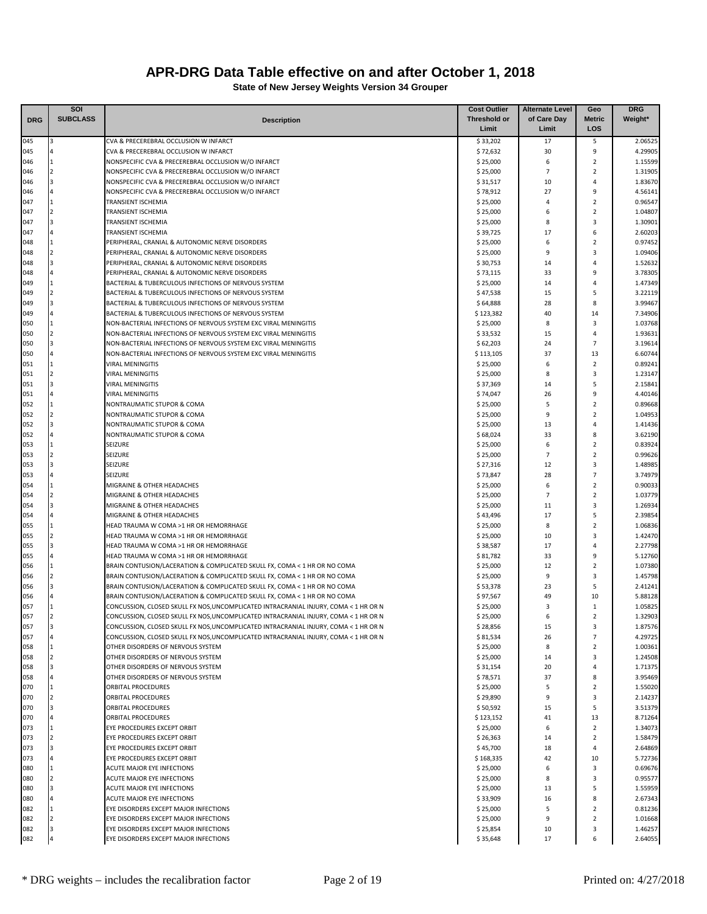# APR-DRG Data Table effective on and after October 1, 2018

**State of New Jersey Weights Version 34 Grouper**

| DRG | SOI SUBCLASS | Description | Cost Outlier Threshold or Limit | Alternate Level of Care Day Limit | Geo Metric LOS | DRG Weight* |
|---|---|---|---|---|---|---|
| 045 | 3 | CVA & PRECEREBRAL OCCLUSION W INFARCT | $ 33,202 | 17 | 5 | 2.06525 |
| 045 | 4 | CVA & PRECEREBRAL OCCLUSION W INFARCT | $ 72,632 | 30 | 9 | 4.29905 |
| 046 | 1 | NONSPECIFIC CVA & PRECEREBRAL OCCLUSION W/O INFARCT | $ 25,000 | 6 | 2 | 1.15599 |
| 046 | 2 | NONSPECIFIC CVA & PRECEREBRAL OCCLUSION W/O INFARCT | $ 25,000 | 7 | 2 | 1.31905 |
| 046 | 3 | NONSPECIFIC CVA & PRECEREBRAL OCCLUSION W/O INFARCT | $ 31,517 | 10 | 4 | 1.83670 |
| 046 | 4 | NONSPECIFIC CVA & PRECEREBRAL OCCLUSION W/O INFARCT | $ 78,912 | 27 | 9 | 4.56141 |
| 047 | 1 | TRANSIENT ISCHEMIA | $ 25,000 | 4 | 2 | 0.96547 |
| 047 | 2 | TRANSIENT ISCHEMIA | $ 25,000 | 6 | 2 | 1.04807 |
| 047 | 3 | TRANSIENT ISCHEMIA | $ 25,000 | 8 | 3 | 1.30901 |
| 047 | 4 | TRANSIENT ISCHEMIA | $ 39,725 | 17 | 6 | 2.60203 |
| 048 | 1 | PERIPHERAL, CRANIAL & AUTONOMIC NERVE DISORDERS | $ 25,000 | 6 | 2 | 0.97452 |
| 048 | 2 | PERIPHERAL, CRANIAL & AUTONOMIC NERVE DISORDERS | $ 25,000 | 9 | 3 | 1.09406 |
| 048 | 3 | PERIPHERAL, CRANIAL & AUTONOMIC NERVE DISORDERS | $ 30,753 | 14 | 4 | 1.52632 |
| 048 | 4 | PERIPHERAL, CRANIAL & AUTONOMIC NERVE DISORDERS | $ 73,115 | 33 | 9 | 3.78305 |
| 049 | 1 | BACTERIAL & TUBERCULOUS INFECTIONS OF NERVOUS SYSTEM | $ 25,000 | 14 | 4 | 1.47349 |
| 049 | 2 | BACTERIAL & TUBERCULOUS INFECTIONS OF NERVOUS SYSTEM | $ 47,538 | 15 | 5 | 3.22119 |
| 049 | 3 | BACTERIAL & TUBERCULOUS INFECTIONS OF NERVOUS SYSTEM | $ 64,888 | 28 | 8 | 3.99467 |
| 049 | 4 | BACTERIAL & TUBERCULOUS INFECTIONS OF NERVOUS SYSTEM | $ 123,382 | 40 | 14 | 7.34906 |
| 050 | 1 | NON-BACTERIAL INFECTIONS OF NERVOUS SYSTEM EXC VIRAL MENINGITIS | $ 25,000 | 8 | 3 | 1.03768 |
| 050 | 2 | NON-BACTERIAL INFECTIONS OF NERVOUS SYSTEM EXC VIRAL MENINGITIS | $ 33,532 | 15 | 4 | 1.93631 |
| 050 | 3 | NON-BACTERIAL INFECTIONS OF NERVOUS SYSTEM EXC VIRAL MENINGITIS | $ 62,203 | 24 | 7 | 3.19614 |
| 050 | 4 | NON-BACTERIAL INFECTIONS OF NERVOUS SYSTEM EXC VIRAL MENINGITIS | $ 113,105 | 37 | 13 | 6.60744 |
| 051 | 1 | VIRAL MENINGITIS | $ 25,000 | 6 | 2 | 0.89241 |
| 051 | 2 | VIRAL MENINGITIS | $ 25,000 | 8 | 3 | 1.23147 |
| 051 | 3 | VIRAL MENINGITIS | $ 37,369 | 14 | 5 | 2.15841 |
| 051 | 4 | VIRAL MENINGITIS | $ 74,047 | 26 | 9 | 4.40146 |
| 052 | 1 | NONTRAUMATIC STUPOR & COMA | $ 25,000 | 5 | 2 | 0.89668 |
| 052 | 2 | NONTRAUMATIC STUPOR & COMA | $ 25,000 | 9 | 2 | 1.04953 |
| 052 | 3 | NONTRAUMATIC STUPOR & COMA | $ 25,000 | 13 | 4 | 1.41436 |
| 052 | 4 | NONTRAUMATIC STUPOR & COMA | $ 68,024 | 33 | 8 | 3.62190 |
| 053 | 1 | SEIZURE | $ 25,000 | 6 | 2 | 0.83924 |
| 053 | 2 | SEIZURE | $ 25,000 | 7 | 2 | 0.99626 |
| 053 | 3 | SEIZURE | $ 27,316 | 12 | 3 | 1.48985 |
| 053 | 4 | SEIZURE | $ 73,847 | 28 | 7 | 3.74979 |
| 054 | 1 | MIGRAINE & OTHER HEADACHES | $ 25,000 | 6 | 2 | 0.90033 |
| 054 | 2 | MIGRAINE & OTHER HEADACHES | $ 25,000 | 7 | 2 | 1.03779 |
| 054 | 3 | MIGRAINE & OTHER HEADACHES | $ 25,000 | 11 | 3 | 1.26934 |
| 054 | 4 | MIGRAINE & OTHER HEADACHES | $ 43,496 | 17 | 5 | 2.39854 |
| 055 | 1 | HEAD TRAUMA W COMA >1 HR OR HEMORRHAGE | $ 25,000 | 8 | 2 | 1.06836 |
| 055 | 2 | HEAD TRAUMA W COMA >1 HR OR HEMORRHAGE | $ 25,000 | 10 | 3 | 1.42470 |
| 055 | 3 | HEAD TRAUMA W COMA >1 HR OR HEMORRHAGE | $ 38,587 | 17 | 4 | 2.27798 |
| 055 | 4 | HEAD TRAUMA W COMA >1 HR OR HEMORRHAGE | $ 81,782 | 33 | 9 | 5.12760 |
| 056 | 1 | BRAIN CONTUSION/LACERATION & COMPLICATED SKULL FX, COMA < 1 HR OR NO COMA | $ 25,000 | 12 | 2 | 1.07380 |
| 056 | 2 | BRAIN CONTUSION/LACERATION & COMPLICATED SKULL FX, COMA < 1 HR OR NO COMA | $ 25,000 | 9 | 3 | 1.45798 |
| 056 | 3 | BRAIN CONTUSION/LACERATION & COMPLICATED SKULL FX, COMA < 1 HR OR NO COMA | $ 53,378 | 23 | 5 | 2.41241 |
| 056 | 4 | BRAIN CONTUSION/LACERATION & COMPLICATED SKULL FX, COMA < 1 HR OR NO COMA | $ 97,567 | 49 | 10 | 5.88128 |
| 057 | 1 | CONCUSSION, CLOSED SKULL FX NOS,UNCOMPLICATED INTRACRANIAL INJURY, COMA < 1 HR OR N | $ 25,000 | 3 | 1 | 1.05825 |
| 057 | 2 | CONCUSSION, CLOSED SKULL FX NOS,UNCOMPLICATED INTRACRANIAL INJURY, COMA < 1 HR OR N | $ 25,000 | 6 | 2 | 1.32903 |
| 057 | 3 | CONCUSSION, CLOSED SKULL FX NOS,UNCOMPLICATED INTRACRANIAL INJURY, COMA < 1 HR OR N | $ 28,856 | 15 | 3 | 1.87576 |
| 057 | 4 | CONCUSSION, CLOSED SKULL FX NOS,UNCOMPLICATED INTRACRANIAL INJURY, COMA < 1 HR OR N | $ 81,534 | 26 | 7 | 4.29725 |
| 058 | 1 | OTHER DISORDERS OF NERVOUS SYSTEM | $ 25,000 | 8 | 2 | 1.00361 |
| 058 | 2 | OTHER DISORDERS OF NERVOUS SYSTEM | $ 25,000 | 14 | 3 | 1.24508 |
| 058 | 3 | OTHER DISORDERS OF NERVOUS SYSTEM | $ 31,154 | 20 | 4 | 1.71375 |
| 058 | 4 | OTHER DISORDERS OF NERVOUS SYSTEM | $ 78,571 | 37 | 8 | 3.95469 |
| 070 | 1 | ORBITAL PROCEDURES | $ 25,000 | 5 | 2 | 1.55020 |
| 070 | 2 | ORBITAL PROCEDURES | $ 29,890 | 9 | 3 | 2.14237 |
| 070 | 3 | ORBITAL PROCEDURES | $ 50,592 | 15 | 5 | 3.51379 |
| 070 | 4 | ORBITAL PROCEDURES | $ 123,152 | 41 | 13 | 8.71264 |
| 073 | 1 | EYE PROCEDURES EXCEPT ORBIT | $ 25,000 | 6 | 2 | 1.34073 |
| 073 | 2 | EYE PROCEDURES EXCEPT ORBIT | $ 26,363 | 14 | 2 | 1.58479 |
| 073 | 3 | EYE PROCEDURES EXCEPT ORBIT | $ 45,700 | 18 | 4 | 2.64869 |
| 073 | 4 | EYE PROCEDURES EXCEPT ORBIT | $ 168,335 | 42 | 10 | 5.72736 |
| 080 | 1 | ACUTE MAJOR EYE INFECTIONS | $ 25,000 | 6 | 3 | 0.69676 |
| 080 | 2 | ACUTE MAJOR EYE INFECTIONS | $ 25,000 | 8 | 3 | 0.95577 |
| 080 | 3 | ACUTE MAJOR EYE INFECTIONS | $ 25,000 | 13 | 5 | 1.55959 |
| 080 | 4 | ACUTE MAJOR EYE INFECTIONS | $ 33,909 | 16 | 8 | 2.67343 |
| 082 | 1 | EYE DISORDERS EXCEPT MAJOR INFECTIONS | $ 25,000 | 5 | 2 | 0.81236 |
| 082 | 2 | EYE DISORDERS EXCEPT MAJOR INFECTIONS | $ 25,000 | 9 | 2 | 1.01668 |
| 082 | 3 | EYE DISORDERS EXCEPT MAJOR INFECTIONS | $ 25,854 | 10 | 3 | 1.46257 |
| 082 | 4 | EYE DISORDERS EXCEPT MAJOR INFECTIONS | $ 35,648 | 17 | 6 | 2.64055 |

\* DRG weights – includes the recalibration factor

Printed on: 4/27/2018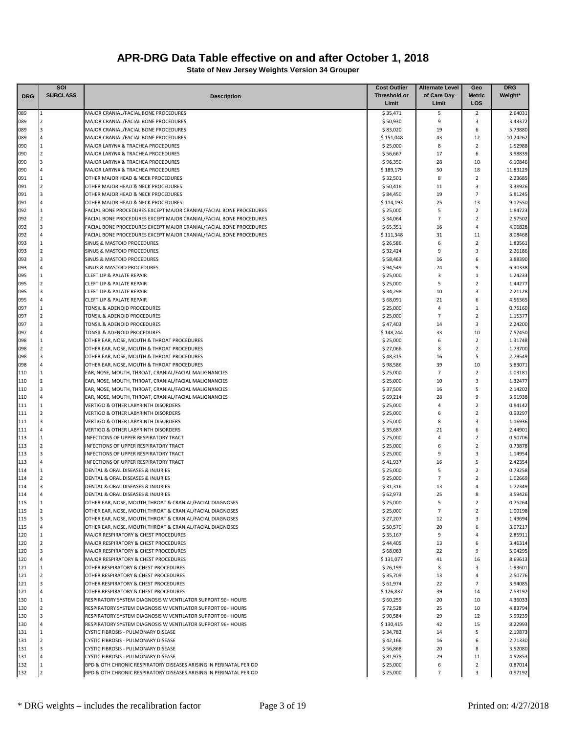# APR-DRG Data Table effective on and after October 1, 2018

**State of New Jersey Weights Version 34 Grouper**

| DRG | SOI SUBCLASS | Description | Cost Outlier Threshold or Limit | Alternate Level of Care Day Limit | Geo Metric LOS | DRG Weight* |
|---|---|---|---|---|---|---|
| 089 | 1 | MAJOR CRANIAL/FACIAL BONE PROCEDURES | $ 35,471 | 5 | 2 | 2.64031 |
| 089 | 2 | MAJOR CRANIAL/FACIAL BONE PROCEDURES | $ 50,930 | 9 | 3 | 3.43372 |
| 089 | 3 | MAJOR CRANIAL/FACIAL BONE PROCEDURES | $ 83,020 | 19 | 6 | 5.73880 |
| 089 | 4 | MAJOR CRANIAL/FACIAL BONE PROCEDURES | $ 151,048 | 43 | 12 | 10.24262 |
| 090 | 1 | MAJOR LARYNX & TRACHEA PROCEDURES | $ 25,000 | 8 | 2 | 1.52988 |
| 090 | 2 | MAJOR LARYNX & TRACHEA PROCEDURES | $ 56,667 | 17 | 6 | 3.98839 |
| 090 | 3 | MAJOR LARYNX & TRACHEA PROCEDURES | $ 96,350 | 28 | 10 | 6.10846 |
| 090 | 4 | MAJOR LARYNX & TRACHEA PROCEDURES | $ 189,179 | 50 | 18 | 11.83129 |
| 091 | 1 | OTHER MAJOR HEAD & NECK PROCEDURES | $ 32,501 | 8 | 2 | 2.23685 |
| 091 | 2 | OTHER MAJOR HEAD & NECK PROCEDURES | $ 50,416 | 11 | 3 | 3.38926 |
| 091 | 3 | OTHER MAJOR HEAD & NECK PROCEDURES | $ 84,450 | 19 | 7 | 5.81245 |
| 091 | 4 | OTHER MAJOR HEAD & NECK PROCEDURES | $ 114,193 | 25 | 13 | 9.17550 |
| 092 | 1 | FACIAL BONE PROCEDURES EXCEPT MAJOR CRANIAL/FACIAL BONE PROCEDURES | $ 25,000 | 5 | 2 | 1.84723 |
| 092 | 2 | FACIAL BONE PROCEDURES EXCEPT MAJOR CRANIAL/FACIAL BONE PROCEDURES | $ 34,064 | 7 | 2 | 2.57502 |
| 092 | 3 | FACIAL BONE PROCEDURES EXCEPT MAJOR CRANIAL/FACIAL BONE PROCEDURES | $ 65,351 | 16 | 4 | 4.06828 |
| 092 | 4 | FACIAL BONE PROCEDURES EXCEPT MAJOR CRANIAL/FACIAL BONE PROCEDURES | $ 111,348 | 31 | 11 | 8.08468 |
| 093 | 1 | SINUS & MASTOID PROCEDURES | $ 26,586 | 6 | 2 | 1.83561 |
| 093 | 2 | SINUS & MASTOID PROCEDURES | $ 32,424 | 9 | 3 | 2.26186 |
| 093 | 3 | SINUS & MASTOID PROCEDURES | $ 58,463 | 16 | 6 | 3.88390 |
| 093 | 4 | SINUS & MASTOID PROCEDURES | $ 94,549 | 24 | 9 | 6.30338 |
| 095 | 1 | CLEFT LIP & PALATE REPAIR | $ 25,000 | 3 | 1 | 1.24233 |
| 095 | 2 | CLEFT LIP & PALATE REPAIR | $ 25,000 | 5 | 2 | 1.44277 |
| 095 | 3 | CLEFT LIP & PALATE REPAIR | $ 34,298 | 10 | 3 | 2.21128 |
| 095 | 4 | CLEFT LIP & PALATE REPAIR | $ 68,091 | 21 | 6 | 4.56365 |
| 097 | 1 | TONSIL & ADENOID PROCEDURES | $ 25,000 | 4 | 1 | 0.75160 |
| 097 | 2 | TONSIL & ADENOID PROCEDURES | $ 25,000 | 7 | 2 | 1.15377 |
| 097 | 3 | TONSIL & ADENOID PROCEDURES | $ 47,403 | 14 | 3 | 2.24200 |
| 097 | 4 | TONSIL & ADENOID PROCEDURES | $ 148,244 | 33 | 10 | 7.57450 |
| 098 | 1 | OTHER EAR, NOSE, MOUTH & THROAT PROCEDURES | $ 25,000 | 6 | 2 | 1.31748 |
| 098 | 2 | OTHER EAR, NOSE, MOUTH & THROAT PROCEDURES | $ 27,066 | 8 | 2 | 1.73700 |
| 098 | 3 | OTHER EAR, NOSE, MOUTH & THROAT PROCEDURES | $ 48,315 | 16 | 5 | 2.79549 |
| 098 | 4 | OTHER EAR, NOSE, MOUTH & THROAT PROCEDURES | $ 98,586 | 39 | 10 | 5.83071 |
| 110 | 1 | EAR, NOSE, MOUTH, THROAT, CRANIAL/FACIAL MALIGNANCIES | $ 25,000 | 7 | 2 | 1.03181 |
| 110 | 2 | EAR, NOSE, MOUTH, THROAT, CRANIAL/FACIAL MALIGNANCIES | $ 25,000 | 10 | 3 | 1.32477 |
| 110 | 3 | EAR, NOSE, MOUTH, THROAT, CRANIAL/FACIAL MALIGNANCIES | $ 37,509 | 16 | 5 | 2.14202 |
| 110 | 4 | EAR, NOSE, MOUTH, THROAT, CRANIAL/FACIAL MALIGNANCIES | $ 69,214 | 28 | 9 | 3.91938 |
| 111 | 1 | VERTIGO & OTHER LABYRINTH DISORDERS | $ 25,000 | 4 | 2 | 0.84142 |
| 111 | 2 | VERTIGO & OTHER LABYRINTH DISORDERS | $ 25,000 | 6 | 2 | 0.93297 |
| 111 | 3 | VERTIGO & OTHER LABYRINTH DISORDERS | $ 25,000 | 8 | 3 | 1.16936 |
| 111 | 4 | VERTIGO & OTHER LABYRINTH DISORDERS | $ 35,687 | 21 | 6 | 2.44901 |
| 113 | 1 | INFECTIONS OF UPPER RESPIRATORY TRACT | $ 25,000 | 4 | 2 | 0.50706 |
| 113 | 2 | INFECTIONS OF UPPER RESPIRATORY TRACT | $ 25,000 | 6 | 2 | 0.73878 |
| 113 | 3 | INFECTIONS OF UPPER RESPIRATORY TRACT | $ 25,000 | 9 | 3 | 1.14954 |
| 113 | 4 | INFECTIONS OF UPPER RESPIRATORY TRACT | $ 41,937 | 16 | 5 | 2.42354 |
| 114 | 1 | DENTAL & ORAL DISEASES & INJURIES | $ 25,000 | 5 | 2 | 0.73258 |
| 114 | 2 | DENTAL & ORAL DISEASES & INJURIES | $ 25,000 | 7 | 2 | 1.02669 |
| 114 | 3 | DENTAL & ORAL DISEASES & INJURIES | $ 31,316 | 13 | 4 | 1.72349 |
| 114 | 4 | DENTAL & ORAL DISEASES & INJURIES | $ 62,973 | 25 | 8 | 3.59426 |
| 115 | 1 | OTHER EAR, NOSE, MOUTH,THROAT & CRANIAL/FACIAL DIAGNOSES | $ 25,000 | 5 | 2 | 0.75264 |
| 115 | 2 | OTHER EAR, NOSE, MOUTH,THROAT & CRANIAL/FACIAL DIAGNOSES | $ 25,000 | 7 | 2 | 1.00198 |
| 115 | 3 | OTHER EAR, NOSE, MOUTH,THROAT & CRANIAL/FACIAL DIAGNOSES | $ 27,207 | 12 | 3 | 1.49694 |
| 115 | 4 | OTHER EAR, NOSE, MOUTH,THROAT & CRANIAL/FACIAL DIAGNOSES | $ 50,570 | 20 | 6 | 3.07217 |
| 120 | 1 | MAJOR RESPIRATORY & CHEST PROCEDURES | $ 35,167 | 9 | 4 | 2.85911 |
| 120 | 2 | MAJOR RESPIRATORY & CHEST PROCEDURES | $ 44,405 | 13 | 6 | 3.46314 |
| 120 | 3 | MAJOR RESPIRATORY & CHEST PROCEDURES | $ 68,083 | 22 | 9 | 5.04295 |
| 120 | 4 | MAJOR RESPIRATORY & CHEST PROCEDURES | $ 131,077 | 41 | 16 | 8.69613 |
| 121 | 1 | OTHER RESPIRATORY & CHEST PROCEDURES | $ 26,199 | 8 | 3 | 1.93601 |
| 121 | 2 | OTHER RESPIRATORY & CHEST PROCEDURES | $ 35,709 | 13 | 4 | 2.50776 |
| 121 | 3 | OTHER RESPIRATORY & CHEST PROCEDURES | $ 61,974 | 22 | 7 | 3.94085 |
| 121 | 4 | OTHER RESPIRATORY & CHEST PROCEDURES | $ 126,837 | 39 | 14 | 7.53192 |
| 130 | 1 | RESPIRATORY SYSTEM DIAGNOSIS W VENTILATOR SUPPORT 96+ HOURS | $ 60,259 | 20 | 10 | 4.36033 |
| 130 | 2 | RESPIRATORY SYSTEM DIAGNOSIS W VENTILATOR SUPPORT 96+ HOURS | $ 72,528 | 25 | 10 | 4.83794 |
| 130 | 3 | RESPIRATORY SYSTEM DIAGNOSIS W VENTILATOR SUPPORT 96+ HOURS | $ 90,584 | 29 | 12 | 5.99239 |
| 130 | 4 | RESPIRATORY SYSTEM DIAGNOSIS W VENTILATOR SUPPORT 96+ HOURS | $ 130,415 | 42 | 15 | 8.22993 |
| 131 | 1 | CYSTIC FIBROSIS - PULMONARY DISEASE | $ 34,782 | 14 | 5 | 2.19873 |
| 131 | 2 | CYSTIC FIBROSIS - PULMONARY DISEASE | $ 42,166 | 16 | 6 | 2.71330 |
| 131 | 3 | CYSTIC FIBROSIS - PULMONARY DISEASE | $ 56,868 | 20 | 8 | 3.52080 |
| 131 | 4 | CYSTIC FIBROSIS - PULMONARY DISEASE | $ 81,975 | 29 | 11 | 4.52853 |
| 132 | 1 | BPD & OTH CHRONIC RESPIRATORY DISEASES ARISING IN PERINATAL PERIOD | $ 25,000 | 6 | 2 | 0.87014 |
| 132 | 2 | BPD & OTH CHRONIC RESPIRATORY DISEASES ARISING IN PERINATAL PERIOD | $ 25,000 | 7 | 3 | 0.97192 |

\* DRG weights – includes the recalibration factor

Printed on: 4/27/2018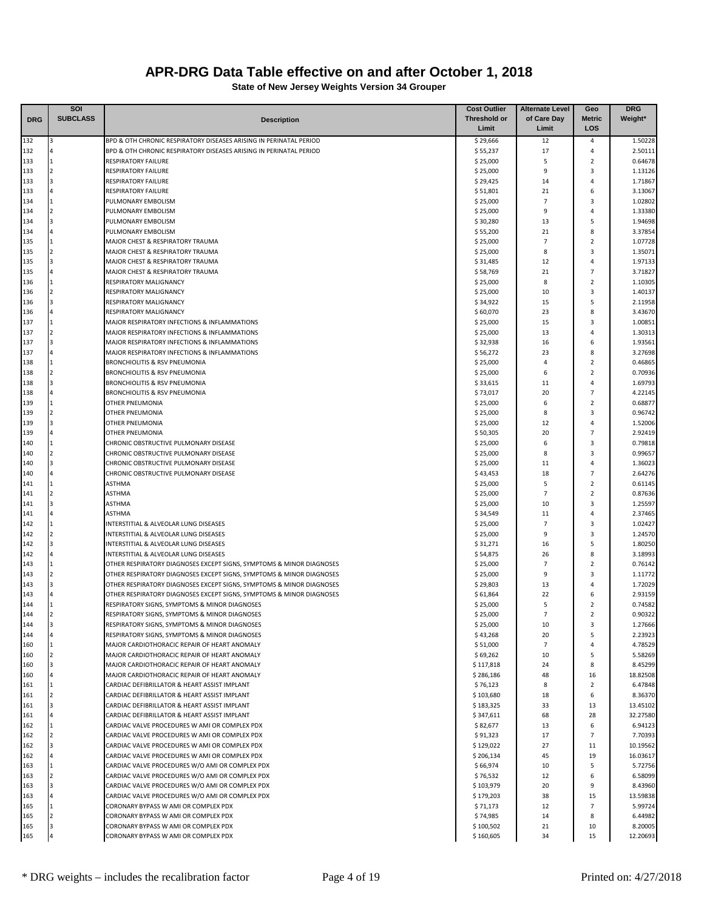# APR-DRG Data Table effective on and after October 1, 2018

**State of New Jersey Weights Version 34 Grouper**

| DRG | SOI SUBCLASS | Description | Cost Outlier Threshold or Limit | Alternate Level of Care Day Limit | Geo Metric LOS | DRG Weight* |
|---|---|---|---|---|---|---|
| 132 | 3 | BPD & OTH CHRONIC RESPIRATORY DISEASES ARISING IN PERINATAL PERIOD | $ 29,666 | 12 | 4 | 1.50228 |
| 132 | 4 | BPD & OTH CHRONIC RESPIRATORY DISEASES ARISING IN PERINATAL PERIOD | $ 55,237 | 17 | 4 | 2.50111 |
| 133 | 1 | RESPIRATORY FAILURE | $ 25,000 | 5 | 2 | 0.64678 |
| 133 | 2 | RESPIRATORY FAILURE | $ 25,000 | 9 | 3 | 1.13126 |
| 133 | 3 | RESPIRATORY FAILURE | $ 29,425 | 14 | 4 | 1.71867 |
| 133 | 4 | RESPIRATORY FAILURE | $ 51,801 | 21 | 6 | 3.13067 |
| 134 | 1 | PULMONARY EMBOLISM | $ 25,000 | 7 | 3 | 1.02802 |
| 134 | 2 | PULMONARY EMBOLISM | $ 25,000 | 9 | 4 | 1.33380 |
| 134 | 3 | PULMONARY EMBOLISM | $ 30,280 | 13 | 5 | 1.94698 |
| 134 | 4 | PULMONARY EMBOLISM | $ 55,200 | 21 | 8 | 3.37854 |
| 135 | 1 | MAJOR CHEST & RESPIRATORY TRAUMA | $ 25,000 | 7 | 2 | 1.07728 |
| 135 | 2 | MAJOR CHEST & RESPIRATORY TRAUMA | $ 25,000 | 8 | 3 | 1.35071 |
| 135 | 3 | MAJOR CHEST & RESPIRATORY TRAUMA | $ 31,485 | 12 | 4 | 1.97133 |
| 135 | 4 | MAJOR CHEST & RESPIRATORY TRAUMA | $ 58,769 | 21 | 7 | 3.71827 |
| 136 | 1 | RESPIRATORY MALIGNANCY | $ 25,000 | 8 | 2 | 1.10305 |
| 136 | 2 | RESPIRATORY MALIGNANCY | $ 25,000 | 10 | 3 | 1.40137 |
| 136 | 3 | RESPIRATORY MALIGNANCY | $ 34,922 | 15 | 5 | 2.11958 |
| 136 | 4 | RESPIRATORY MALIGNANCY | $ 60,070 | 23 | 8 | 3.43670 |
| 137 | 1 | MAJOR RESPIRATORY INFECTIONS & INFLAMMATIONS | $ 25,000 | 15 | 3 | 1.00851 |
| 137 | 2 | MAJOR RESPIRATORY INFECTIONS & INFLAMMATIONS | $ 25,000 | 13 | 4 | 1.30313 |
| 137 | 3 | MAJOR RESPIRATORY INFECTIONS & INFLAMMATIONS | $ 32,938 | 16 | 6 | 1.93561 |
| 137 | 4 | MAJOR RESPIRATORY INFECTIONS & INFLAMMATIONS | $ 56,272 | 23 | 8 | 3.27698 |
| 138 | 1 | BRONCHIOLITIS & RSV PNEUMONIA | $ 25,000 | 4 | 2 | 0.46865 |
| 138 | 2 | BRONCHIOLITIS & RSV PNEUMONIA | $ 25,000 | 6 | 2 | 0.70936 |
| 138 | 3 | BRONCHIOLITIS & RSV PNEUMONIA | $ 33,615 | 11 | 4 | 1.69793 |
| 138 | 4 | BRONCHIOLITIS & RSV PNEUMONIA | $ 73,017 | 20 | 7 | 4.22145 |
| 139 | 1 | OTHER PNEUMONIA | $ 25,000 | 6 | 2 | 0.68877 |
| 139 | 2 | OTHER PNEUMONIA | $ 25,000 | 8 | 3 | 0.96742 |
| 139 | 3 | OTHER PNEUMONIA | $ 25,000 | 12 | 4 | 1.52006 |
| 139 | 4 | OTHER PNEUMONIA | $ 50,305 | 20 | 7 | 2.92419 |
| 140 | 1 | CHRONIC OBSTRUCTIVE PULMONARY DISEASE | $ 25,000 | 6 | 3 | 0.79818 |
| 140 | 2 | CHRONIC OBSTRUCTIVE PULMONARY DISEASE | $ 25,000 | 8 | 3 | 0.99657 |
| 140 | 3 | CHRONIC OBSTRUCTIVE PULMONARY DISEASE | $ 25,000 | 11 | 4 | 1.36023 |
| 140 | 4 | CHRONIC OBSTRUCTIVE PULMONARY DISEASE | $ 43,453 | 18 | 7 | 2.64276 |
| 141 | 1 | ASTHMA | $ 25,000 | 5 | 2 | 0.61145 |
| 141 | 2 | ASTHMA | $ 25,000 | 7 | 2 | 0.87636 |
| 141 | 3 | ASTHMA | $ 25,000 | 10 | 3 | 1.25597 |
| 141 | 4 | ASTHMA | $ 34,549 | 11 | 4 | 2.37465 |
| 142 | 1 | INTERSTITIAL & ALVEOLAR LUNG DISEASES | $ 25,000 | 7 | 3 | 1.02427 |
| 142 | 2 | INTERSTITIAL & ALVEOLAR LUNG DISEASES | $ 25,000 | 9 | 3 | 1.24570 |
| 142 | 3 | INTERSTITIAL & ALVEOLAR LUNG DISEASES | $ 31,271 | 16 | 5 | 1.80250 |
| 142 | 4 | INTERSTITIAL & ALVEOLAR LUNG DISEASES | $ 54,875 | 26 | 8 | 3.18993 |
| 143 | 1 | OTHER RESPIRATORY DIAGNOSES EXCEPT SIGNS, SYMPTOMS & MINOR DIAGNOSES | $ 25,000 | 7 | 2 | 0.76142 |
| 143 | 2 | OTHER RESPIRATORY DIAGNOSES EXCEPT SIGNS, SYMPTOMS & MINOR DIAGNOSES | $ 25,000 | 9 | 3 | 1.11772 |
| 143 | 3 | OTHER RESPIRATORY DIAGNOSES EXCEPT SIGNS, SYMPTOMS & MINOR DIAGNOSES | $ 29,803 | 13 | 4 | 1.72029 |
| 143 | 4 | OTHER RESPIRATORY DIAGNOSES EXCEPT SIGNS, SYMPTOMS & MINOR DIAGNOSES | $ 61,864 | 22 | 6 | 2.93159 |
| 144 | 1 | RESPIRATORY SIGNS, SYMPTOMS & MINOR DIAGNOSES | $ 25,000 | 5 | 2 | 0.74582 |
| 144 | 2 | RESPIRATORY SIGNS, SYMPTOMS & MINOR DIAGNOSES | $ 25,000 | 7 | 2 | 0.90322 |
| 144 | 3 | RESPIRATORY SIGNS, SYMPTOMS & MINOR DIAGNOSES | $ 25,000 | 10 | 3 | 1.27666 |
| 144 | 4 | RESPIRATORY SIGNS, SYMPTOMS & MINOR DIAGNOSES | $ 43,268 | 20 | 5 | 2.23923 |
| 160 | 1 | MAJOR CARDIOTHORACIC REPAIR OF HEART ANOMALY | $ 51,000 | 7 | 4 | 4.78529 |
| 160 | 2 | MAJOR CARDIOTHORACIC REPAIR OF HEART ANOMALY | $ 69,262 | 10 | 5 | 5.58269 |
| 160 | 3 | MAJOR CARDIOTHORACIC REPAIR OF HEART ANOMALY | $ 117,818 | 24 | 8 | 8.45299 |
| 160 | 4 | MAJOR CARDIOTHORACIC REPAIR OF HEART ANOMALY | $ 286,186 | 48 | 16 | 18.82508 |
| 161 | 1 | CARDIAC DEFIBRILLATOR & HEART ASSIST IMPLANT | $ 76,123 | 8 | 2 | 6.47848 |
| 161 | 2 | CARDIAC DEFIBRILLATOR & HEART ASSIST IMPLANT | $ 103,680 | 18 | 6 | 8.36370 |
| 161 | 3 | CARDIAC DEFIBRILLATOR & HEART ASSIST IMPLANT | $ 183,325 | 33 | 13 | 13.45102 |
| 161 | 4 | CARDIAC DEFIBRILLATOR & HEART ASSIST IMPLANT | $ 347,611 | 68 | 28 | 32.27580 |
| 162 | 1 | CARDIAC VALVE PROCEDURES W AMI OR COMPLEX PDX | $ 82,677 | 13 | 6 | 6.94123 |
| 162 | 2 | CARDIAC VALVE PROCEDURES W AMI OR COMPLEX PDX | $ 91,323 | 17 | 7 | 7.70393 |
| 162 | 3 | CARDIAC VALVE PROCEDURES W AMI OR COMPLEX PDX | $ 129,022 | 27 | 11 | 10.19562 |
| 162 | 4 | CARDIAC VALVE PROCEDURES W AMI OR COMPLEX PDX | $ 206,134 | 45 | 19 | 16.03617 |
| 163 | 1 | CARDIAC VALVE PROCEDURES W/O AMI OR COMPLEX PDX | $ 66,974 | 10 | 5 | 5.72756 |
| 163 | 2 | CARDIAC VALVE PROCEDURES W/O AMI OR COMPLEX PDX | $ 76,532 | 12 | 6 | 6.58099 |
| 163 | 3 | CARDIAC VALVE PROCEDURES W/O AMI OR COMPLEX PDX | $ 103,979 | 20 | 9 | 8.43960 |
| 163 | 4 | CARDIAC VALVE PROCEDURES W/O AMI OR COMPLEX PDX | $ 179,203 | 38 | 15 | 13.59838 |
| 165 | 1 | CORONARY BYPASS W AMI OR COMPLEX PDX | $ 71,173 | 12 | 7 | 5.99724 |
| 165 | 2 | CORONARY BYPASS W AMI OR COMPLEX PDX | $ 74,985 | 14 | 8 | 6.44982 |
| 165 | 3 | CORONARY BYPASS W AMI OR COMPLEX PDX | $ 100,502 | 21 | 10 | 8.20005 |
| 165 | 4 | CORONARY BYPASS W AMI OR COMPLEX PDX | $ 160,605 | 34 | 15 | 12.20693 |

\* DRG weights – includes the recalibration factor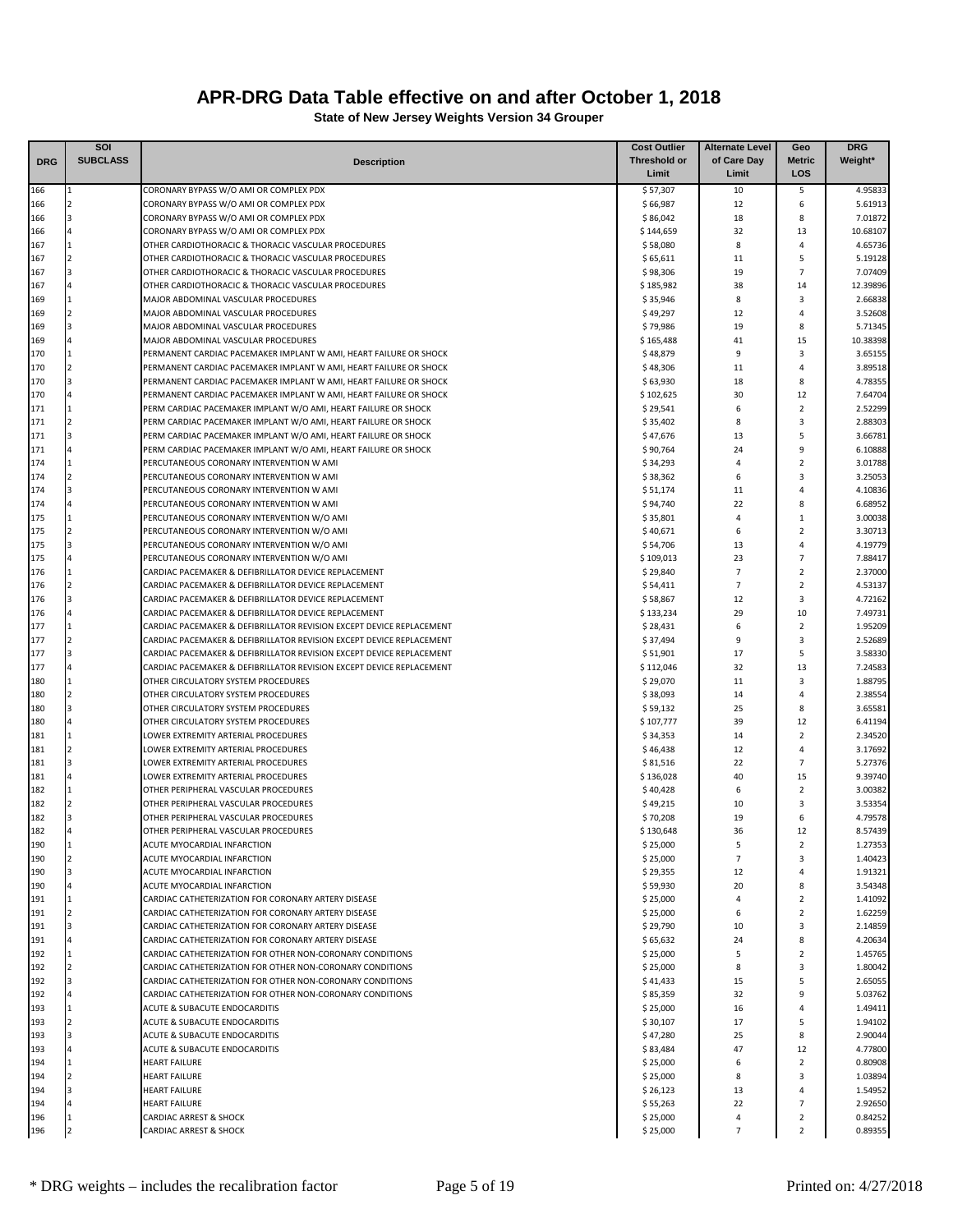# APR-DRG Data Table effective on and after October 1, 2018

**State of New Jersey Weights Version 34 Grouper**

| DRG | SOI SUBCLASS | Description | Cost Outlier Threshold or Limit | Alternate Level of Care Day Limit | Geo Metric LOS | DRG Weight* |
|---|---|---|---|---|---|---|
| 166 | 1 | CORONARY BYPASS W/O AMI OR COMPLEX PDX | $ 57,307 | 10 | 5 | 4.95833 |
| 166 | 2 | CORONARY BYPASS W/O AMI OR COMPLEX PDX | $ 66,987 | 12 | 6 | 5.61913 |
| 166 | 3 | CORONARY BYPASS W/O AMI OR COMPLEX PDX | $ 86,042 | 18 | 8 | 7.01872 |
| 166 | 4 | CORONARY BYPASS W/O AMI OR COMPLEX PDX | $ 144,659 | 32 | 13 | 10.68107 |
| 167 | 1 | OTHER CARDIOTHORACIC & THORACIC VASCULAR PROCEDURES | $ 58,080 | 8 | 4 | 4.65736 |
| 167 | 2 | OTHER CARDIOTHORACIC & THORACIC VASCULAR PROCEDURES | $ 65,611 | 11 | 5 | 5.19128 |
| 167 | 3 | OTHER CARDIOTHORACIC & THORACIC VASCULAR PROCEDURES | $ 98,306 | 19 | 7 | 7.07409 |
| 167 | 4 | OTHER CARDIOTHORACIC & THORACIC VASCULAR PROCEDURES | $ 185,982 | 38 | 14 | 12.39896 |
| 169 | 1 | MAJOR ABDOMINAL VASCULAR PROCEDURES | $ 35,946 | 8 | 3 | 2.66838 |
| 169 | 2 | MAJOR ABDOMINAL VASCULAR PROCEDURES | $ 49,297 | 12 | 4 | 3.52608 |
| 169 | 3 | MAJOR ABDOMINAL VASCULAR PROCEDURES | $ 79,986 | 19 | 8 | 5.71345 |
| 169 | 4 | MAJOR ABDOMINAL VASCULAR PROCEDURES | $ 165,488 | 41 | 15 | 10.38398 |
| 170 | 1 | PERMANENT CARDIAC PACEMAKER IMPLANT W AMI, HEART FAILURE OR SHOCK | $ 48,879 | 9 | 3 | 3.65155 |
| 170 | 2 | PERMANENT CARDIAC PACEMAKER IMPLANT W AMI, HEART FAILURE OR SHOCK | $ 48,306 | 11 | 4 | 3.89518 |
| 170 | 3 | PERMANENT CARDIAC PACEMAKER IMPLANT W AMI, HEART FAILURE OR SHOCK | $ 63,930 | 18 | 8 | 4.78355 |
| 170 | 4 | PERMANENT CARDIAC PACEMAKER IMPLANT W AMI, HEART FAILURE OR SHOCK | $ 102,625 | 30 | 12 | 7.64704 |
| 171 | 1 | PERM CARDIAC PACEMAKER IMPLANT W/O AMI, HEART FAILURE OR SHOCK | $ 29,541 | 6 | 2 | 2.52299 |
| 171 | 2 | PERM CARDIAC PACEMAKER IMPLANT W/O AMI, HEART FAILURE OR SHOCK | $ 35,402 | 8 | 3 | 2.88303 |
| 171 | 3 | PERM CARDIAC PACEMAKER IMPLANT W/O AMI, HEART FAILURE OR SHOCK | $ 47,676 | 13 | 5 | 3.66781 |
| 171 | 4 | PERM CARDIAC PACEMAKER IMPLANT W/O AMI, HEART FAILURE OR SHOCK | $ 90,764 | 24 | 9 | 6.10888 |
| 174 | 1 | PERCUTANEOUS CORONARY INTERVENTION W AMI | $ 34,293 | 4 | 2 | 3.01788 |
| 174 | 2 | PERCUTANEOUS CORONARY INTERVENTION W AMI | $ 38,362 | 6 | 3 | 3.25053 |
| 174 | 3 | PERCUTANEOUS CORONARY INTERVENTION W AMI | $ 51,174 | 11 | 4 | 4.10836 |
| 174 | 4 | PERCUTANEOUS CORONARY INTERVENTION W AMI | $ 94,740 | 22 | 8 | 6.68952 |
| 175 | 1 | PERCUTANEOUS CORONARY INTERVENTION W/O AMI | $ 35,801 | 4 | 1 | 3.00038 |
| 175 | 2 | PERCUTANEOUS CORONARY INTERVENTION W/O AMI | $ 40,671 | 6 | 2 | 3.30713 |
| 175 | 3 | PERCUTANEOUS CORONARY INTERVENTION W/O AMI | $ 54,706 | 13 | 4 | 4.19779 |
| 175 | 4 | PERCUTANEOUS CORONARY INTERVENTION W/O AMI | $ 109,013 | 23 | 7 | 7.88417 |
| 176 | 1 | CARDIAC PACEMAKER & DEFIBRILLATOR DEVICE REPLACEMENT | $ 29,840 | 7 | 2 | 2.37000 |
| 176 | 2 | CARDIAC PACEMAKER & DEFIBRILLATOR DEVICE REPLACEMENT | $ 54,411 | 7 | 2 | 4.53137 |
| 176 | 3 | CARDIAC PACEMAKER & DEFIBRILLATOR DEVICE REPLACEMENT | $ 58,867 | 12 | 3 | 4.72162 |
| 176 | 4 | CARDIAC PACEMAKER & DEFIBRILLATOR DEVICE REPLACEMENT | $ 133,234 | 29 | 10 | 7.49731 |
| 177 | 1 | CARDIAC PACEMAKER & DEFIBRILLATOR REVISION EXCEPT DEVICE REPLACEMENT | $ 28,431 | 6 | 2 | 1.95209 |
| 177 | 2 | CARDIAC PACEMAKER & DEFIBRILLATOR REVISION EXCEPT DEVICE REPLACEMENT | $ 37,494 | 9 | 3 | 2.52689 |
| 177 | 3 | CARDIAC PACEMAKER & DEFIBRILLATOR REVISION EXCEPT DEVICE REPLACEMENT | $ 51,901 | 17 | 5 | 3.58330 |
| 177 | 4 | CARDIAC PACEMAKER & DEFIBRILLATOR REVISION EXCEPT DEVICE REPLACEMENT | $ 112,046 | 32 | 13 | 7.24583 |
| 180 | 1 | OTHER CIRCULATORY SYSTEM PROCEDURES | $ 29,070 | 11 | 3 | 1.88795 |
| 180 | 2 | OTHER CIRCULATORY SYSTEM PROCEDURES | $ 38,093 | 14 | 4 | 2.38554 |
| 180 | 3 | OTHER CIRCULATORY SYSTEM PROCEDURES | $ 59,132 | 25 | 8 | 3.65581 |
| 180 | 4 | OTHER CIRCULATORY SYSTEM PROCEDURES | $ 107,777 | 39 | 12 | 6.41194 |
| 181 | 1 | LOWER EXTREMITY ARTERIAL PROCEDURES | $ 34,353 | 14 | 2 | 2.34520 |
| 181 | 2 | LOWER EXTREMITY ARTERIAL PROCEDURES | $ 46,438 | 12 | 4 | 3.17692 |
| 181 | 3 | LOWER EXTREMITY ARTERIAL PROCEDURES | $ 81,516 | 22 | 7 | 5.27376 |
| 181 | 4 | LOWER EXTREMITY ARTERIAL PROCEDURES | $ 136,028 | 40 | 15 | 9.39740 |
| 182 | 1 | OTHER PERIPHERAL VASCULAR PROCEDURES | $ 40,428 | 6 | 2 | 3.00382 |
| 182 | 2 | OTHER PERIPHERAL VASCULAR PROCEDURES | $ 49,215 | 10 | 3 | 3.53354 |
| 182 | 3 | OTHER PERIPHERAL VASCULAR PROCEDURES | $ 70,208 | 19 | 6 | 4.79578 |
| 182 | 4 | OTHER PERIPHERAL VASCULAR PROCEDURES | $ 130,648 | 36 | 12 | 8.57439 |
| 190 | 1 | ACUTE MYOCARDIAL INFARCTION | $ 25,000 | 5 | 2 | 1.27353 |
| 190 | 2 | ACUTE MYOCARDIAL INFARCTION | $ 25,000 | 7 | 3 | 1.40423 |
| 190 | 3 | ACUTE MYOCARDIAL INFARCTION | $ 29,355 | 12 | 4 | 1.91321 |
| 190 | 4 | ACUTE MYOCARDIAL INFARCTION | $ 59,930 | 20 | 8 | 3.54348 |
| 191 | 1 | CARDIAC CATHETERIZATION FOR CORONARY ARTERY DISEASE | $ 25,000 | 4 | 2 | 1.41092 |
| 191 | 2 | CARDIAC CATHETERIZATION FOR CORONARY ARTERY DISEASE | $ 25,000 | 6 | 2 | 1.62259 |
| 191 | 3 | CARDIAC CATHETERIZATION FOR CORONARY ARTERY DISEASE | $ 29,790 | 10 | 3 | 2.14859 |
| 191 | 4 | CARDIAC CATHETERIZATION FOR CORONARY ARTERY DISEASE | $ 65,632 | 24 | 8 | 4.20634 |
| 192 | 1 | CARDIAC CATHETERIZATION FOR OTHER NON-CORONARY CONDITIONS | $ 25,000 | 5 | 2 | 1.45765 |
| 192 | 2 | CARDIAC CATHETERIZATION FOR OTHER NON-CORONARY CONDITIONS | $ 25,000 | 8 | 3 | 1.80042 |
| 192 | 3 | CARDIAC CATHETERIZATION FOR OTHER NON-CORONARY CONDITIONS | $ 41,433 | 15 | 5 | 2.65055 |
| 192 | 4 | CARDIAC CATHETERIZATION FOR OTHER NON-CORONARY CONDITIONS | $ 85,359 | 32 | 9 | 5.03762 |
| 193 | 1 | ACUTE & SUBACUTE ENDOCARDITIS | $ 25,000 | 16 | 4 | 1.49411 |
| 193 | 2 | ACUTE & SUBACUTE ENDOCARDITIS | $ 30,107 | 17 | 5 | 1.94102 |
| 193 | 3 | ACUTE & SUBACUTE ENDOCARDITIS | $ 47,280 | 25 | 8 | 2.90044 |
| 193 | 4 | ACUTE & SUBACUTE ENDOCARDITIS | $ 83,484 | 47 | 12 | 4.77800 |
| 194 | 1 | HEART FAILURE | $ 25,000 | 6 | 2 | 0.80908 |
| 194 | 2 | HEART FAILURE | $ 25,000 | 8 | 3 | 1.03894 |
| 194 | 3 | HEART FAILURE | $ 26,123 | 13 | 4 | 1.54952 |
| 194 | 4 | HEART FAILURE | $ 55,263 | 22 | 7 | 2.92650 |
| 196 | 1 | CARDIAC ARREST & SHOCK | $ 25,000 | 4 | 2 | 0.84252 |
| 196 | 2 | CARDIAC ARREST & SHOCK | $ 25,000 | 7 | 2 | 0.89355 |

\* DRG weights – includes the recalibration factor

Printed on: 4/27/2018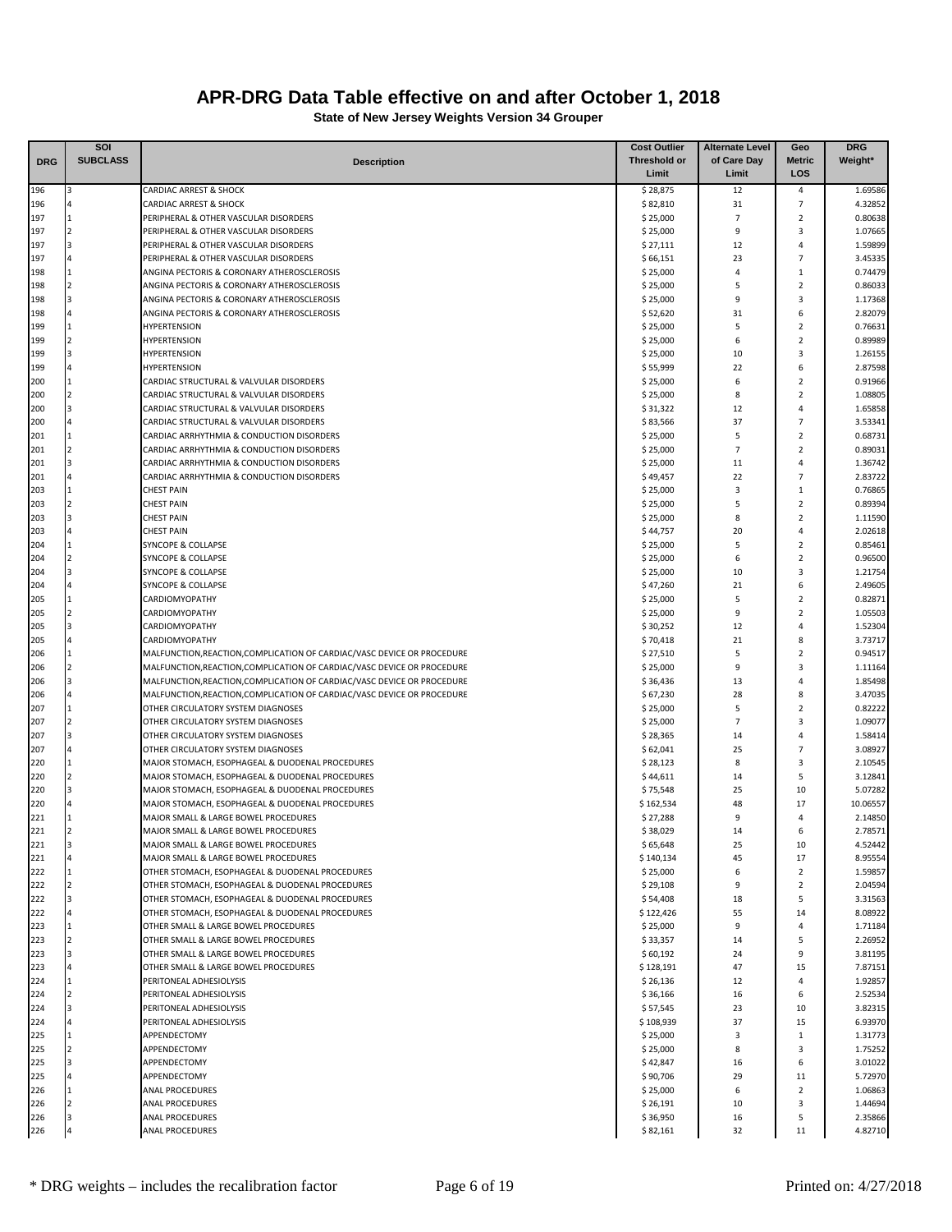# APR-DRG Data Table effective on and after October 1, 2018

**State of New Jersey Weights Version 34 Grouper**

| DRG | SOI SUBCLASS | Description | Cost Outlier Threshold or Limit | Alternate Level of Care Day Limit | Geo Metric LOS | DRG Weight* |
|---|---|---|---|---|---|---|
| 196 | 3 | CARDIAC ARREST & SHOCK | $ 28,875 | 12 | 4 | 1.69586 |
| 196 | 4 | CARDIAC ARREST & SHOCK | $ 82,810 | 31 | 7 | 4.32852 |
| 197 | 1 | PERIPHERAL & OTHER VASCULAR DISORDERS | $ 25,000 | 7 | 2 | 0.80638 |
| 197 | 2 | PERIPHERAL & OTHER VASCULAR DISORDERS | $ 25,000 | 9 | 3 | 1.07665 |
| 197 | 3 | PERIPHERAL & OTHER VASCULAR DISORDERS | $ 27,111 | 12 | 4 | 1.59899 |
| 197 | 4 | PERIPHERAL & OTHER VASCULAR DISORDERS | $ 66,151 | 23 | 7 | 3.45335 |
| 198 | 1 | ANGINA PECTORIS & CORONARY ATHEROSCLEROSIS | $ 25,000 | 4 | 1 | 0.74479 |
| 198 | 2 | ANGINA PECTORIS & CORONARY ATHEROSCLEROSIS | $ 25,000 | 5 | 2 | 0.86033 |
| 198 | 3 | ANGINA PECTORIS & CORONARY ATHEROSCLEROSIS | $ 25,000 | 9 | 3 | 1.17368 |
| 198 | 4 | ANGINA PECTORIS & CORONARY ATHEROSCLEROSIS | $ 52,620 | 31 | 6 | 2.82079 |
| 199 | 1 | HYPERTENSION | $ 25,000 | 5 | 2 | 0.76631 |
| 199 | 2 | HYPERTENSION | $ 25,000 | 6 | 2 | 0.89989 |
| 199 | 3 | HYPERTENSION | $ 25,000 | 10 | 3 | 1.26155 |
| 199 | 4 | HYPERTENSION | $ 55,999 | 22 | 6 | 2.87598 |
| 200 | 1 | CARDIAC STRUCTURAL & VALVULAR DISORDERS | $ 25,000 | 6 | 2 | 0.91966 |
| 200 | 2 | CARDIAC STRUCTURAL & VALVULAR DISORDERS | $ 25,000 | 8 | 2 | 1.08805 |
| 200 | 3 | CARDIAC STRUCTURAL & VALVULAR DISORDERS | $ 31,322 | 12 | 4 | 1.65858 |
| 200 | 4 | CARDIAC STRUCTURAL & VALVULAR DISORDERS | $ 83,566 | 37 | 7 | 3.53341 |
| 201 | 1 | CARDIAC ARRHYTHMIA & CONDUCTION DISORDERS | $ 25,000 | 5 | 2 | 0.68731 |
| 201 | 2 | CARDIAC ARRHYTHMIA & CONDUCTION DISORDERS | $ 25,000 | 7 | 2 | 0.89031 |
| 201 | 3 | CARDIAC ARRHYTHMIA & CONDUCTION DISORDERS | $ 25,000 | 11 | 4 | 1.36742 |
| 201 | 4 | CARDIAC ARRHYTHMIA & CONDUCTION DISORDERS | $ 49,457 | 22 | 7 | 2.83722 |
| 203 | 1 | CHEST PAIN | $ 25,000 | 3 | 1 | 0.76865 |
| 203 | 2 | CHEST PAIN | $ 25,000 | 5 | 2 | 0.89394 |
| 203 | 3 | CHEST PAIN | $ 25,000 | 8 | 2 | 1.11590 |
| 203 | 4 | CHEST PAIN | $ 44,757 | 20 | 4 | 2.02618 |
| 204 | 1 | SYNCOPE & COLLAPSE | $ 25,000 | 5 | 2 | 0.85461 |
| 204 | 2 | SYNCOPE & COLLAPSE | $ 25,000 | 6 | 2 | 0.96500 |
| 204 | 3 | SYNCOPE & COLLAPSE | $ 25,000 | 10 | 3 | 1.21754 |
| 204 | 4 | SYNCOPE & COLLAPSE | $ 47,260 | 21 | 6 | 2.49605 |
| 205 | 1 | CARDIOMYOPATHY | $ 25,000 | 5 | 2 | 0.82871 |
| 205 | 2 | CARDIOMYOPATHY | $ 25,000 | 9 | 2 | 1.05503 |
| 205 | 3 | CARDIOMYOPATHY | $ 30,252 | 12 | 4 | 1.52304 |
| 205 | 4 | CARDIOMYOPATHY | $ 70,418 | 21 | 8 | 3.73717 |
| 206 | 1 | MALFUNCTION,REACTION,COMPLICATION OF CARDIAC/VASC DEVICE OR PROCEDURE | $ 27,510 | 5 | 2 | 0.94517 |
| 206 | 2 | MALFUNCTION,REACTION,COMPLICATION OF CARDIAC/VASC DEVICE OR PROCEDURE | $ 25,000 | 9 | 3 | 1.11164 |
| 206 | 3 | MALFUNCTION,REACTION,COMPLICATION OF CARDIAC/VASC DEVICE OR PROCEDURE | $ 36,436 | 13 | 4 | 1.85498 |
| 206 | 4 | MALFUNCTION,REACTION,COMPLICATION OF CARDIAC/VASC DEVICE OR PROCEDURE | $ 67,230 | 28 | 8 | 3.47035 |
| 207 | 1 | OTHER CIRCULATORY SYSTEM DIAGNOSES | $ 25,000 | 5 | 2 | 0.82222 |
| 207 | 2 | OTHER CIRCULATORY SYSTEM DIAGNOSES | $ 25,000 | 7 | 3 | 1.09077 |
| 207 | 3 | OTHER CIRCULATORY SYSTEM DIAGNOSES | $ 28,365 | 14 | 4 | 1.58414 |
| 207 | 4 | OTHER CIRCULATORY SYSTEM DIAGNOSES | $ 62,041 | 25 | 7 | 3.08927 |
| 220 | 1 | MAJOR STOMACH, ESOPHAGEAL & DUODENAL PROCEDURES | $ 28,123 | 8 | 3 | 2.10545 |
| 220 | 2 | MAJOR STOMACH, ESOPHAGEAL & DUODENAL PROCEDURES | $ 44,611 | 14 | 5 | 3.12841 |
| 220 | 3 | MAJOR STOMACH, ESOPHAGEAL & DUODENAL PROCEDURES | $ 75,548 | 25 | 10 | 5.07282 |
| 220 | 4 | MAJOR STOMACH, ESOPHAGEAL & DUODENAL PROCEDURES | $ 162,534 | 48 | 17 | 10.06557 |
| 221 | 1 | MAJOR SMALL & LARGE BOWEL PROCEDURES | $ 27,288 | 9 | 4 | 2.14850 |
| 221 | 2 | MAJOR SMALL & LARGE BOWEL PROCEDURES | $ 38,029 | 14 | 6 | 2.78571 |
| 221 | 3 | MAJOR SMALL & LARGE BOWEL PROCEDURES | $ 65,648 | 25 | 10 | 4.52442 |
| 221 | 4 | MAJOR SMALL & LARGE BOWEL PROCEDURES | $ 140,134 | 45 | 17 | 8.95554 |
| 222 | 1 | OTHER STOMACH, ESOPHAGEAL & DUODENAL PROCEDURES | $ 25,000 | 6 | 2 | 1.59857 |
| 222 | 2 | OTHER STOMACH, ESOPHAGEAL & DUODENAL PROCEDURES | $ 29,108 | 9 | 2 | 2.04594 |
| 222 | 3 | OTHER STOMACH, ESOPHAGEAL & DUODENAL PROCEDURES | $ 54,408 | 18 | 5 | 3.31563 |
| 222 | 4 | OTHER STOMACH, ESOPHAGEAL & DUODENAL PROCEDURES | $ 122,426 | 55 | 14 | 8.08922 |
| 223 | 1 | OTHER SMALL & LARGE BOWEL PROCEDURES | $ 25,000 | 9 | 4 | 1.71184 |
| 223 | 2 | OTHER SMALL & LARGE BOWEL PROCEDURES | $ 33,357 | 14 | 5 | 2.26952 |
| 223 | 3 | OTHER SMALL & LARGE BOWEL PROCEDURES | $ 60,192 | 24 | 9 | 3.81195 |
| 223 | 4 | OTHER SMALL & LARGE BOWEL PROCEDURES | $ 128,191 | 47 | 15 | 7.87151 |
| 224 | 1 | PERITONEAL ADHESIOLYSIS | $ 26,136 | 12 | 4 | 1.92857 |
| 224 | 2 | PERITONEAL ADHESIOLYSIS | $ 36,166 | 16 | 6 | 2.52534 |
| 224 | 3 | PERITONEAL ADHESIOLYSIS | $ 57,545 | 23 | 10 | 3.82315 |
| 224 | 4 | PERITONEAL ADHESIOLYSIS | $ 108,939 | 37 | 15 | 6.93970 |
| 225 | 1 | APPENDECTOMY | $ 25,000 | 3 | 1 | 1.31773 |
| 225 | 2 | APPENDECTOMY | $ 25,000 | 8 | 3 | 1.75252 |
| 225 | 3 | APPENDECTOMY | $ 42,847 | 16 | 6 | 3.01022 |
| 225 | 4 | APPENDECTOMY | $ 90,706 | 29 | 11 | 5.72970 |
| 226 | 1 | ANAL PROCEDURES | $ 25,000 | 6 | 2 | 1.06863 |
| 226 | 2 | ANAL PROCEDURES | $ 26,191 | 10 | 3 | 1.44694 |
| 226 | 3 | ANAL PROCEDURES | $ 36,950 | 16 | 5 | 2.35866 |
| 226 | 4 | ANAL PROCEDURES | $ 82,161 | 32 | 11 | 4.82710 |

* DRG weights – includes the recalibration factor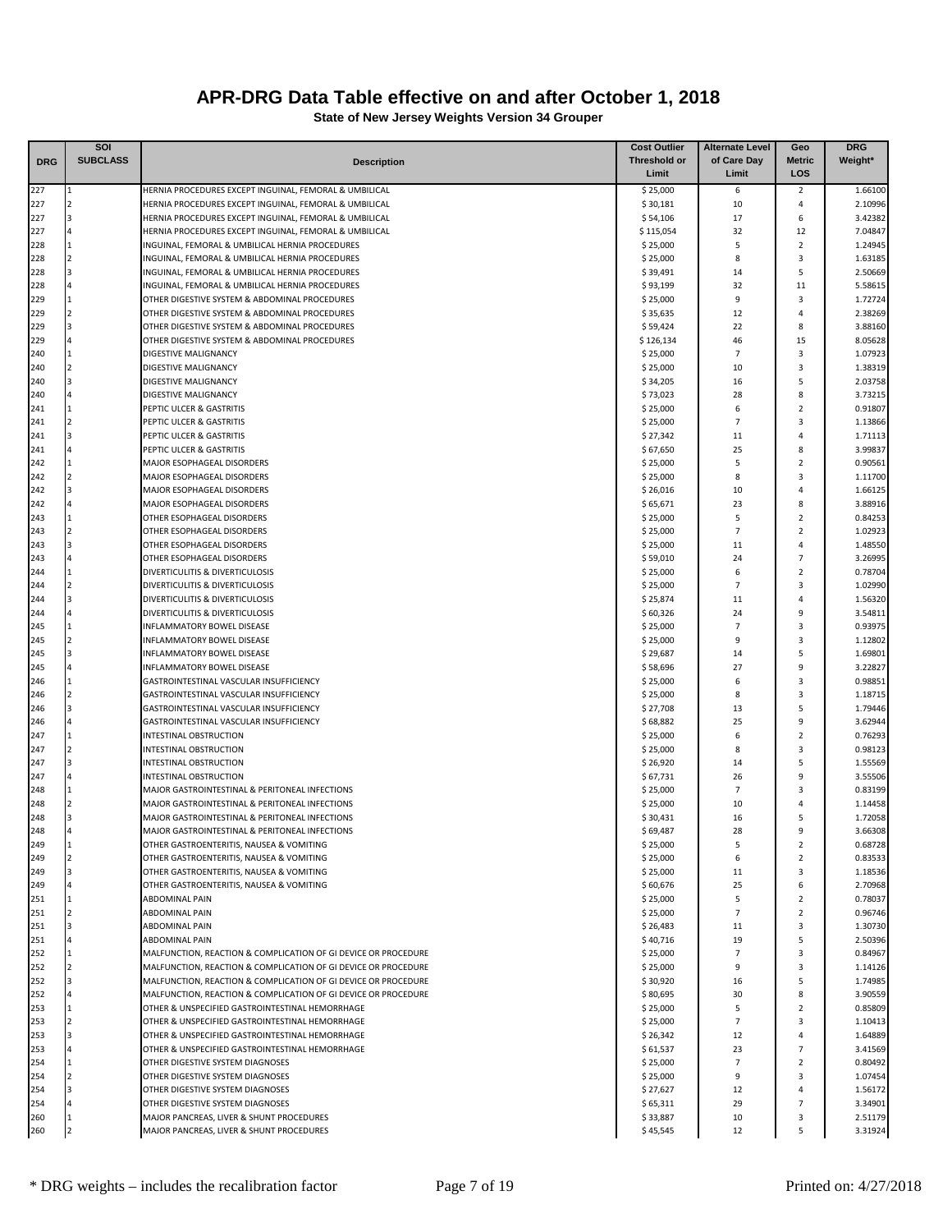# APR-DRG Data Table effective on and after October 1, 2018

**State of New Jersey Weights Version 34 Grouper**

| DRG | SOI SUBCLASS | Description | Cost Outlier Threshold or Limit | Alternate Level of Care Day Limit | Geo Metric LOS | DRG Weight* |
|---|---|---|---|---|---|---|
| 227 | 1 | HERNIA PROCEDURES EXCEPT INGUINAL, FEMORAL & UMBILICAL | $ 25,000 | 6 | 2 | 1.66100 |
| 227 | 2 | HERNIA PROCEDURES EXCEPT INGUINAL, FEMORAL & UMBILICAL | $ 30,181 | 10 | 4 | 2.10996 |
| 227 | 3 | HERNIA PROCEDURES EXCEPT INGUINAL, FEMORAL & UMBILICAL | $ 54,106 | 17 | 6 | 3.42382 |
| 227 | 4 | HERNIA PROCEDURES EXCEPT INGUINAL, FEMORAL & UMBILICAL | $ 115,054 | 32 | 12 | 7.04847 |
| 228 | 1 | INGUINAL, FEMORAL & UMBILICAL HERNIA PROCEDURES | $ 25,000 | 5 | 2 | 1.24945 |
| 228 | 2 | INGUINAL, FEMORAL & UMBILICAL HERNIA PROCEDURES | $ 25,000 | 8 | 3 | 1.63185 |
| 228 | 3 | INGUINAL, FEMORAL & UMBILICAL HERNIA PROCEDURES | $ 39,491 | 14 | 5 | 2.50669 |
| 228 | 4 | INGUINAL, FEMORAL & UMBILICAL HERNIA PROCEDURES | $ 93,199 | 32 | 11 | 5.58615 |
| 229 | 1 | OTHER DIGESTIVE SYSTEM & ABDOMINAL PROCEDURES | $ 25,000 | 9 | 3 | 1.72724 |
| 229 | 2 | OTHER DIGESTIVE SYSTEM & ABDOMINAL PROCEDURES | $ 35,635 | 12 | 4 | 2.38269 |
| 229 | 3 | OTHER DIGESTIVE SYSTEM & ABDOMINAL PROCEDURES | $ 59,424 | 22 | 8 | 3.88160 |
| 229 | 4 | OTHER DIGESTIVE SYSTEM & ABDOMINAL PROCEDURES | $ 126,134 | 46 | 15 | 8.05628 |
| 240 | 1 | DIGESTIVE MALIGNANCY | $ 25,000 | 7 | 3 | 1.07923 |
| 240 | 2 | DIGESTIVE MALIGNANCY | $ 25,000 | 10 | 3 | 1.38319 |
| 240 | 3 | DIGESTIVE MALIGNANCY | $ 34,205 | 16 | 5 | 2.03758 |
| 240 | 4 | DIGESTIVE MALIGNANCY | $ 73,023 | 28 | 8 | 3.73215 |
| 241 | 1 | PEPTIC ULCER & GASTRITIS | $ 25,000 | 6 | 2 | 0.91807 |
| 241 | 2 | PEPTIC ULCER & GASTRITIS | $ 25,000 | 7 | 3 | 1.13866 |
| 241 | 3 | PEPTIC ULCER & GASTRITIS | $ 27,342 | 11 | 4 | 1.71113 |
| 241 | 4 | PEPTIC ULCER & GASTRITIS | $ 67,650 | 25 | 8 | 3.99837 |
| 242 | 1 | MAJOR ESOPHAGEAL DISORDERS | $ 25,000 | 5 | 2 | 0.90561 |
| 242 | 2 | MAJOR ESOPHAGEAL DISORDERS | $ 25,000 | 8 | 3 | 1.11700 |
| 242 | 3 | MAJOR ESOPHAGEAL DISORDERS | $ 26,016 | 10 | 4 | 1.66125 |
| 242 | 4 | MAJOR ESOPHAGEAL DISORDERS | $ 65,671 | 23 | 8 | 3.88916 |
| 243 | 1 | OTHER ESOPHAGEAL DISORDERS | $ 25,000 | 5 | 2 | 0.84253 |
| 243 | 2 | OTHER ESOPHAGEAL DISORDERS | $ 25,000 | 7 | 2 | 1.02923 |
| 243 | 3 | OTHER ESOPHAGEAL DISORDERS | $ 25,000 | 11 | 4 | 1.48550 |
| 243 | 4 | OTHER ESOPHAGEAL DISORDERS | $ 59,010 | 24 | 7 | 3.26995 |
| 244 | 1 | DIVERTICULITIS & DIVERTICULOSIS | $ 25,000 | 6 | 2 | 0.78704 |
| 244 | 2 | DIVERTICULITIS & DIVERTICULOSIS | $ 25,000 | 7 | 3 | 1.02990 |
| 244 | 3 | DIVERTICULITIS & DIVERTICULOSIS | $ 25,874 | 11 | 4 | 1.56320 |
| 244 | 4 | DIVERTICULITIS & DIVERTICULOSIS | $ 60,326 | 24 | 9 | 3.54811 |
| 245 | 1 | INFLAMMATORY BOWEL DISEASE | $ 25,000 | 7 | 3 | 0.93975 |
| 245 | 2 | INFLAMMATORY BOWEL DISEASE | $ 25,000 | 9 | 3 | 1.12802 |
| 245 | 3 | INFLAMMATORY BOWEL DISEASE | $ 29,687 | 14 | 5 | 1.69801 |
| 245 | 4 | INFLAMMATORY BOWEL DISEASE | $ 58,696 | 27 | 9 | 3.22827 |
| 246 | 1 | GASTROINTESTINAL VASCULAR INSUFFICIENCY | $ 25,000 | 6 | 3 | 0.98851 |
| 246 | 2 | GASTROINTESTINAL VASCULAR INSUFFICIENCY | $ 25,000 | 8 | 3 | 1.18715 |
| 246 | 3 | GASTROINTESTINAL VASCULAR INSUFFICIENCY | $ 27,708 | 13 | 5 | 1.79446 |
| 246 | 4 | GASTROINTESTINAL VASCULAR INSUFFICIENCY | $ 68,882 | 25 | 9 | 3.62944 |
| 247 | 1 | INTESTINAL OBSTRUCTION | $ 25,000 | 6 | 2 | 0.76293 |
| 247 | 2 | INTESTINAL OBSTRUCTION | $ 25,000 | 8 | 3 | 0.98123 |
| 247 | 3 | INTESTINAL OBSTRUCTION | $ 26,920 | 14 | 5 | 1.55569 |
| 247 | 4 | INTESTINAL OBSTRUCTION | $ 67,731 | 26 | 9 | 3.55506 |
| 248 | 1 | MAJOR GASTROINTESTINAL & PERITONEAL INFECTIONS | $ 25,000 | 7 | 3 | 0.83199 |
| 248 | 2 | MAJOR GASTROINTESTINAL & PERITONEAL INFECTIONS | $ 25,000 | 10 | 4 | 1.14458 |
| 248 | 3 | MAJOR GASTROINTESTINAL & PERITONEAL INFECTIONS | $ 30,431 | 16 | 5 | 1.72058 |
| 248 | 4 | MAJOR GASTROINTESTINAL & PERITONEAL INFECTIONS | $ 69,487 | 28 | 9 | 3.66308 |
| 249 | 1 | OTHER GASTROENTERITIS, NAUSEA & VOMITING | $ 25,000 | 5 | 2 | 0.68728 |
| 249 | 2 | OTHER GASTROENTERITIS, NAUSEA & VOMITING | $ 25,000 | 6 | 2 | 0.83533 |
| 249 | 3 | OTHER GASTROENTERITIS, NAUSEA & VOMITING | $ 25,000 | 11 | 3 | 1.18536 |
| 249 | 4 | OTHER GASTROENTERITIS, NAUSEA & VOMITING | $ 60,676 | 25 | 6 | 2.70968 |
| 251 | 1 | ABDOMINAL PAIN | $ 25,000 | 5 | 2 | 0.78037 |
| 251 | 2 | ABDOMINAL PAIN | $ 25,000 | 7 | 2 | 0.96746 |
| 251 | 3 | ABDOMINAL PAIN | $ 26,483 | 11 | 3 | 1.30730 |
| 251 | 4 | ABDOMINAL PAIN | $ 40,716 | 19 | 5 | 2.50396 |
| 252 | 1 | MALFUNCTION, REACTION & COMPLICATION OF GI DEVICE OR PROCEDURE | $ 25,000 | 7 | 3 | 0.84967 |
| 252 | 2 | MALFUNCTION, REACTION & COMPLICATION OF GI DEVICE OR PROCEDURE | $ 25,000 | 9 | 3 | 1.14126 |
| 252 | 3 | MALFUNCTION, REACTION & COMPLICATION OF GI DEVICE OR PROCEDURE | $ 30,920 | 16 | 5 | 1.74985 |
| 252 | 4 | MALFUNCTION, REACTION & COMPLICATION OF GI DEVICE OR PROCEDURE | $ 80,695 | 30 | 8 | 3.90559 |
| 253 | 1 | OTHER & UNSPECIFIED GASTROINTESTINAL HEMORRHAGE | $ 25,000 | 5 | 2 | 0.85809 |
| 253 | 2 | OTHER & UNSPECIFIED GASTROINTESTINAL HEMORRHAGE | $ 25,000 | 7 | 3 | 1.10413 |
| 253 | 3 | OTHER & UNSPECIFIED GASTROINTESTINAL HEMORRHAGE | $ 26,342 | 12 | 4 | 1.64889 |
| 253 | 4 | OTHER & UNSPECIFIED GASTROINTESTINAL HEMORRHAGE | $ 61,537 | 23 | 7 | 3.41569 |
| 254 | 1 | OTHER DIGESTIVE SYSTEM DIAGNOSES | $ 25,000 | 7 | 2 | 0.80492 |
| 254 | 2 | OTHER DIGESTIVE SYSTEM DIAGNOSES | $ 25,000 | 9 | 3 | 1.07454 |
| 254 | 3 | OTHER DIGESTIVE SYSTEM DIAGNOSES | $ 27,627 | 12 | 4 | 1.56172 |
| 254 | 4 | OTHER DIGESTIVE SYSTEM DIAGNOSES | $ 65,311 | 29 | 7 | 3.34901 |
| 260 | 1 | MAJOR PANCREAS, LIVER & SHUNT PROCEDURES | $ 33,887 | 10 | 3 | 2.51179 |
| 260 | 2 | MAJOR PANCREAS, LIVER & SHUNT PROCEDURES | $ 45,545 | 12 | 5 | 3.31924 |

\* DRG weights – includes the recalibration factor

Printed on: 4/27/2018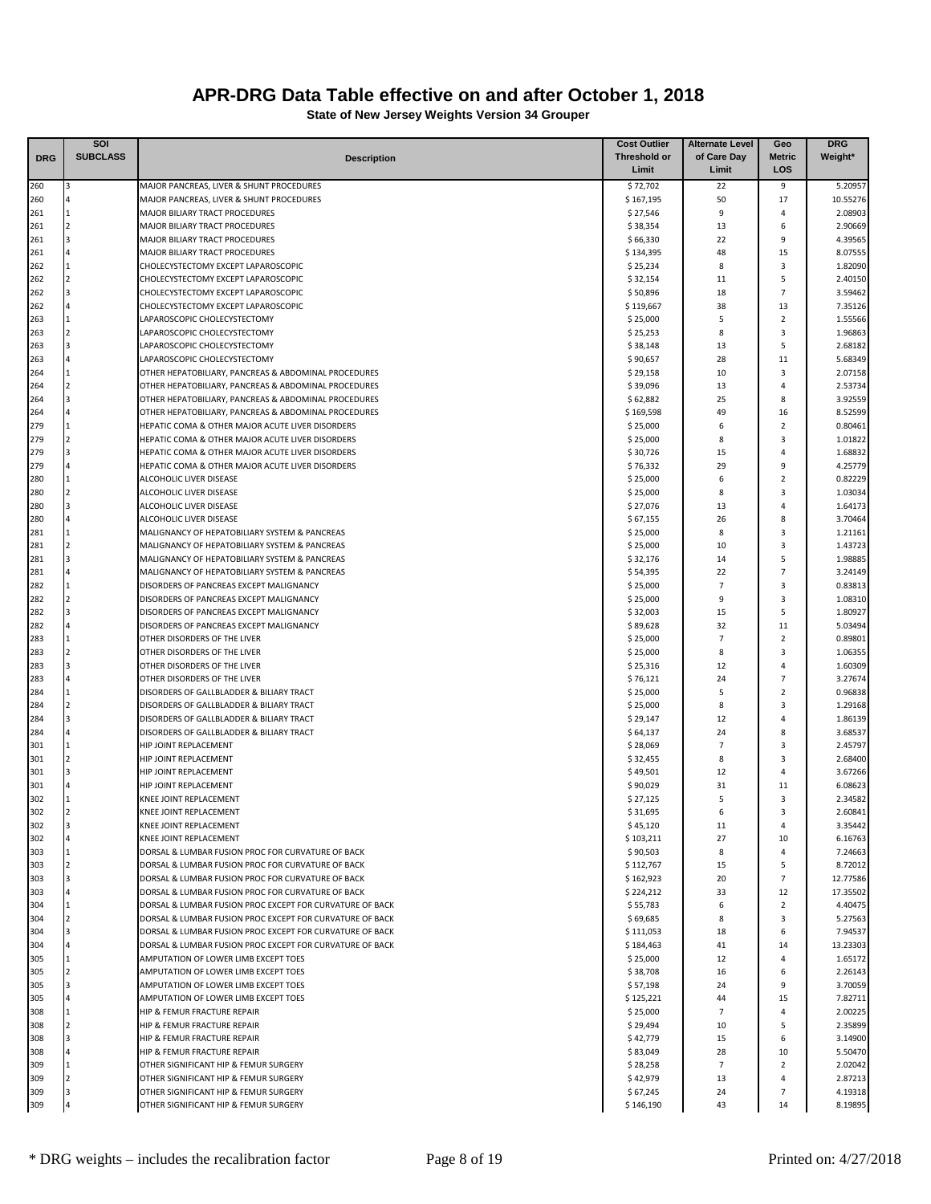# APR-DRG Data Table effective on and after October 1, 2018

**State of New Jersey Weights Version 34 Grouper**

| DRG | SOI SUBCLASS | Description | Cost Outlier Threshold or Limit | Alternate Level of Care Day Limit | Geo Metric LOS | DRG Weight* |
|---|---|---|---|---|---|---|
| 260 | 3 | MAJOR PANCREAS, LIVER & SHUNT PROCEDURES | $ 72,702 | 22 | 9 | 5.20957 |
| 260 | 4 | MAJOR PANCREAS, LIVER & SHUNT PROCEDURES | $ 167,195 | 50 | 17 | 10.55276 |
| 261 | 1 | MAJOR BILIARY TRACT PROCEDURES | $ 27,546 | 9 | 4 | 2.08903 |
| 261 | 2 | MAJOR BILIARY TRACT PROCEDURES | $ 38,354 | 13 | 6 | 2.90669 |
| 261 | 3 | MAJOR BILIARY TRACT PROCEDURES | $ 66,330 | 22 | 9 | 4.39565 |
| 261 | 4 | MAJOR BILIARY TRACT PROCEDURES | $ 134,395 | 48 | 15 | 8.07555 |
| 262 | 1 | CHOLECYSTECTOMY EXCEPT LAPAROSCOPIC | $ 25,234 | 8 | 3 | 1.82090 |
| 262 | 2 | CHOLECYSTECTOMY EXCEPT LAPAROSCOPIC | $ 32,154 | 11 | 5 | 2.40150 |
| 262 | 3 | CHOLECYSTECTOMY EXCEPT LAPAROSCOPIC | $ 50,896 | 18 | 7 | 3.59462 |
| 262 | 4 | CHOLECYSTECTOMY EXCEPT LAPAROSCOPIC | $ 119,667 | 38 | 13 | 7.35126 |
| 263 | 1 | LAPAROSCOPIC CHOLECYSTECTOMY | $ 25,000 | 5 | 2 | 1.55566 |
| 263 | 2 | LAPAROSCOPIC CHOLECYSTECTOMY | $ 25,253 | 8 | 3 | 1.96863 |
| 263 | 3 | LAPAROSCOPIC CHOLECYSTECTOMY | $ 38,148 | 13 | 5 | 2.68182 |
| 263 | 4 | LAPAROSCOPIC CHOLECYSTECTOMY | $ 90,657 | 28 | 11 | 5.68349 |
| 264 | 1 | OTHER HEPATOBILIARY, PANCREAS & ABDOMINAL PROCEDURES | $ 29,158 | 10 | 3 | 2.07158 |
| 264 | 2 | OTHER HEPATOBILIARY, PANCREAS & ABDOMINAL PROCEDURES | $ 39,096 | 13 | 4 | 2.53734 |
| 264 | 3 | OTHER HEPATOBILIARY, PANCREAS & ABDOMINAL PROCEDURES | $ 62,882 | 25 | 8 | 3.92559 |
| 264 | 4 | OTHER HEPATOBILIARY, PANCREAS & ABDOMINAL PROCEDURES | $ 169,598 | 49 | 16 | 8.52599 |
| 279 | 1 | HEPATIC COMA & OTHER MAJOR ACUTE LIVER DISORDERS | $ 25,000 | 6 | 2 | 0.80461 |
| 279 | 2 | HEPATIC COMA & OTHER MAJOR ACUTE LIVER DISORDERS | $ 25,000 | 8 | 3 | 1.01822 |
| 279 | 3 | HEPATIC COMA & OTHER MAJOR ACUTE LIVER DISORDERS | $ 30,726 | 15 | 4 | 1.68832 |
| 279 | 4 | HEPATIC COMA & OTHER MAJOR ACUTE LIVER DISORDERS | $ 76,332 | 29 | 9 | 4.25779 |
| 280 | 1 | ALCOHOLIC LIVER DISEASE | $ 25,000 | 6 | 2 | 0.82229 |
| 280 | 2 | ALCOHOLIC LIVER DISEASE | $ 25,000 | 8 | 3 | 1.03034 |
| 280 | 3 | ALCOHOLIC LIVER DISEASE | $ 27,076 | 13 | 4 | 1.64173 |
| 280 | 4 | ALCOHOLIC LIVER DISEASE | $ 67,155 | 26 | 8 | 3.70464 |
| 281 | 1 | MALIGNANCY OF HEPATOBILIARY SYSTEM & PANCREAS | $ 25,000 | 8 | 3 | 1.21161 |
| 281 | 2 | MALIGNANCY OF HEPATOBILIARY SYSTEM & PANCREAS | $ 25,000 | 10 | 3 | 1.43723 |
| 281 | 3 | MALIGNANCY OF HEPATOBILIARY SYSTEM & PANCREAS | $ 32,176 | 14 | 5 | 1.98885 |
| 281 | 4 | MALIGNANCY OF HEPATOBILIARY SYSTEM & PANCREAS | $ 54,395 | 22 | 7 | 3.24149 |
| 282 | 1 | DISORDERS OF PANCREAS EXCEPT MALIGNANCY | $ 25,000 | 7 | 3 | 0.83813 |
| 282 | 2 | DISORDERS OF PANCREAS EXCEPT MALIGNANCY | $ 25,000 | 9 | 3 | 1.08310 |
| 282 | 3 | DISORDERS OF PANCREAS EXCEPT MALIGNANCY | $ 32,003 | 15 | 5 | 1.80927 |
| 282 | 4 | DISORDERS OF PANCREAS EXCEPT MALIGNANCY | $ 89,628 | 32 | 11 | 5.03494 |
| 283 | 1 | OTHER DISORDERS OF THE LIVER | $ 25,000 | 7 | 2 | 0.89801 |
| 283 | 2 | OTHER DISORDERS OF THE LIVER | $ 25,000 | 8 | 3 | 1.06355 |
| 283 | 3 | OTHER DISORDERS OF THE LIVER | $ 25,316 | 12 | 4 | 1.60309 |
| 283 | 4 | OTHER DISORDERS OF THE LIVER | $ 76,121 | 24 | 7 | 3.27674 |
| 284 | 1 | DISORDERS OF GALLBLADDER & BILIARY TRACT | $ 25,000 | 5 | 2 | 0.96838 |
| 284 | 2 | DISORDERS OF GALLBLADDER & BILIARY TRACT | $ 25,000 | 8 | 3 | 1.29168 |
| 284 | 3 | DISORDERS OF GALLBLADDER & BILIARY TRACT | $ 29,147 | 12 | 4 | 1.86139 |
| 284 | 4 | DISORDERS OF GALLBLADDER & BILIARY TRACT | $ 64,137 | 24 | 8 | 3.68537 |
| 301 | 1 | HIP JOINT REPLACEMENT | $ 28,069 | 7 | 3 | 2.45797 |
| 301 | 2 | HIP JOINT REPLACEMENT | $ 32,455 | 8 | 3 | 2.68400 |
| 301 | 3 | HIP JOINT REPLACEMENT | $ 49,501 | 12 | 4 | 3.67266 |
| 301 | 4 | HIP JOINT REPLACEMENT | $ 90,029 | 31 | 11 | 6.08623 |
| 302 | 1 | KNEE JOINT REPLACEMENT | $ 27,125 | 5 | 3 | 2.34582 |
| 302 | 2 | KNEE JOINT REPLACEMENT | $ 31,695 | 6 | 3 | 2.60841 |
| 302 | 3 | KNEE JOINT REPLACEMENT | $ 45,120 | 11 | 4 | 3.35442 |
| 302 | 4 | KNEE JOINT REPLACEMENT | $ 103,211 | 27 | 10 | 6.16763 |
| 303 | 1 | DORSAL & LUMBAR FUSION PROC FOR CURVATURE OF BACK | $ 90,503 | 8 | 4 | 7.24663 |
| 303 | 2 | DORSAL & LUMBAR FUSION PROC FOR CURVATURE OF BACK | $ 112,767 | 15 | 5 | 8.72012 |
| 303 | 3 | DORSAL & LUMBAR FUSION PROC FOR CURVATURE OF BACK | $ 162,923 | 20 | 7 | 12.77586 |
| 303 | 4 | DORSAL & LUMBAR FUSION PROC FOR CURVATURE OF BACK | $ 224,212 | 33 | 12 | 17.35502 |
| 304 | 1 | DORSAL & LUMBAR FUSION PROC EXCEPT FOR CURVATURE OF BACK | $ 55,783 | 6 | 2 | 4.40475 |
| 304 | 2 | DORSAL & LUMBAR FUSION PROC EXCEPT FOR CURVATURE OF BACK | $ 69,685 | 8 | 3 | 5.27563 |
| 304 | 3 | DORSAL & LUMBAR FUSION PROC EXCEPT FOR CURVATURE OF BACK | $ 111,053 | 18 | 6 | 7.94537 |
| 304 | 4 | DORSAL & LUMBAR FUSION PROC EXCEPT FOR CURVATURE OF BACK | $ 184,463 | 41 | 14 | 13.23303 |
| 305 | 1 | AMPUTATION OF LOWER LIMB EXCEPT TOES | $ 25,000 | 12 | 4 | 1.65172 |
| 305 | 2 | AMPUTATION OF LOWER LIMB EXCEPT TOES | $ 38,708 | 16 | 6 | 2.26143 |
| 305 | 3 | AMPUTATION OF LOWER LIMB EXCEPT TOES | $ 57,198 | 24 | 9 | 3.70059 |
| 305 | 4 | AMPUTATION OF LOWER LIMB EXCEPT TOES | $ 125,221 | 44 | 15 | 7.82711 |
| 308 | 1 | HIP & FEMUR FRACTURE REPAIR | $ 25,000 | 7 | 4 | 2.00225 |
| 308 | 2 | HIP & FEMUR FRACTURE REPAIR | $ 29,494 | 10 | 5 | 2.35899 |
| 308 | 3 | HIP & FEMUR FRACTURE REPAIR | $ 42,779 | 15 | 6 | 3.14900 |
| 308 | 4 | HIP & FEMUR FRACTURE REPAIR | $ 83,049 | 28 | 10 | 5.50470 |
| 309 | 1 | OTHER SIGNIFICANT HIP & FEMUR SURGERY | $ 28,258 | 7 | 2 | 2.02042 |
| 309 | 2 | OTHER SIGNIFICANT HIP & FEMUR SURGERY | $ 42,979 | 13 | 4 | 2.87213 |
| 309 | 3 | OTHER SIGNIFICANT HIP & FEMUR SURGERY | $ 67,245 | 24 | 7 | 4.19318 |
| 309 | 4 | OTHER SIGNIFICANT HIP & FEMUR SURGERY | $ 146,190 | 43 | 14 | 8.19895 |

* DRG weights – includes the recalibration factor

Printed on: 4/27/2018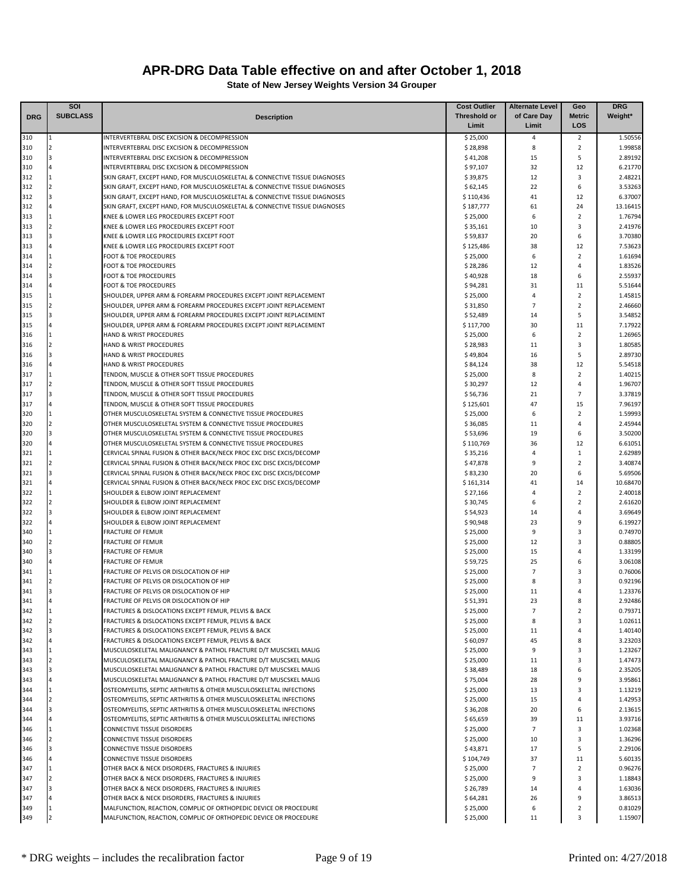# APR-DRG Data Table effective on and after October 1, 2018

**State of New Jersey Weights Version 34 Grouper**

| DRG | SOI SUBCLASS | Description | Cost Outlier Threshold or Limit | Alternate Level of Care Day Limit | Geo Metric LOS | DRG Weight* |
|---|---|---|---|---|---|---|
| 310 | 1 | INTERVERTEBRAL DISC EXCISION & DECOMPRESSION | $ 25,000 | 4 | 2 | 1.50556 |
| 310 | 2 | INTERVERTEBRAL DISC EXCISION & DECOMPRESSION | $ 28,898 | 8 | 2 | 1.99858 |
| 310 | 3 | INTERVERTEBRAL DISC EXCISION & DECOMPRESSION | $ 41,208 | 15 | 5 | 2.89192 |
| 310 | 4 | INTERVERTEBRAL DISC EXCISION & DECOMPRESSION | $ 97,107 | 32 | 12 | 6.21770 |
| 312 | 1 | SKIN GRAFT, EXCEPT HAND, FOR MUSCULOSKELETAL & CONNECTIVE TISSUE DIAGNOSES | $ 39,875 | 12 | 3 | 2.48221 |
| 312 | 2 | SKIN GRAFT, EXCEPT HAND, FOR MUSCULOSKELETAL & CONNECTIVE TISSUE DIAGNOSES | $ 62,145 | 22 | 6 | 3.53263 |
| 312 | 3 | SKIN GRAFT, EXCEPT HAND, FOR MUSCULOSKELETAL & CONNECTIVE TISSUE DIAGNOSES | $ 110,436 | 41 | 12 | 6.37007 |
| 312 | 4 | SKIN GRAFT, EXCEPT HAND, FOR MUSCULOSKELETAL & CONNECTIVE TISSUE DIAGNOSES | $ 187,777 | 61 | 24 | 13.16415 |
| 313 | 1 | KNEE & LOWER LEG PROCEDURES EXCEPT FOOT | $ 25,000 | 6 | 2 | 1.76794 |
| 313 | 2 | KNEE & LOWER LEG PROCEDURES EXCEPT FOOT | $ 35,161 | 10 | 3 | 2.41976 |
| 313 | 3 | KNEE & LOWER LEG PROCEDURES EXCEPT FOOT | $ 59,837 | 20 | 6 | 3.70380 |
| 313 | 4 | KNEE & LOWER LEG PROCEDURES EXCEPT FOOT | $ 125,486 | 38 | 12 | 7.53623 |
| 314 | 1 | FOOT & TOE PROCEDURES | $ 25,000 | 6 | 2 | 1.61694 |
| 314 | 2 | FOOT & TOE PROCEDURES | $ 28,286 | 12 | 4 | 1.83526 |
| 314 | 3 | FOOT & TOE PROCEDURES | $ 40,928 | 18 | 6 | 2.55937 |
| 314 | 4 | FOOT & TOE PROCEDURES | $ 94,281 | 31 | 11 | 5.51644 |
| 315 | 1 | SHOULDER, UPPER ARM & FOREARM PROCEDURES EXCEPT JOINT REPLACEMENT | $ 25,000 | 4 | 2 | 1.45815 |
| 315 | 2 | SHOULDER, UPPER ARM & FOREARM PROCEDURES EXCEPT JOINT REPLACEMENT | $ 31,850 | 7 | 2 | 2.46660 |
| 315 | 3 | SHOULDER, UPPER ARM & FOREARM PROCEDURES EXCEPT JOINT REPLACEMENT | $ 52,489 | 14 | 5 | 3.54852 |
| 315 | 4 | SHOULDER, UPPER ARM & FOREARM PROCEDURES EXCEPT JOINT REPLACEMENT | $ 117,700 | 30 | 11 | 7.17922 |
| 316 | 1 | HAND & WRIST PROCEDURES | $ 25,000 | 6 | 2 | 1.26965 |
| 316 | 2 | HAND & WRIST PROCEDURES | $ 28,983 | 11 | 3 | 1.80585 |
| 316 | 3 | HAND & WRIST PROCEDURES | $ 49,804 | 16 | 5 | 2.89730 |
| 316 | 4 | HAND & WRIST PROCEDURES | $ 84,124 | 38 | 12 | 5.54518 |
| 317 | 1 | TENDON, MUSCLE & OTHER SOFT TISSUE PROCEDURES | $ 25,000 | 8 | 2 | 1.40215 |
| 317 | 2 | TENDON, MUSCLE & OTHER SOFT TISSUE PROCEDURES | $ 30,297 | 12 | 4 | 1.96707 |
| 317 | 3 | TENDON, MUSCLE & OTHER SOFT TISSUE PROCEDURES | $ 56,736 | 21 | 7 | 3.37819 |
| 317 | 4 | TENDON, MUSCLE & OTHER SOFT TISSUE PROCEDURES | $ 125,601 | 47 | 15 | 7.96197 |
| 320 | 1 | OTHER MUSCULOSKELETAL SYSTEM & CONNECTIVE TISSUE PROCEDURES | $ 25,000 | 6 | 2 | 1.59993 |
| 320 | 2 | OTHER MUSCULOSKELETAL SYSTEM & CONNECTIVE TISSUE PROCEDURES | $ 36,085 | 11 | 4 | 2.45944 |
| 320 | 3 | OTHER MUSCULOSKELETAL SYSTEM & CONNECTIVE TISSUE PROCEDURES | $ 53,696 | 19 | 6 | 3.50200 |
| 320 | 4 | OTHER MUSCULOSKELETAL SYSTEM & CONNECTIVE TISSUE PROCEDURES | $ 110,769 | 36 | 12 | 6.61051 |
| 321 | 1 | CERVICAL SPINAL FUSION & OTHER BACK/NECK PROC EXC DISC EXCIS/DECOMP | $ 35,216 | 4 | 1 | 2.62989 |
| 321 | 2 | CERVICAL SPINAL FUSION & OTHER BACK/NECK PROC EXC DISC EXCIS/DECOMP | $ 47,878 | 9 | 2 | 3.40874 |
| 321 | 3 | CERVICAL SPINAL FUSION & OTHER BACK/NECK PROC EXC DISC EXCIS/DECOMP | $ 83,230 | 20 | 6 | 5.69506 |
| 321 | 4 | CERVICAL SPINAL FUSION & OTHER BACK/NECK PROC EXC DISC EXCIS/DECOMP | $ 161,314 | 41 | 14 | 10.68470 |
| 322 | 1 | SHOULDER & ELBOW JOINT REPLACEMENT | $ 27,166 | 4 | 2 | 2.40018 |
| 322 | 2 | SHOULDER & ELBOW JOINT REPLACEMENT | $ 30,745 | 6 | 2 | 2.61620 |
| 322 | 3 | SHOULDER & ELBOW JOINT REPLACEMENT | $ 54,923 | 14 | 4 | 3.69649 |
| 322 | 4 | SHOULDER & ELBOW JOINT REPLACEMENT | $ 90,948 | 23 | 9 | 6.19927 |
| 340 | 1 | FRACTURE OF FEMUR | $ 25,000 | 9 | 3 | 0.74970 |
| 340 | 2 | FRACTURE OF FEMUR | $ 25,000 | 12 | 3 | 0.88805 |
| 340 | 3 | FRACTURE OF FEMUR | $ 25,000 | 15 | 4 | 1.33199 |
| 340 | 4 | FRACTURE OF FEMUR | $ 59,725 | 25 | 6 | 3.06108 |
| 341 | 1 | FRACTURE OF PELVIS OR DISLOCATION OF HIP | $ 25,000 | 7 | 3 | 0.76006 |
| 341 | 2 | FRACTURE OF PELVIS OR DISLOCATION OF HIP | $ 25,000 | 8 | 3 | 0.92196 |
| 341 | 3 | FRACTURE OF PELVIS OR DISLOCATION OF HIP | $ 25,000 | 11 | 4 | 1.23376 |
| 341 | 4 | FRACTURE OF PELVIS OR DISLOCATION OF HIP | $ 51,391 | 23 | 8 | 2.92486 |
| 342 | 1 | FRACTURES & DISLOCATIONS EXCEPT FEMUR, PELVIS & BACK | $ 25,000 | 7 | 2 | 0.79371 |
| 342 | 2 | FRACTURES & DISLOCATIONS EXCEPT FEMUR, PELVIS & BACK | $ 25,000 | 8 | 3 | 1.02611 |
| 342 | 3 | FRACTURES & DISLOCATIONS EXCEPT FEMUR, PELVIS & BACK | $ 25,000 | 11 | 4 | 1.40140 |
| 342 | 4 | FRACTURES & DISLOCATIONS EXCEPT FEMUR, PELVIS & BACK | $ 60,097 | 45 | 8 | 3.23203 |
| 343 | 1 | MUSCULOSKELETAL MALIGNANCY & PATHOL FRACTURE D/T MUSCSKEL MALIG | $ 25,000 | 9 | 3 | 1.23267 |
| 343 | 2 | MUSCULOSKELETAL MALIGNANCY & PATHOL FRACTURE D/T MUSCSKEL MALIG | $ 25,000 | 11 | 3 | 1.47473 |
| 343 | 3 | MUSCULOSKELETAL MALIGNANCY & PATHOL FRACTURE D/T MUSCSKEL MALIG | $ 38,489 | 18 | 6 | 2.35205 |
| 343 | 4 | MUSCULOSKELETAL MALIGNANCY & PATHOL FRACTURE D/T MUSCSKEL MALIG | $ 75,004 | 28 | 9 | 3.95861 |
| 344 | 1 | OSTEOMYELITIS, SEPTIC ARTHRITIS & OTHER MUSCULOSKELETAL INFECTIONS | $ 25,000 | 13 | 3 | 1.13219 |
| 344 | 2 | OSTEOMYELITIS, SEPTIC ARTHRITIS & OTHER MUSCULOSKELETAL INFECTIONS | $ 25,000 | 15 | 4 | 1.42953 |
| 344 | 3 | OSTEOMYELITIS, SEPTIC ARTHRITIS & OTHER MUSCULOSKELETAL INFECTIONS | $ 36,208 | 20 | 6 | 2.13615 |
| 344 | 4 | OSTEOMYELITIS, SEPTIC ARTHRITIS & OTHER MUSCULOSKELETAL INFECTIONS | $ 65,659 | 39 | 11 | 3.93716 |
| 346 | 1 | CONNECTIVE TISSUE DISORDERS | $ 25,000 | 7 | 3 | 1.02368 |
| 346 | 2 | CONNECTIVE TISSUE DISORDERS | $ 25,000 | 10 | 3 | 1.36296 |
| 346 | 3 | CONNECTIVE TISSUE DISORDERS | $ 43,871 | 17 | 5 | 2.29106 |
| 346 | 4 | CONNECTIVE TISSUE DISORDERS | $ 104,749 | 37 | 11 | 5.60135 |
| 347 | 1 | OTHER BACK & NECK DISORDERS, FRACTURES & INJURIES | $ 25,000 | 7 | 2 | 0.96276 |
| 347 | 2 | OTHER BACK & NECK DISORDERS, FRACTURES & INJURIES | $ 25,000 | 9 | 3 | 1.18843 |
| 347 | 3 | OTHER BACK & NECK DISORDERS, FRACTURES & INJURIES | $ 26,789 | 14 | 4 | 1.63036 |
| 347 | 4 | OTHER BACK & NECK DISORDERS, FRACTURES & INJURIES | $ 64,281 | 26 | 9 | 3.86513 |
| 349 | 1 | MALFUNCTION, REACTION, COMPLIC OF ORTHOPEDIC DEVICE OR PROCEDURE | $ 25,000 | 6 | 2 | 0.81029 |
| 349 | 2 | MALFUNCTION, REACTION, COMPLIC OF ORTHOPEDIC DEVICE OR PROCEDURE | $ 25,000 | 11 | 3 | 1.15907 |

\* DRG weights – includes the recalibration factor

Printed on: 4/27/2018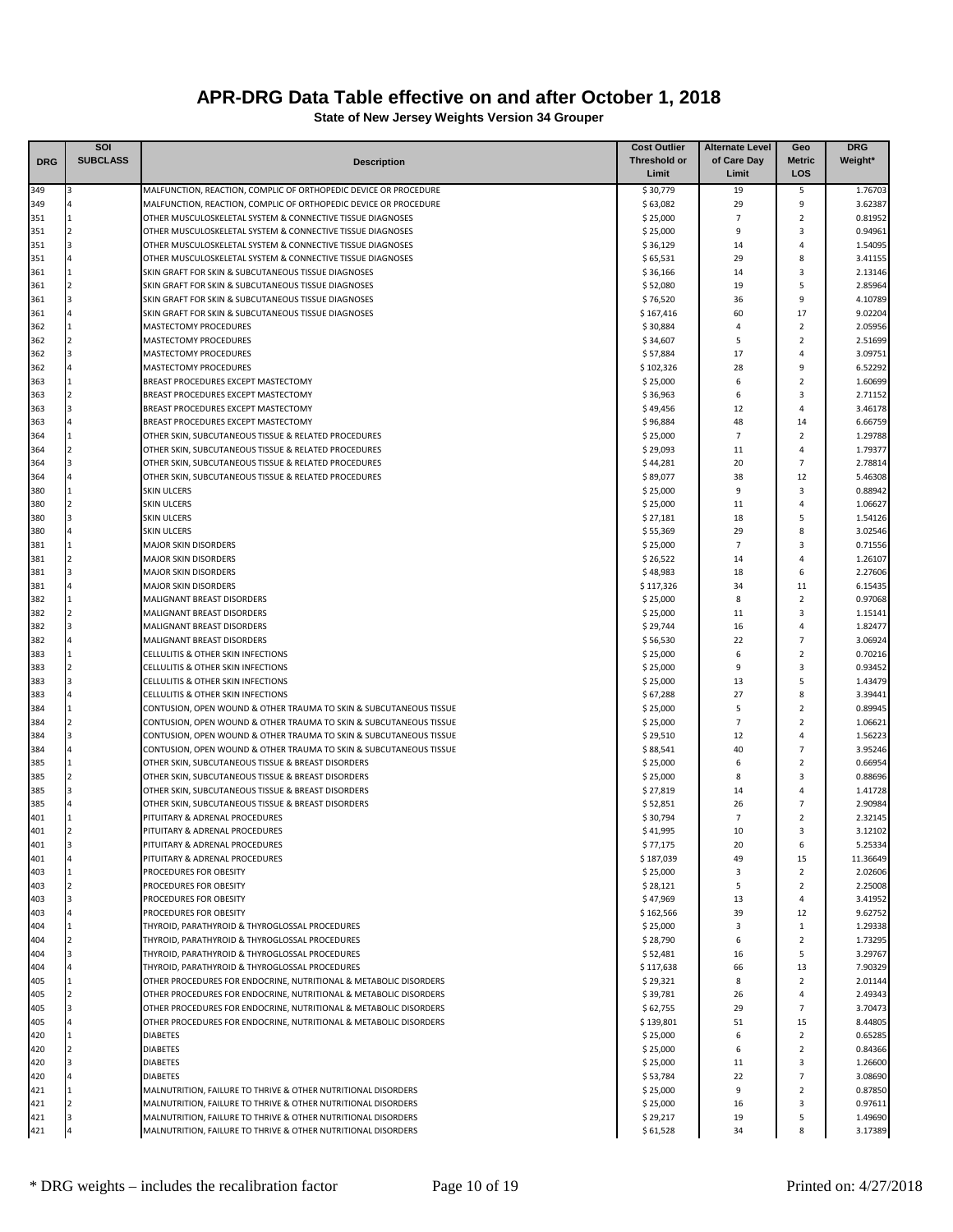# APR-DRG Data Table effective on and after October 1, 2018

**State of New Jersey Weights Version 34 Grouper**

| DRG | SOI SUBCLASS | Description | Cost Outlier Threshold or Limit | Alternate Level of Care Day Limit | Geo Metric LOS | DRG Weight* |
|---|---|---|---|---|---|---|
| 349 | 3 | MALFUNCTION, REACTION, COMPLIC OF ORTHOPEDIC DEVICE OR PROCEDURE | $ 30,779 | 19 | 5 | 1.76703 |
| 349 | 4 | MALFUNCTION, REACTION, COMPLIC OF ORTHOPEDIC DEVICE OR PROCEDURE | $ 63,082 | 29 | 9 | 3.62387 |
| 351 | 1 | OTHER MUSCULOSKELETAL SYSTEM & CONNECTIVE TISSUE DIAGNOSES | $ 25,000 | 7 | 2 | 0.81952 |
| 351 | 2 | OTHER MUSCULOSKELETAL SYSTEM & CONNECTIVE TISSUE DIAGNOSES | $ 25,000 | 9 | 3 | 0.94961 |
| 351 | 3 | OTHER MUSCULOSKELETAL SYSTEM & CONNECTIVE TISSUE DIAGNOSES | $ 36,129 | 14 | 4 | 1.54095 |
| 351 | 4 | OTHER MUSCULOSKELETAL SYSTEM & CONNECTIVE TISSUE DIAGNOSES | $ 65,531 | 29 | 8 | 3.41155 |
| 361 | 1 | SKIN GRAFT FOR SKIN & SUBCUTANEOUS TISSUE DIAGNOSES | $ 36,166 | 14 | 3 | 2.13146 |
| 361 | 2 | SKIN GRAFT FOR SKIN & SUBCUTANEOUS TISSUE DIAGNOSES | $ 52,080 | 19 | 5 | 2.85964 |
| 361 | 3 | SKIN GRAFT FOR SKIN & SUBCUTANEOUS TISSUE DIAGNOSES | $ 76,520 | 36 | 9 | 4.10789 |
| 361 | 4 | SKIN GRAFT FOR SKIN & SUBCUTANEOUS TISSUE DIAGNOSES | $ 167,416 | 60 | 17 | 9.02204 |
| 362 | 1 | MASTECTOMY PROCEDURES | $ 30,884 | 4 | 2 | 2.05956 |
| 362 | 2 | MASTECTOMY PROCEDURES | $ 34,607 | 5 | 2 | 2.51699 |
| 362 | 3 | MASTECTOMY PROCEDURES | $ 57,884 | 17 | 4 | 3.09751 |
| 362 | 4 | MASTECTOMY PROCEDURES | $ 102,326 | 28 | 9 | 6.52292 |
| 363 | 1 | BREAST PROCEDURES EXCEPT MASTECTOMY | $ 25,000 | 6 | 2 | 1.60699 |
| 363 | 2 | BREAST PROCEDURES EXCEPT MASTECTOMY | $ 36,963 | 6 | 3 | 2.71152 |
| 363 | 3 | BREAST PROCEDURES EXCEPT MASTECTOMY | $ 49,456 | 12 | 4 | 3.46178 |
| 363 | 4 | BREAST PROCEDURES EXCEPT MASTECTOMY | $ 96,884 | 48 | 14 | 6.66759 |
| 364 | 1 | OTHER SKIN, SUBCUTANEOUS TISSUE & RELATED PROCEDURES | $ 25,000 | 7 | 2 | 1.29788 |
| 364 | 2 | OTHER SKIN, SUBCUTANEOUS TISSUE & RELATED PROCEDURES | $ 29,093 | 11 | 4 | 1.79377 |
| 364 | 3 | OTHER SKIN, SUBCUTANEOUS TISSUE & RELATED PROCEDURES | $ 44,281 | 20 | 7 | 2.78814 |
| 364 | 4 | OTHER SKIN, SUBCUTANEOUS TISSUE & RELATED PROCEDURES | $ 89,077 | 38 | 12 | 5.46308 |
| 380 | 1 | SKIN ULCERS | $ 25,000 | 9 | 3 | 0.88942 |
| 380 | 2 | SKIN ULCERS | $ 25,000 | 11 | 4 | 1.06627 |
| 380 | 3 | SKIN ULCERS | $ 27,181 | 18 | 5 | 1.54126 |
| 380 | 4 | SKIN ULCERS | $ 55,369 | 29 | 8 | 3.02546 |
| 381 | 1 | MAJOR SKIN DISORDERS | $ 25,000 | 7 | 3 | 0.71556 |
| 381 | 2 | MAJOR SKIN DISORDERS | $ 26,522 | 14 | 4 | 1.26107 |
| 381 | 3 | MAJOR SKIN DISORDERS | $ 48,983 | 18 | 6 | 2.27606 |
| 381 | 4 | MAJOR SKIN DISORDERS | $ 117,326 | 34 | 11 | 6.15435 |
| 382 | 1 | MALIGNANT BREAST DISORDERS | $ 25,000 | 8 | 2 | 0.97068 |
| 382 | 2 | MALIGNANT BREAST DISORDERS | $ 25,000 | 11 | 3 | 1.15141 |
| 382 | 3 | MALIGNANT BREAST DISORDERS | $ 29,744 | 16 | 4 | 1.82477 |
| 382 | 4 | MALIGNANT BREAST DISORDERS | $ 56,530 | 22 | 7 | 3.06924 |
| 383 | 1 | CELLULITIS & OTHER SKIN INFECTIONS | $ 25,000 | 6 | 2 | 0.70216 |
| 383 | 2 | CELLULITIS & OTHER SKIN INFECTIONS | $ 25,000 | 9 | 3 | 0.93452 |
| 383 | 3 | CELLULITIS & OTHER SKIN INFECTIONS | $ 25,000 | 13 | 5 | 1.43479 |
| 383 | 4 | CELLULITIS & OTHER SKIN INFECTIONS | $ 67,288 | 27 | 8 | 3.39441 |
| 384 | 1 | CONTUSION, OPEN WOUND & OTHER TRAUMA TO SKIN & SUBCUTANEOUS TISSUE | $ 25,000 | 5 | 2 | 0.89945 |
| 384 | 2 | CONTUSION, OPEN WOUND & OTHER TRAUMA TO SKIN & SUBCUTANEOUS TISSUE | $ 25,000 | 7 | 2 | 1.06621 |
| 384 | 3 | CONTUSION, OPEN WOUND & OTHER TRAUMA TO SKIN & SUBCUTANEOUS TISSUE | $ 29,510 | 12 | 4 | 1.56223 |
| 384 | 4 | CONTUSION, OPEN WOUND & OTHER TRAUMA TO SKIN & SUBCUTANEOUS TISSUE | $ 88,541 | 40 | 7 | 3.95246 |
| 385 | 1 | OTHER SKIN, SUBCUTANEOUS TISSUE & BREAST DISORDERS | $ 25,000 | 6 | 2 | 0.66954 |
| 385 | 2 | OTHER SKIN, SUBCUTANEOUS TISSUE & BREAST DISORDERS | $ 25,000 | 8 | 3 | 0.88696 |
| 385 | 3 | OTHER SKIN, SUBCUTANEOUS TISSUE & BREAST DISORDERS | $ 27,819 | 14 | 4 | 1.41728 |
| 385 | 4 | OTHER SKIN, SUBCUTANEOUS TISSUE & BREAST DISORDERS | $ 52,851 | 26 | 7 | 2.90984 |
| 401 | 1 | PITUITARY & ADRENAL PROCEDURES | $ 30,794 | 7 | 2 | 2.32145 |
| 401 | 2 | PITUITARY & ADRENAL PROCEDURES | $ 41,995 | 10 | 3 | 3.12102 |
| 401 | 3 | PITUITARY & ADRENAL PROCEDURES | $ 77,175 | 20 | 6 | 5.25334 |
| 401 | 4 | PITUITARY & ADRENAL PROCEDURES | $ 187,039 | 49 | 15 | 11.36649 |
| 403 | 1 | PROCEDURES FOR OBESITY | $ 25,000 | 3 | 2 | 2.02606 |
| 403 | 2 | PROCEDURES FOR OBESITY | $ 28,121 | 5 | 2 | 2.25008 |
| 403 | 3 | PROCEDURES FOR OBESITY | $ 47,969 | 13 | 4 | 3.41952 |
| 403 | 4 | PROCEDURES FOR OBESITY | $ 162,566 | 39 | 12 | 9.62752 |
| 404 | 1 | THYROID, PARATHYROID & THYROGLOSSAL PROCEDURES | $ 25,000 | 3 | 1 | 1.29338 |
| 404 | 2 | THYROID, PARATHYROID & THYROGLOSSAL PROCEDURES | $ 28,790 | 6 | 2 | 1.73295 |
| 404 | 3 | THYROID, PARATHYROID & THYROGLOSSAL PROCEDURES | $ 52,481 | 16 | 5 | 3.29767 |
| 404 | 4 | THYROID, PARATHYROID & THYROGLOSSAL PROCEDURES | $ 117,638 | 66 | 13 | 7.90329 |
| 405 | 1 | OTHER PROCEDURES FOR ENDOCRINE, NUTRITIONAL & METABOLIC DISORDERS | $ 29,321 | 8 | 2 | 2.01144 |
| 405 | 2 | OTHER PROCEDURES FOR ENDOCRINE, NUTRITIONAL & METABOLIC DISORDERS | $ 39,781 | 26 | 4 | 2.49343 |
| 405 | 3 | OTHER PROCEDURES FOR ENDOCRINE, NUTRITIONAL & METABOLIC DISORDERS | $ 62,755 | 29 | 7 | 3.70473 |
| 405 | 4 | OTHER PROCEDURES FOR ENDOCRINE, NUTRITIONAL & METABOLIC DISORDERS | $ 139,801 | 51 | 15 | 8.44805 |
| 420 | 1 | DIABETES | $ 25,000 | 6 | 2 | 0.65285 |
| 420 | 2 | DIABETES | $ 25,000 | 6 | 2 | 0.84366 |
| 420 | 3 | DIABETES | $ 25,000 | 11 | 3 | 1.26600 |
| 420 | 4 | DIABETES | $ 53,784 | 22 | 7 | 3.08690 |
| 421 | 1 | MALNUTRITION, FAILURE TO THRIVE & OTHER NUTRITIONAL DISORDERS | $ 25,000 | 9 | 2 | 0.87850 |
| 421 | 2 | MALNUTRITION, FAILURE TO THRIVE & OTHER NUTRITIONAL DISORDERS | $ 25,000 | 16 | 3 | 0.97611 |
| 421 | 3 | MALNUTRITION, FAILURE TO THRIVE & OTHER NUTRITIONAL DISORDERS | $ 29,217 | 19 | 5 | 1.49690 |
| 421 | 4 | MALNUTRITION, FAILURE TO THRIVE & OTHER NUTRITIONAL DISORDERS | $ 61,528 | 34 | 8 | 3.17389 |

* DRG weights – includes the recalibration factor

Printed on: 4/27/2018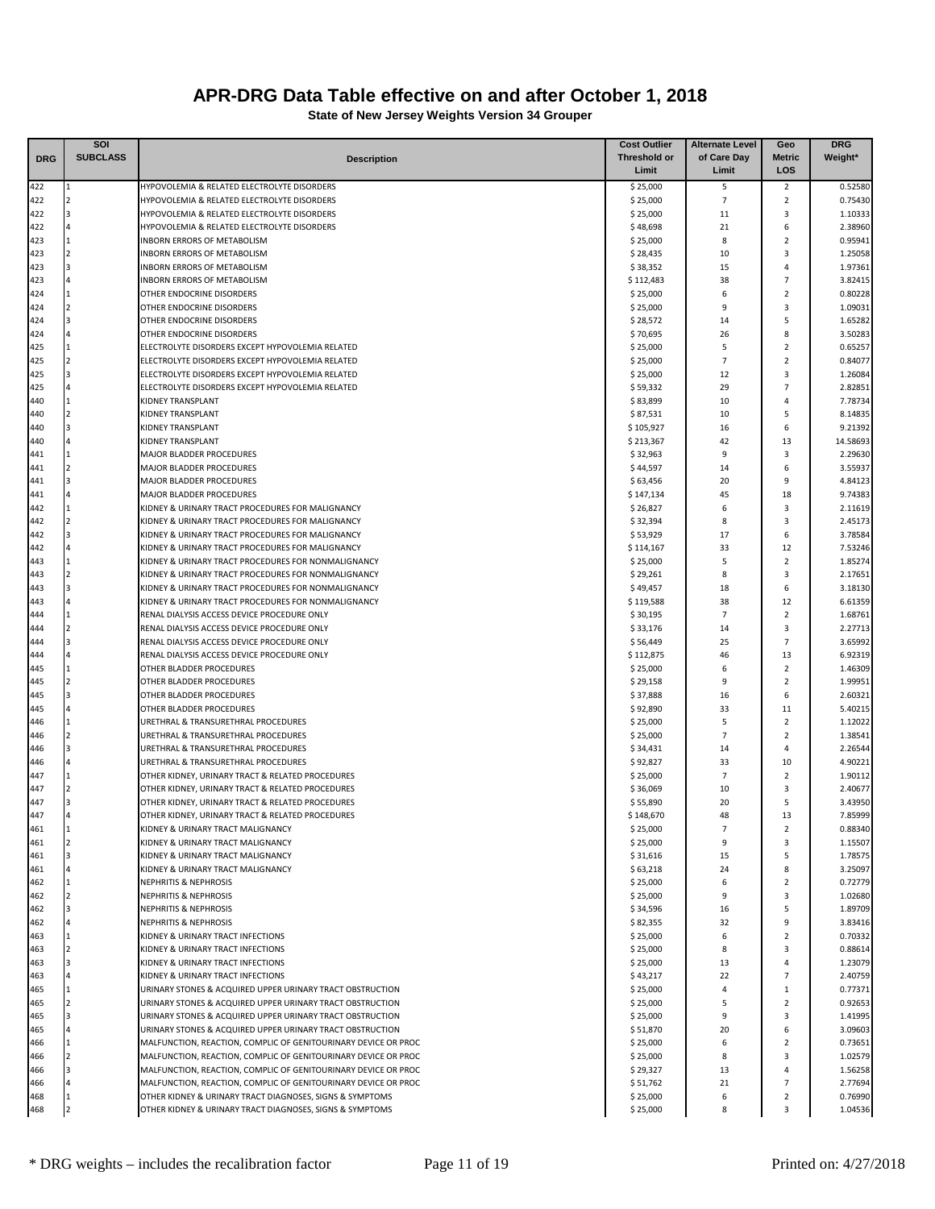# APR-DRG Data Table effective on and after October 1, 2018

**State of New Jersey Weights Version 34 Grouper**

| DRG | SOI SUBCLASS | Description | Cost Outlier Threshold or Limit | Alternate Level of Care Day Limit | Geo Metric LOS | DRG Weight* |
|---|---|---|---|---|---|---|
| 422 | 1 | HYPOVOLEMIA & RELATED ELECTROLYTE DISORDERS | $ 25,000 | 5 | 2 | 0.52580 |
| 422 | 2 | HYPOVOLEMIA & RELATED ELECTROLYTE DISORDERS | $ 25,000 | 7 | 2 | 0.75430 |
| 422 | 3 | HYPOVOLEMIA & RELATED ELECTROLYTE DISORDERS | $ 25,000 | 11 | 3 | 1.10333 |
| 422 | 4 | HYPOVOLEMIA & RELATED ELECTROLYTE DISORDERS | $ 48,698 | 21 | 6 | 2.38960 |
| 423 | 1 | INBORN ERRORS OF METABOLISM | $ 25,000 | 8 | 2 | 0.95941 |
| 423 | 2 | INBORN ERRORS OF METABOLISM | $ 28,435 | 10 | 3 | 1.25058 |
| 423 | 3 | INBORN ERRORS OF METABOLISM | $ 38,352 | 15 | 4 | 1.97361 |
| 423 | 4 | INBORN ERRORS OF METABOLISM | $ 112,483 | 38 | 7 | 3.82415 |
| 424 | 1 | OTHER ENDOCRINE DISORDERS | $ 25,000 | 6 | 2 | 0.80228 |
| 424 | 2 | OTHER ENDOCRINE DISORDERS | $ 25,000 | 9 | 3 | 1.09031 |
| 424 | 3 | OTHER ENDOCRINE DISORDERS | $ 28,572 | 14 | 5 | 1.65282 |
| 424 | 4 | OTHER ENDOCRINE DISORDERS | $ 70,695 | 26 | 8 | 3.50283 |
| 425 | 1 | ELECTROLYTE DISORDERS EXCEPT HYPOVOLEMIA RELATED | $ 25,000 | 5 | 2 | 0.65257 |
| 425 | 2 | ELECTROLYTE DISORDERS EXCEPT HYPOVOLEMIA RELATED | $ 25,000 | 7 | 2 | 0.84077 |
| 425 | 3 | ELECTROLYTE DISORDERS EXCEPT HYPOVOLEMIA RELATED | $ 25,000 | 12 | 3 | 1.26084 |
| 425 | 4 | ELECTROLYTE DISORDERS EXCEPT HYPOVOLEMIA RELATED | $ 59,332 | 29 | 7 | 2.82851 |
| 440 | 1 | KIDNEY TRANSPLANT | $ 83,899 | 10 | 4 | 7.78734 |
| 440 | 2 | KIDNEY TRANSPLANT | $ 87,531 | 10 | 5 | 8.14835 |
| 440 | 3 | KIDNEY TRANSPLANT | $ 105,927 | 16 | 6 | 9.21392 |
| 440 | 4 | KIDNEY TRANSPLANT | $ 213,367 | 42 | 13 | 14.58693 |
| 441 | 1 | MAJOR BLADDER PROCEDURES | $ 32,963 | 9 | 3 | 2.29630 |
| 441 | 2 | MAJOR BLADDER PROCEDURES | $ 44,597 | 14 | 6 | 3.55937 |
| 441 | 3 | MAJOR BLADDER PROCEDURES | $ 63,456 | 20 | 9 | 4.84123 |
| 441 | 4 | MAJOR BLADDER PROCEDURES | $ 147,134 | 45 | 18 | 9.74383 |
| 442 | 1 | KIDNEY & URINARY TRACT PROCEDURES FOR MALIGNANCY | $ 26,827 | 6 | 3 | 2.11619 |
| 442 | 2 | KIDNEY & URINARY TRACT PROCEDURES FOR MALIGNANCY | $ 32,394 | 8 | 3 | 2.45173 |
| 442 | 3 | KIDNEY & URINARY TRACT PROCEDURES FOR MALIGNANCY | $ 53,929 | 17 | 6 | 3.78584 |
| 442 | 4 | KIDNEY & URINARY TRACT PROCEDURES FOR MALIGNANCY | $ 114,167 | 33 | 12 | 7.53246 |
| 443 | 1 | KIDNEY & URINARY TRACT PROCEDURES FOR NONMALIGNANCY | $ 25,000 | 5 | 2 | 1.85274 |
| 443 | 2 | KIDNEY & URINARY TRACT PROCEDURES FOR NONMALIGNANCY | $ 29,261 | 8 | 3 | 2.17651 |
| 443 | 3 | KIDNEY & URINARY TRACT PROCEDURES FOR NONMALIGNANCY | $ 49,457 | 18 | 6 | 3.18130 |
| 443 | 4 | KIDNEY & URINARY TRACT PROCEDURES FOR NONMALIGNANCY | $ 119,588 | 38 | 12 | 6.61359 |
| 444 | 1 | RENAL DIALYSIS ACCESS DEVICE PROCEDURE ONLY | $ 30,195 | 7 | 2 | 1.68761 |
| 444 | 2 | RENAL DIALYSIS ACCESS DEVICE PROCEDURE ONLY | $ 33,176 | 14 | 3 | 2.27713 |
| 444 | 3 | RENAL DIALYSIS ACCESS DEVICE PROCEDURE ONLY | $ 56,449 | 25 | 7 | 3.65992 |
| 444 | 4 | RENAL DIALYSIS ACCESS DEVICE PROCEDURE ONLY | $ 112,875 | 46 | 13 | 6.92319 |
| 445 | 1 | OTHER BLADDER PROCEDURES | $ 25,000 | 6 | 2 | 1.46309 |
| 445 | 2 | OTHER BLADDER PROCEDURES | $ 29,158 | 9 | 2 | 1.99951 |
| 445 | 3 | OTHER BLADDER PROCEDURES | $ 37,888 | 16 | 6 | 2.60321 |
| 445 | 4 | OTHER BLADDER PROCEDURES | $ 92,890 | 33 | 11 | 5.40215 |
| 446 | 1 | URETHRAL & TRANSURETHRAL PROCEDURES | $ 25,000 | 5 | 2 | 1.12022 |
| 446 | 2 | URETHRAL & TRANSURETHRAL PROCEDURES | $ 25,000 | 7 | 2 | 1.38541 |
| 446 | 3 | URETHRAL & TRANSURETHRAL PROCEDURES | $ 34,431 | 14 | 4 | 2.26544 |
| 446 | 4 | URETHRAL & TRANSURETHRAL PROCEDURES | $ 92,827 | 33 | 10 | 4.90221 |
| 447 | 1 | OTHER KIDNEY, URINARY TRACT & RELATED PROCEDURES | $ 25,000 | 7 | 2 | 1.90112 |
| 447 | 2 | OTHER KIDNEY, URINARY TRACT & RELATED PROCEDURES | $ 36,069 | 10 | 3 | 2.40677 |
| 447 | 3 | OTHER KIDNEY, URINARY TRACT & RELATED PROCEDURES | $ 55,890 | 20 | 5 | 3.43950 |
| 447 | 4 | OTHER KIDNEY, URINARY TRACT & RELATED PROCEDURES | $ 148,670 | 48 | 13 | 7.85999 |
| 461 | 1 | KIDNEY & URINARY TRACT MALIGNANCY | $ 25,000 | 7 | 2 | 0.88340 |
| 461 | 2 | KIDNEY & URINARY TRACT MALIGNANCY | $ 25,000 | 9 | 3 | 1.15507 |
| 461 | 3 | KIDNEY & URINARY TRACT MALIGNANCY | $ 31,616 | 15 | 5 | 1.78575 |
| 461 | 4 | KIDNEY & URINARY TRACT MALIGNANCY | $ 63,218 | 24 | 8 | 3.25097 |
| 462 | 1 | NEPHRITIS & NEPHROSIS | $ 25,000 | 6 | 2 | 0.72779 |
| 462 | 2 | NEPHRITIS & NEPHROSIS | $ 25,000 | 9 | 3 | 1.02680 |
| 462 | 3 | NEPHRITIS & NEPHROSIS | $ 34,596 | 16 | 5 | 1.89709 |
| 462 | 4 | NEPHRITIS & NEPHROSIS | $ 82,355 | 32 | 9 | 3.83416 |
| 463 | 1 | KIDNEY & URINARY TRACT INFECTIONS | $ 25,000 | 6 | 2 | 0.70332 |
| 463 | 2 | KIDNEY & URINARY TRACT INFECTIONS | $ 25,000 | 8 | 3 | 0.88614 |
| 463 | 3 | KIDNEY & URINARY TRACT INFECTIONS | $ 25,000 | 13 | 4 | 1.23079 |
| 463 | 4 | KIDNEY & URINARY TRACT INFECTIONS | $ 43,217 | 22 | 7 | 2.40759 |
| 465 | 1 | URINARY STONES & ACQUIRED UPPER URINARY TRACT OBSTRUCTION | $ 25,000 | 4 | 1 | 0.77371 |
| 465 | 2 | URINARY STONES & ACQUIRED UPPER URINARY TRACT OBSTRUCTION | $ 25,000 | 5 | 2 | 0.92653 |
| 465 | 3 | URINARY STONES & ACQUIRED UPPER URINARY TRACT OBSTRUCTION | $ 25,000 | 9 | 3 | 1.41995 |
| 465 | 4 | URINARY STONES & ACQUIRED UPPER URINARY TRACT OBSTRUCTION | $ 51,870 | 20 | 6 | 3.09603 |
| 466 | 1 | MALFUNCTION, REACTION, COMPLIC OF GENITOURINARY DEVICE OR PROC | $ 25,000 | 6 | 2 | 0.73651 |
| 466 | 2 | MALFUNCTION, REACTION, COMPLIC OF GENITOURINARY DEVICE OR PROC | $ 25,000 | 8 | 3 | 1.02579 |
| 466 | 3 | MALFUNCTION, REACTION, COMPLIC OF GENITOURINARY DEVICE OR PROC | $ 29,327 | 13 | 4 | 1.56258 |
| 466 | 4 | MALFUNCTION, REACTION, COMPLIC OF GENITOURINARY DEVICE OR PROC | $ 51,762 | 21 | 7 | 2.77694 |
| 468 | 1 | OTHER KIDNEY & URINARY TRACT DIAGNOSES, SIGNS & SYMPTOMS | $ 25,000 | 6 | 2 | 0.76990 |
| 468 | 2 | OTHER KIDNEY & URINARY TRACT DIAGNOSES, SIGNS & SYMPTOMS | $ 25,000 | 8 | 3 | 1.04536 |

\* DRG weights – includes the recalibration factor

Printed on: 4/27/2018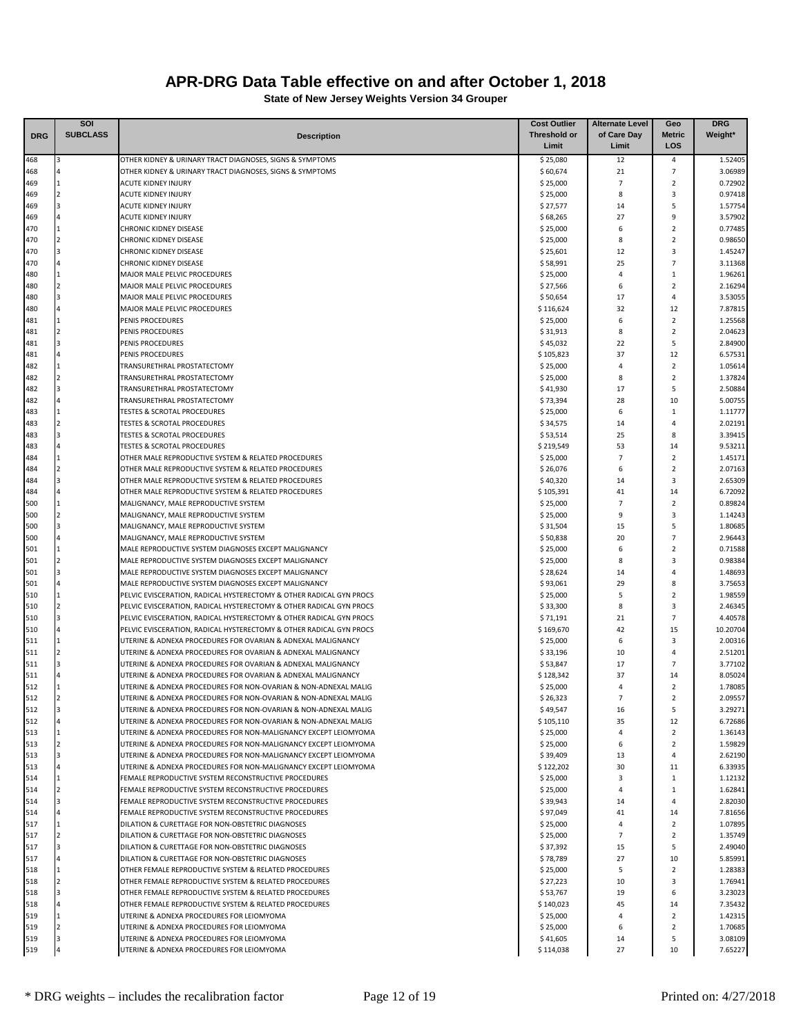# APR-DRG Data Table effective on and after October 1, 2018

**State of New Jersey Weights Version 34 Grouper**

| DRG | SOI SUBCLASS | Description | Cost Outlier Threshold or Limit | Alternate Level of Care Day Limit | Geo Metric LOS | DRG Weight* |
|---|---|---|---|---|---|---|
| 468 | 3 | OTHER KIDNEY & URINARY TRACT DIAGNOSES, SIGNS & SYMPTOMS | $ 25,080 | 12 | 4 | 1.52405 |
| 468 | 4 | OTHER KIDNEY & URINARY TRACT DIAGNOSES, SIGNS & SYMPTOMS | $ 60,674 | 21 | 7 | 3.06989 |
| 469 | 1 | ACUTE KIDNEY INJURY | $ 25,000 | 7 | 2 | 0.72902 |
| 469 | 2 | ACUTE KIDNEY INJURY | $ 25,000 | 8 | 3 | 0.97418 |
| 469 | 3 | ACUTE KIDNEY INJURY | $ 27,577 | 14 | 5 | 1.57754 |
| 469 | 4 | ACUTE KIDNEY INJURY | $ 68,265 | 27 | 9 | 3.57902 |
| 470 | 1 | CHRONIC KIDNEY DISEASE | $ 25,000 | 6 | 2 | 0.77485 |
| 470 | 2 | CHRONIC KIDNEY DISEASE | $ 25,000 | 8 | 2 | 0.98650 |
| 470 | 3 | CHRONIC KIDNEY DISEASE | $ 25,601 | 12 | 3 | 1.45247 |
| 470 | 4 | CHRONIC KIDNEY DISEASE | $ 58,991 | 25 | 7 | 3.11368 |
| 480 | 1 | MAJOR MALE PELVIC PROCEDURES | $ 25,000 | 4 | 1 | 1.96261 |
| 480 | 2 | MAJOR MALE PELVIC PROCEDURES | $ 27,566 | 6 | 2 | 2.16294 |
| 480 | 3 | MAJOR MALE PELVIC PROCEDURES | $ 50,654 | 17 | 4 | 3.53055 |
| 480 | 4 | MAJOR MALE PELVIC PROCEDURES | $ 116,624 | 32 | 12 | 7.87815 |
| 481 | 1 | PENIS PROCEDURES | $ 25,000 | 6 | 2 | 1.25568 |
| 481 | 2 | PENIS PROCEDURES | $ 31,913 | 8 | 2 | 2.04623 |
| 481 | 3 | PENIS PROCEDURES | $ 45,032 | 22 | 5 | 2.84900 |
| 481 | 4 | PENIS PROCEDURES | $ 105,823 | 37 | 12 | 6.57531 |
| 482 | 1 | TRANSURETHRAL PROSTATECTOMY | $ 25,000 | 4 | 2 | 1.05614 |
| 482 | 2 | TRANSURETHRAL PROSTATECTOMY | $ 25,000 | 8 | 2 | 1.37824 |
| 482 | 3 | TRANSURETHRAL PROSTATECTOMY | $ 41,930 | 17 | 5 | 2.50884 |
| 482 | 4 | TRANSURETHRAL PROSTATECTOMY | $ 73,394 | 28 | 10 | 5.00755 |
| 483 | 1 | TESTES & SCROTAL PROCEDURES | $ 25,000 | 6 | 1 | 1.11777 |
| 483 | 2 | TESTES & SCROTAL PROCEDURES | $ 34,575 | 14 | 4 | 2.02191 |
| 483 | 3 | TESTES & SCROTAL PROCEDURES | $ 53,514 | 25 | 8 | 3.39415 |
| 483 | 4 | TESTES & SCROTAL PROCEDURES | $ 219,549 | 53 | 14 | 9.53211 |
| 484 | 1 | OTHER MALE REPRODUCTIVE SYSTEM & RELATED PROCEDURES | $ 25,000 | 7 | 2 | 1.45171 |
| 484 | 2 | OTHER MALE REPRODUCTIVE SYSTEM & RELATED PROCEDURES | $ 26,076 | 6 | 2 | 2.07163 |
| 484 | 3 | OTHER MALE REPRODUCTIVE SYSTEM & RELATED PROCEDURES | $ 40,320 | 14 | 3 | 2.65309 |
| 484 | 4 | OTHER MALE REPRODUCTIVE SYSTEM & RELATED PROCEDURES | $ 105,391 | 41 | 14 | 6.72092 |
| 500 | 1 | MALIGNANCY, MALE REPRODUCTIVE SYSTEM | $ 25,000 | 7 | 2 | 0.89824 |
| 500 | 2 | MALIGNANCY, MALE REPRODUCTIVE SYSTEM | $ 25,000 | 9 | 3 | 1.14243 |
| 500 | 3 | MALIGNANCY, MALE REPRODUCTIVE SYSTEM | $ 31,504 | 15 | 5 | 1.80685 |
| 500 | 4 | MALIGNANCY, MALE REPRODUCTIVE SYSTEM | $ 50,838 | 20 | 7 | 2.96443 |
| 501 | 1 | MALE REPRODUCTIVE SYSTEM DIAGNOSES EXCEPT MALIGNANCY | $ 25,000 | 6 | 2 | 0.71588 |
| 501 | 2 | MALE REPRODUCTIVE SYSTEM DIAGNOSES EXCEPT MALIGNANCY | $ 25,000 | 8 | 3 | 0.98384 |
| 501 | 3 | MALE REPRODUCTIVE SYSTEM DIAGNOSES EXCEPT MALIGNANCY | $ 28,624 | 14 | 4 | 1.48693 |
| 501 | 4 | MALE REPRODUCTIVE SYSTEM DIAGNOSES EXCEPT MALIGNANCY | $ 93,061 | 29 | 8 | 3.75653 |
| 510 | 1 | PELVIC EVISCERATION, RADICAL HYSTERECTOMY & OTHER RADICAL GYN PROCS | $ 25,000 | 5 | 2 | 1.98559 |
| 510 | 2 | PELVIC EVISCERATION, RADICAL HYSTERECTOMY & OTHER RADICAL GYN PROCS | $ 33,300 | 8 | 3 | 2.46345 |
| 510 | 3 | PELVIC EVISCERATION, RADICAL HYSTERECTOMY & OTHER RADICAL GYN PROCS | $ 71,191 | 21 | 7 | 4.40578 |
| 510 | 4 | PELVIC EVISCERATION, RADICAL HYSTERECTOMY & OTHER RADICAL GYN PROCS | $ 169,670 | 42 | 15 | 10.20704 |
| 511 | 1 | UTERINE & ADNEXA PROCEDURES FOR OVARIAN & ADNEXAL MALIGNANCY | $ 25,000 | 6 | 3 | 2.00316 |
| 511 | 2 | UTERINE & ADNEXA PROCEDURES FOR OVARIAN & ADNEXAL MALIGNANCY | $ 33,196 | 10 | 4 | 2.51201 |
| 511 | 3 | UTERINE & ADNEXA PROCEDURES FOR OVARIAN & ADNEXAL MALIGNANCY | $ 53,847 | 17 | 7 | 3.77102 |
| 511 | 4 | UTERINE & ADNEXA PROCEDURES FOR OVARIAN & ADNEXAL MALIGNANCY | $ 128,342 | 37 | 14 | 8.05024 |
| 512 | 1 | UTERINE & ADNEXA PROCEDURES FOR NON-OVARIAN & NON-ADNEXAL MALIG | $ 25,000 | 4 | 2 | 1.78085 |
| 512 | 2 | UTERINE & ADNEXA PROCEDURES FOR NON-OVARIAN & NON-ADNEXAL MALIG | $ 26,323 | 7 | 2 | 2.09557 |
| 512 | 3 | UTERINE & ADNEXA PROCEDURES FOR NON-OVARIAN & NON-ADNEXAL MALIG | $ 49,547 | 16 | 5 | 3.29271 |
| 512 | 4 | UTERINE & ADNEXA PROCEDURES FOR NON-OVARIAN & NON-ADNEXAL MALIG | $ 105,110 | 35 | 12 | 6.72686 |
| 513 | 1 | UTERINE & ADNEXA PROCEDURES FOR NON-MALIGNANCY EXCEPT LEIOMYOMA | $ 25,000 | 4 | 2 | 1.36143 |
| 513 | 2 | UTERINE & ADNEXA PROCEDURES FOR NON-MALIGNANCY EXCEPT LEIOMYOMA | $ 25,000 | 6 | 2 | 1.59829 |
| 513 | 3 | UTERINE & ADNEXA PROCEDURES FOR NON-MALIGNANCY EXCEPT LEIOMYOMA | $ 39,409 | 13 | 4 | 2.62190 |
| 513 | 4 | UTERINE & ADNEXA PROCEDURES FOR NON-MALIGNANCY EXCEPT LEIOMYOMA | $ 122,202 | 30 | 11 | 6.33935 |
| 514 | 1 | FEMALE REPRODUCTIVE SYSTEM RECONSTRUCTIVE PROCEDURES | $ 25,000 | 3 | 1 | 1.12132 |
| 514 | 2 | FEMALE REPRODUCTIVE SYSTEM RECONSTRUCTIVE PROCEDURES | $ 25,000 | 4 | 1 | 1.62841 |
| 514 | 3 | FEMALE REPRODUCTIVE SYSTEM RECONSTRUCTIVE PROCEDURES | $ 39,943 | 14 | 4 | 2.82030 |
| 514 | 4 | FEMALE REPRODUCTIVE SYSTEM RECONSTRUCTIVE PROCEDURES | $ 97,049 | 41 | 14 | 7.81656 |
| 517 | 1 | DILATION & CURETTAGE FOR NON-OBSTETRIC DIAGNOSES | $ 25,000 | 4 | 2 | 1.07895 |
| 517 | 2 | DILATION & CURETTAGE FOR NON-OBSTETRIC DIAGNOSES | $ 25,000 | 7 | 2 | 1.35749 |
| 517 | 3 | DILATION & CURETTAGE FOR NON-OBSTETRIC DIAGNOSES | $ 37,392 | 15 | 5 | 2.49040 |
| 517 | 4 | DILATION & CURETTAGE FOR NON-OBSTETRIC DIAGNOSES | $ 78,789 | 27 | 10 | 5.85991 |
| 518 | 1 | OTHER FEMALE REPRODUCTIVE SYSTEM & RELATED PROCEDURES | $ 25,000 | 5 | 2 | 1.28383 |
| 518 | 2 | OTHER FEMALE REPRODUCTIVE SYSTEM & RELATED PROCEDURES | $ 27,223 | 10 | 3 | 1.76941 |
| 518 | 3 | OTHER FEMALE REPRODUCTIVE SYSTEM & RELATED PROCEDURES | $ 53,767 | 19 | 6 | 3.23023 |
| 518 | 4 | OTHER FEMALE REPRODUCTIVE SYSTEM & RELATED PROCEDURES | $ 140,023 | 45 | 14 | 7.35432 |
| 519 | 1 | UTERINE & ADNEXA PROCEDURES FOR LEIOMYOMA | $ 25,000 | 4 | 2 | 1.42315 |
| 519 | 2 | UTERINE & ADNEXA PROCEDURES FOR LEIOMYOMA | $ 25,000 | 6 | 2 | 1.70685 |
| 519 | 3 | UTERINE & ADNEXA PROCEDURES FOR LEIOMYOMA | $ 41,605 | 14 | 5 | 3.08109 |
| 519 | 4 | UTERINE & ADNEXA PROCEDURES FOR LEIOMYOMA | $ 114,038 | 27 | 10 | 7.65227 |

\* DRG weights – includes the recalibration factor

Printed on: 4/27/2018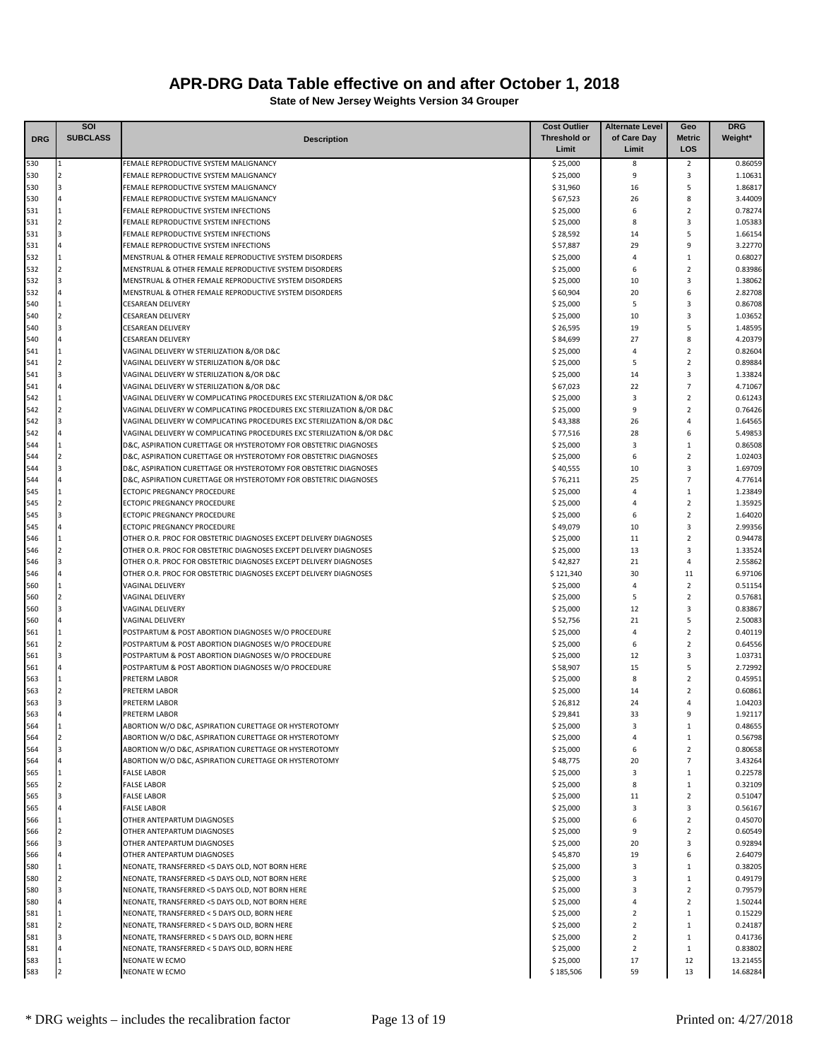# APR-DRG Data Table effective on and after October 1, 2018

**State of New Jersey Weights Version 34 Grouper**

| DRG | SOI SUBCLASS | Description | Cost Outlier Threshold or Limit | Alternate Level of Care Day Limit | Geo Metric LOS | DRG Weight* |
|---|---|---|---|---|---|---|
| 530 | 1 | FEMALE REPRODUCTIVE SYSTEM MALIGNANCY | $ 25,000 | 8 | 2 | 0.86059 |
| 530 | 2 | FEMALE REPRODUCTIVE SYSTEM MALIGNANCY | $ 25,000 | 9 | 3 | 1.10631 |
| 530 | 3 | FEMALE REPRODUCTIVE SYSTEM MALIGNANCY | $ 31,960 | 16 | 5 | 1.86817 |
| 530 | 4 | FEMALE REPRODUCTIVE SYSTEM MALIGNANCY | $ 67,523 | 26 | 8 | 3.44009 |
| 531 | 1 | FEMALE REPRODUCTIVE SYSTEM INFECTIONS | $ 25,000 | 6 | 2 | 0.78274 |
| 531 | 2 | FEMALE REPRODUCTIVE SYSTEM INFECTIONS | $ 25,000 | 8 | 3 | 1.05383 |
| 531 | 3 | FEMALE REPRODUCTIVE SYSTEM INFECTIONS | $ 28,592 | 14 | 5 | 1.66154 |
| 531 | 4 | FEMALE REPRODUCTIVE SYSTEM INFECTIONS | $ 57,887 | 29 | 9 | 3.22770 |
| 532 | 1 | MENSTRUAL & OTHER FEMALE REPRODUCTIVE SYSTEM DISORDERS | $ 25,000 | 4 | 1 | 0.68027 |
| 532 | 2 | MENSTRUAL & OTHER FEMALE REPRODUCTIVE SYSTEM DISORDERS | $ 25,000 | 6 | 2 | 0.83986 |
| 532 | 3 | MENSTRUAL & OTHER FEMALE REPRODUCTIVE SYSTEM DISORDERS | $ 25,000 | 10 | 3 | 1.38062 |
| 532 | 4 | MENSTRUAL & OTHER FEMALE REPRODUCTIVE SYSTEM DISORDERS | $ 60,904 | 20 | 6 | 2.82708 |
| 540 | 1 | CESAREAN DELIVERY | $ 25,000 | 5 | 3 | 0.86708 |
| 540 | 2 | CESAREAN DELIVERY | $ 25,000 | 10 | 3 | 1.03652 |
| 540 | 3 | CESAREAN DELIVERY | $ 26,595 | 19 | 5 | 1.48595 |
| 540 | 4 | CESAREAN DELIVERY | $ 84,699 | 27 | 8 | 4.20379 |
| 541 | 1 | VAGINAL DELIVERY W STERILIZATION &/OR D&C | $ 25,000 | 4 | 2 | 0.82604 |
| 541 | 2 | VAGINAL DELIVERY W STERILIZATION &/OR D&C | $ 25,000 | 5 | 2 | 0.89884 |
| 541 | 3 | VAGINAL DELIVERY W STERILIZATION &/OR D&C | $ 25,000 | 14 | 3 | 1.33824 |
| 541 | 4 | VAGINAL DELIVERY W STERILIZATION &/OR D&C | $ 67,023 | 22 | 7 | 4.71067 |
| 542 | 1 | VAGINAL DELIVERY W COMPLICATING PROCEDURES EXC STERILIZATION &/OR D&C | $ 25,000 | 3 | 2 | 0.61243 |
| 542 | 2 | VAGINAL DELIVERY W COMPLICATING PROCEDURES EXC STERILIZATION &/OR D&C | $ 25,000 | 9 | 2 | 0.76426 |
| 542 | 3 | VAGINAL DELIVERY W COMPLICATING PROCEDURES EXC STERILIZATION &/OR D&C | $ 43,388 | 26 | 4 | 1.64565 |
| 542 | 4 | VAGINAL DELIVERY W COMPLICATING PROCEDURES EXC STERILIZATION &/OR D&C | $ 77,516 | 28 | 6 | 5.49853 |
| 544 | 1 | D&C, ASPIRATION CURETTAGE OR HYSTEROTOMY FOR OBSTETRIC DIAGNOSES | $ 25,000 | 3 | 1 | 0.86508 |
| 544 | 2 | D&C, ASPIRATION CURETTAGE OR HYSTEROTOMY FOR OBSTETRIC DIAGNOSES | $ 25,000 | 6 | 2 | 1.02403 |
| 544 | 3 | D&C, ASPIRATION CURETTAGE OR HYSTEROTOMY FOR OBSTETRIC DIAGNOSES | $ 40,555 | 10 | 3 | 1.69709 |
| 544 | 4 | D&C, ASPIRATION CURETTAGE OR HYSTEROTOMY FOR OBSTETRIC DIAGNOSES | $ 76,211 | 25 | 7 | 4.77614 |
| 545 | 1 | ECTOPIC PREGNANCY PROCEDURE | $ 25,000 | 4 | 1 | 1.23849 |
| 545 | 2 | ECTOPIC PREGNANCY PROCEDURE | $ 25,000 | 4 | 2 | 1.35925 |
| 545 | 3 | ECTOPIC PREGNANCY PROCEDURE | $ 25,000 | 6 | 2 | 1.64020 |
| 545 | 4 | ECTOPIC PREGNANCY PROCEDURE | $ 49,079 | 10 | 3 | 2.99356 |
| 546 | 1 | OTHER O.R. PROC FOR OBSTETRIC DIAGNOSES EXCEPT DELIVERY DIAGNOSES | $ 25,000 | 11 | 2 | 0.94478 |
| 546 | 2 | OTHER O.R. PROC FOR OBSTETRIC DIAGNOSES EXCEPT DELIVERY DIAGNOSES | $ 25,000 | 13 | 3 | 1.33524 |
| 546 | 3 | OTHER O.R. PROC FOR OBSTETRIC DIAGNOSES EXCEPT DELIVERY DIAGNOSES | $ 42,827 | 21 | 4 | 2.55862 |
| 546 | 4 | OTHER O.R. PROC FOR OBSTETRIC DIAGNOSES EXCEPT DELIVERY DIAGNOSES | $ 121,340 | 30 | 11 | 6.97106 |
| 560 | 1 | VAGINAL DELIVERY | $ 25,000 | 4 | 2 | 0.51154 |
| 560 | 2 | VAGINAL DELIVERY | $ 25,000 | 5 | 2 | 0.57681 |
| 560 | 3 | VAGINAL DELIVERY | $ 25,000 | 12 | 3 | 0.83867 |
| 560 | 4 | VAGINAL DELIVERY | $ 52,756 | 21 | 5 | 2.50083 |
| 561 | 1 | POSTPARTUM & POST ABORTION DIAGNOSES W/O PROCEDURE | $ 25,000 | 4 | 2 | 0.40119 |
| 561 | 2 | POSTPARTUM & POST ABORTION DIAGNOSES W/O PROCEDURE | $ 25,000 | 6 | 2 | 0.64556 |
| 561 | 3 | POSTPARTUM & POST ABORTION DIAGNOSES W/O PROCEDURE | $ 25,000 | 12 | 3 | 1.03731 |
| 561 | 4 | POSTPARTUM & POST ABORTION DIAGNOSES W/O PROCEDURE | $ 58,907 | 15 | 5 | 2.72992 |
| 563 | 1 | PRETERM LABOR | $ 25,000 | 8 | 2 | 0.45951 |
| 563 | 2 | PRETERM LABOR | $ 25,000 | 14 | 2 | 0.60861 |
| 563 | 3 | PRETERM LABOR | $ 26,812 | 24 | 4 | 1.04203 |
| 563 | 4 | PRETERM LABOR | $ 29,841 | 33 | 9 | 1.92117 |
| 564 | 1 | ABORTION W/O D&C, ASPIRATION CURETTAGE OR HYSTEROTOMY | $ 25,000 | 3 | 1 | 0.48655 |
| 564 | 2 | ABORTION W/O D&C, ASPIRATION CURETTAGE OR HYSTEROTOMY | $ 25,000 | 4 | 1 | 0.56798 |
| 564 | 3 | ABORTION W/O D&C, ASPIRATION CURETTAGE OR HYSTEROTOMY | $ 25,000 | 6 | 2 | 0.80658 |
| 564 | 4 | ABORTION W/O D&C, ASPIRATION CURETTAGE OR HYSTEROTOMY | $ 48,775 | 20 | 7 | 3.43264 |
| 565 | 1 | FALSE LABOR | $ 25,000 | 3 | 1 | 0.22578 |
| 565 | 2 | FALSE LABOR | $ 25,000 | 8 | 1 | 0.32109 |
| 565 | 3 | FALSE LABOR | $ 25,000 | 11 | 2 | 0.51047 |
| 565 | 4 | FALSE LABOR | $ 25,000 | 3 | 3 | 0.56167 |
| 566 | 1 | OTHER ANTEPARTUM DIAGNOSES | $ 25,000 | 6 | 2 | 0.45070 |
| 566 | 2 | OTHER ANTEPARTUM DIAGNOSES | $ 25,000 | 9 | 2 | 0.60549 |
| 566 | 3 | OTHER ANTEPARTUM DIAGNOSES | $ 25,000 | 20 | 3 | 0.92894 |
| 566 | 4 | OTHER ANTEPARTUM DIAGNOSES | $ 45,870 | 19 | 6 | 2.64079 |
| 580 | 1 | NEONATE, TRANSFERRED <5 DAYS OLD, NOT BORN HERE | $ 25,000 | 3 | 1 | 0.38205 |
| 580 | 2 | NEONATE, TRANSFERRED <5 DAYS OLD, NOT BORN HERE | $ 25,000 | 3 | 1 | 0.49179 |
| 580 | 3 | NEONATE, TRANSFERRED <5 DAYS OLD, NOT BORN HERE | $ 25,000 | 3 | 2 | 0.79579 |
| 580 | 4 | NEONATE, TRANSFERRED <5 DAYS OLD, NOT BORN HERE | $ 25,000 | 4 | 2 | 1.50244 |
| 581 | 1 | NEONATE, TRANSFERRED < 5 DAYS OLD, BORN HERE | $ 25,000 | 2 | 1 | 0.15229 |
| 581 | 2 | NEONATE, TRANSFERRED < 5 DAYS OLD, BORN HERE | $ 25,000 | 2 | 1 | 0.24187 |
| 581 | 3 | NEONATE, TRANSFERRED < 5 DAYS OLD, BORN HERE | $ 25,000 | 2 | 1 | 0.41736 |
| 581 | 4 | NEONATE, TRANSFERRED < 5 DAYS OLD, BORN HERE | $ 25,000 | 2 | 1 | 0.83802 |
| 583 | 1 | NEONATE W ECMO | $ 25,000 | 17 | 12 | 13.21455 |
| 583 | 2 | NEONATE W ECMO | $ 185,506 | 59 | 13 | 14.68284 |

\* DRG weights – includes the recalibration factor

Printed on: 4/27/2018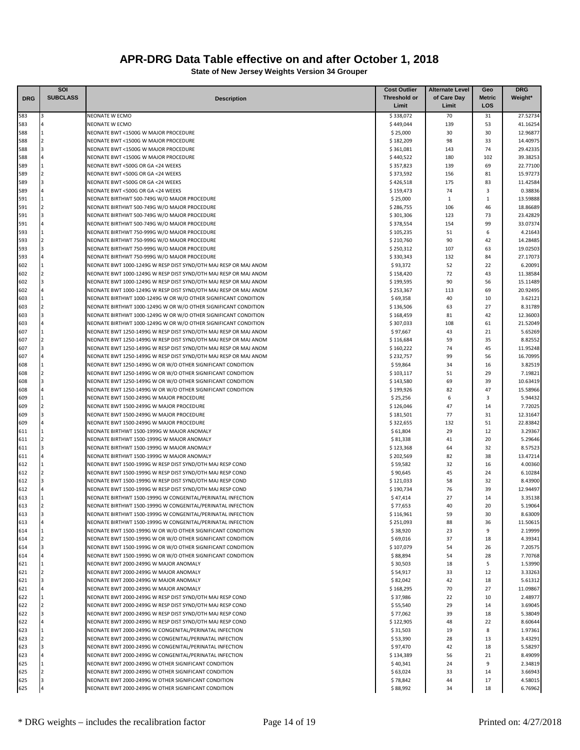# APR-DRG Data Table effective on and after October 1, 2018

**State of New Jersey Weights Version 34 Grouper**

| DRG | SOI SUBCLASS | Description | Cost Outlier Threshold or Limit | Alternate Level of Care Day Limit | Geo Metric LOS | DRG Weight* |
|---|---|---|---|---|---|---|
| 583 | 3 | NEONATE W ECMO | $ 338,072 | 70 | 31 | 27.52734 |
| 583 | 4 | NEONATE W ECMO | $ 449,044 | 139 | 53 | 41.16254 |
| 588 | 1 | NEONATE BWT <1500G W MAJOR PROCEDURE | $ 25,000 | 30 | 30 | 12.96877 |
| 588 | 2 | NEONATE BWT <1500G W MAJOR PROCEDURE | $ 182,209 | 98 | 33 | 14.40975 |
| 588 | 3 | NEONATE BWT <1500G W MAJOR PROCEDURE | $ 361,081 | 143 | 74 | 29.42335 |
| 588 | 4 | NEONATE BWT <1500G W MAJOR PROCEDURE | $ 440,522 | 180 | 102 | 39.38253 |
| 589 | 1 | NEONATE BWT <500G OR GA <24 WEEKS | $ 357,823 | 139 | 69 | 22.77100 |
| 589 | 2 | NEONATE BWT <500G OR GA <24 WEEKS | $ 373,592 | 156 | 81 | 15.97273 |
| 589 | 3 | NEONATE BWT <500G OR GA <24 WEEKS | $ 426,518 | 175 | 83 | 11.42584 |
| 589 | 4 | NEONATE BWT <500G OR GA <24 WEEKS | $ 159,473 | 74 | 3 | 0.38836 |
| 591 | 1 | NEONATE BIRTHWT 500-749G W/O MAJOR PROCEDURE | $ 25,000 | 1 | 1 | 13.59888 |
| 591 | 2 | NEONATE BIRTHWT 500-749G W/O MAJOR PROCEDURE | $ 286,755 | 106 | 46 | 18.86689 |
| 591 | 3 | NEONATE BIRTHWT 500-749G W/O MAJOR PROCEDURE | $ 301,306 | 123 | 73 | 23.42829 |
| 591 | 4 | NEONATE BIRTHWT 500-749G W/O MAJOR PROCEDURE | $ 378,554 | 154 | 99 | 33.07374 |
| 593 | 1 | NEONATE BIRTHWT 750-999G W/O MAJOR PROCEDURE | $ 105,235 | 51 | 6 | 4.21643 |
| 593 | 2 | NEONATE BIRTHWT 750-999G W/O MAJOR PROCEDURE | $ 210,760 | 90 | 42 | 14.28485 |
| 593 | 3 | NEONATE BIRTHWT 750-999G W/O MAJOR PROCEDURE | $ 250,312 | 107 | 63 | 19.02503 |
| 593 | 4 | NEONATE BIRTHWT 750-999G W/O MAJOR PROCEDURE | $ 330,343 | 132 | 84 | 27.17073 |
| 602 | 1 | NEONATE BWT 1000-1249G W RESP DIST SYND/OTH MAJ RESP OR MAJ ANOM | $ 93,372 | 52 | 22 | 6.20091 |
| 602 | 2 | NEONATE BWT 1000-1249G W RESP DIST SYND/OTH MAJ RESP OR MAJ ANOM | $ 158,420 | 72 | 43 | 11.38584 |
| 602 | 3 | NEONATE BWT 1000-1249G W RESP DIST SYND/OTH MAJ RESP OR MAJ ANOM | $ 199,595 | 90 | 56 | 15.11489 |
| 602 | 4 | NEONATE BWT 1000-1249G W RESP DIST SYND/OTH MAJ RESP OR MAJ ANOM | $ 253,367 | 113 | 69 | 20.92495 |
| 603 | 1 | NEONATE BIRTHWT 1000-1249G W OR W/O OTHER SIGNIFICANT CONDITION | $ 69,358 | 40 | 10 | 3.62121 |
| 603 | 2 | NEONATE BIRTHWT 1000-1249G W OR W/O OTHER SIGNIFICANT CONDITION | $ 136,506 | 63 | 27 | 8.31789 |
| 603 | 3 | NEONATE BIRTHWT 1000-1249G W OR W/O OTHER SIGNIFICANT CONDITION | $ 168,459 | 81 | 42 | 12.36003 |
| 603 | 4 | NEONATE BIRTHWT 1000-1249G W OR W/O OTHER SIGNIFICANT CONDITION | $ 307,033 | 108 | 61 | 21.52049 |
| 607 | 1 | NEONATE BWT 1250-1499G W RESP DIST SYND/OTH MAJ RESP OR MAJ ANOM | $ 97,667 | 43 | 21 | 5.65269 |
| 607 | 2 | NEONATE BWT 1250-1499G W RESP DIST SYND/OTH MAJ RESP OR MAJ ANOM | $ 116,684 | 59 | 35 | 8.82552 |
| 607 | 3 | NEONATE BWT 1250-1499G W RESP DIST SYND/OTH MAJ RESP OR MAJ ANOM | $ 160,222 | 74 | 45 | 11.95248 |
| 607 | 4 | NEONATE BWT 1250-1499G W RESP DIST SYND/OTH MAJ RESP OR MAJ ANOM | $ 232,757 | 99 | 56 | 16.70995 |
| 608 | 1 | NEONATE BWT 1250-1499G W OR W/O OTHER SIGNIFICANT CONDITION | $ 59,864 | 34 | 16 | 3.82519 |
| 608 | 2 | NEONATE BWT 1250-1499G W OR W/O OTHER SIGNIFICANT CONDITION | $ 103,117 | 51 | 29 | 7.19821 |
| 608 | 3 | NEONATE BWT 1250-1499G W OR W/O OTHER SIGNIFICANT CONDITION | $ 143,580 | 69 | 39 | 10.63419 |
| 608 | 4 | NEONATE BWT 1250-1499G W OR W/O OTHER SIGNIFICANT CONDITION | $ 199,926 | 82 | 47 | 15.58966 |
| 609 | 1 | NEONATE BWT 1500-2499G W MAJOR PROCEDURE | $ 25,256 | 6 | 3 | 5.94432 |
| 609 | 2 | NEONATE BWT 1500-2499G W MAJOR PROCEDURE | $ 126,046 | 47 | 14 | 7.72025 |
| 609 | 3 | NEONATE BWT 1500-2499G W MAJOR PROCEDURE | $ 181,501 | 77 | 31 | 12.31647 |
| 609 | 4 | NEONATE BWT 1500-2499G W MAJOR PROCEDURE | $ 322,655 | 132 | 51 | 22.83842 |
| 611 | 1 | NEONATE BIRTHWT 1500-1999G W MAJOR ANOMALY | $ 61,804 | 29 | 12 | 3.29367 |
| 611 | 2 | NEONATE BIRTHWT 1500-1999G W MAJOR ANOMALY | $ 81,338 | 41 | 20 | 5.29646 |
| 611 | 3 | NEONATE BIRTHWT 1500-1999G W MAJOR ANOMALY | $ 123,368 | 64 | 32 | 8.57523 |
| 611 | 4 | NEONATE BIRTHWT 1500-1999G W MAJOR ANOMALY | $ 202,569 | 82 | 38 | 13.47214 |
| 612 | 1 | NEONATE BWT 1500-1999G W RESP DIST SYND/OTH MAJ RESP COND | $ 59,582 | 32 | 16 | 4.00360 |
| 612 | 2 | NEONATE BWT 1500-1999G W RESP DIST SYND/OTH MAJ RESP COND | $ 90,645 | 45 | 24 | 6.10284 |
| 612 | 3 | NEONATE BWT 1500-1999G W RESP DIST SYND/OTH MAJ RESP COND | $ 121,033 | 58 | 32 | 8.43900 |
| 612 | 4 | NEONATE BWT 1500-1999G W RESP DIST SYND/OTH MAJ RESP COND | $ 190,734 | 76 | 39 | 12.94497 |
| 613 | 1 | NEONATE BIRTHWT 1500-1999G W CONGENITAL/PERINATAL INFECTION | $ 47,414 | 27 | 14 | 3.35138 |
| 613 | 2 | NEONATE BIRTHWT 1500-1999G W CONGENITAL/PERINATAL INFECTION | $ 77,653 | 40 | 20 | 5.19064 |
| 613 | 3 | NEONATE BIRTHWT 1500-1999G W CONGENITAL/PERINATAL INFECTION | $ 116,961 | 59 | 30 | 8.63009 |
| 613 | 4 | NEONATE BIRTHWT 1500-1999G W CONGENITAL/PERINATAL INFECTION | $ 251,093 | 88 | 36 | 11.50615 |
| 614 | 1 | NEONATE BWT 1500-1999G W OR W/O OTHER SIGNIFICANT CONDITION | $ 38,920 | 23 | 9 | 2.19999 |
| 614 | 2 | NEONATE BWT 1500-1999G W OR W/O OTHER SIGNIFICANT CONDITION | $ 69,016 | 37 | 18 | 4.39341 |
| 614 | 3 | NEONATE BWT 1500-1999G W OR W/O OTHER SIGNIFICANT CONDITION | $ 107,079 | 54 | 26 | 7.20575 |
| 614 | 4 | NEONATE BWT 1500-1999G W OR W/O OTHER SIGNIFICANT CONDITION | $ 88,894 | 54 | 28 | 7.70768 |
| 621 | 1 | NEONATE BWT 2000-2499G W MAJOR ANOMALY | $ 30,503 | 18 | 5 | 1.53990 |
| 621 | 2 | NEONATE BWT 2000-2499G W MAJOR ANOMALY | $ 54,917 | 33 | 12 | 3.33263 |
| 621 | 3 | NEONATE BWT 2000-2499G W MAJOR ANOMALY | $ 82,042 | 42 | 18 | 5.61312 |
| 621 | 4 | NEONATE BWT 2000-2499G W MAJOR ANOMALY | $ 168,295 | 70 | 27 | 11.09867 |
| 622 | 1 | NEONATE BWT 2000-2499G W RESP DIST SYND/OTH MAJ RESP COND | $ 37,986 | 22 | 10 | 2.48977 |
| 622 | 2 | NEONATE BWT 2000-2499G W RESP DIST SYND/OTH MAJ RESP COND | $ 55,540 | 29 | 14 | 3.69045 |
| 622 | 3 | NEONATE BWT 2000-2499G W RESP DIST SYND/OTH MAJ RESP COND | $ 77,062 | 39 | 18 | 5.38049 |
| 622 | 4 | NEONATE BWT 2000-2499G W RESP DIST SYND/OTH MAJ RESP COND | $ 122,905 | 48 | 22 | 8.60644 |
| 623 | 1 | NEONATE BWT 2000-2499G W CONGENITAL/PERINATAL INFECTION | $ 31,503 | 19 | 8 | 1.97361 |
| 623 | 2 | NEONATE BWT 2000-2499G W CONGENITAL/PERINATAL INFECTION | $ 53,390 | 28 | 13 | 3.43291 |
| 623 | 3 | NEONATE BWT 2000-2499G W CONGENITAL/PERINATAL INFECTION | $ 97,470 | 42 | 18 | 5.58297 |
| 623 | 4 | NEONATE BWT 2000-2499G W CONGENITAL/PERINATAL INFECTION | $ 134,389 | 56 | 21 | 8.49099 |
| 625 | 1 | NEONATE BWT 2000-2499G W OTHER SIGNIFICANT CONDITION | $ 40,341 | 24 | 9 | 2.34819 |
| 625 | 2 | NEONATE BWT 2000-2499G W OTHER SIGNIFICANT CONDITION | $ 63,024 | 33 | 14 | 3.66943 |
| 625 | 3 | NEONATE BWT 2000-2499G W OTHER SIGNIFICANT CONDITION | $ 78,842 | 44 | 17 | 4.58015 |
| 625 | 4 | NEONATE BWT 2000-2499G W OTHER SIGNIFICANT CONDITION | $ 88,992 | 34 | 18 | 6.76962 |

\* DRG weights – includes the recalibration factor

Printed on: 4/27/2018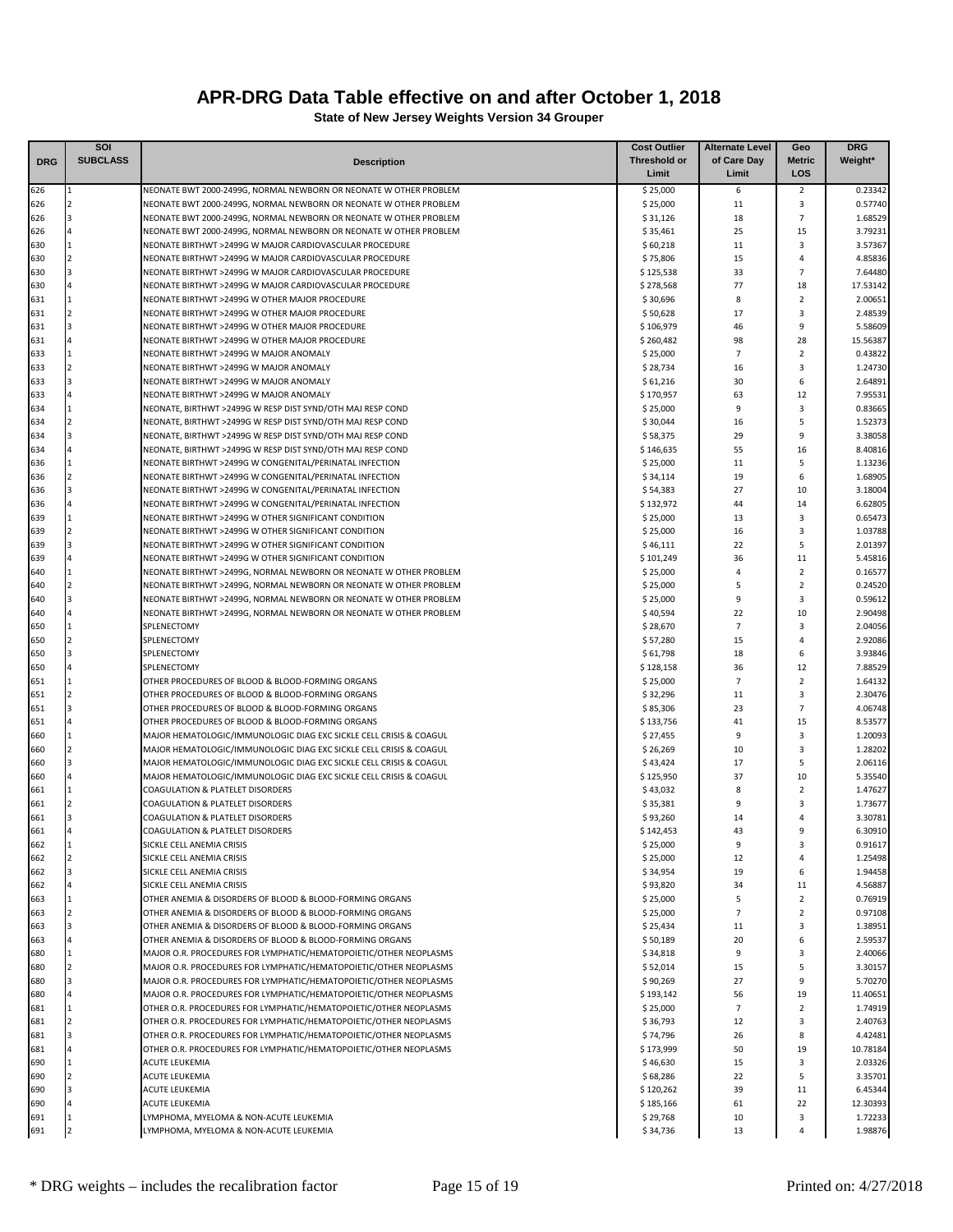# APR-DRG Data Table effective on and after October 1, 2018

**State of New Jersey Weights Version 34 Grouper**

| DRG | SOI SUBCLASS | Description | Cost Outlier Threshold or Limit | Alternate Level of Care Day Limit | Geo Metric LOS | DRG Weight* |
|---|---|---|---|---|---|---|
| 626 | 1 | NEONATE BWT 2000-2499G, NORMAL NEWBORN OR NEONATE W OTHER PROBLEM | $ 25,000 | 6 | 2 | 0.23342 |
| 626 | 2 | NEONATE BWT 2000-2499G, NORMAL NEWBORN OR NEONATE W OTHER PROBLEM | $ 25,000 | 11 | 3 | 0.57740 |
| 626 | 3 | NEONATE BWT 2000-2499G, NORMAL NEWBORN OR NEONATE W OTHER PROBLEM | $ 31,126 | 18 | 7 | 1.68529 |
| 626 | 4 | NEONATE BWT 2000-2499G, NORMAL NEWBORN OR NEONATE W OTHER PROBLEM | $ 35,461 | 25 | 15 | 3.79231 |
| 630 | 1 | NEONATE BIRTHWT >2499G W MAJOR CARDIOVASCULAR PROCEDURE | $ 60,218 | 11 | 3 | 3.57367 |
| 630 | 2 | NEONATE BIRTHWT >2499G W MAJOR CARDIOVASCULAR PROCEDURE | $ 75,806 | 15 | 4 | 4.85836 |
| 630 | 3 | NEONATE BIRTHWT >2499G W MAJOR CARDIOVASCULAR PROCEDURE | $ 125,538 | 33 | 7 | 7.64480 |
| 630 | 4 | NEONATE BIRTHWT >2499G W MAJOR CARDIOVASCULAR PROCEDURE | $ 278,568 | 77 | 18 | 17.53142 |
| 631 | 1 | NEONATE BIRTHWT >2499G W OTHER MAJOR PROCEDURE | $ 30,696 | 8 | 2 | 2.00651 |
| 631 | 2 | NEONATE BIRTHWT >2499G W OTHER MAJOR PROCEDURE | $ 50,628 | 17 | 3 | 2.48539 |
| 631 | 3 | NEONATE BIRTHWT >2499G W OTHER MAJOR PROCEDURE | $ 106,979 | 46 | 9 | 5.58609 |
| 631 | 4 | NEONATE BIRTHWT >2499G W OTHER MAJOR PROCEDURE | $ 260,482 | 98 | 28 | 15.56387 |
| 633 | 1 | NEONATE BIRTHWT >2499G W MAJOR ANOMALY | $ 25,000 | 7 | 2 | 0.43822 |
| 633 | 2 | NEONATE BIRTHWT >2499G W MAJOR ANOMALY | $ 28,734 | 16 | 3 | 1.24730 |
| 633 | 3 | NEONATE BIRTHWT >2499G W MAJOR ANOMALY | $ 61,216 | 30 | 6 | 2.64891 |
| 633 | 4 | NEONATE BIRTHWT >2499G W MAJOR ANOMALY | $ 170,957 | 63 | 12 | 7.95531 |
| 634 | 1 | NEONATE, BIRTHWT >2499G W RESP DIST SYND/OTH MAJ RESP COND | $ 25,000 | 9 | 3 | 0.83665 |
| 634 | 2 | NEONATE, BIRTHWT >2499G W RESP DIST SYND/OTH MAJ RESP COND | $ 30,044 | 16 | 5 | 1.52373 |
| 634 | 3 | NEONATE, BIRTHWT >2499G W RESP DIST SYND/OTH MAJ RESP COND | $ 58,375 | 29 | 9 | 3.38058 |
| 634 | 4 | NEONATE, BIRTHWT >2499G W RESP DIST SYND/OTH MAJ RESP COND | $ 146,635 | 55 | 16 | 8.40816 |
| 636 | 1 | NEONATE BIRTHWT >2499G W CONGENITAL/PERINATAL INFECTION | $ 25,000 | 11 | 5 | 1.13236 |
| 636 | 2 | NEONATE BIRTHWT >2499G W CONGENITAL/PERINATAL INFECTION | $ 34,114 | 19 | 6 | 1.68905 |
| 636 | 3 | NEONATE BIRTHWT >2499G W CONGENITAL/PERINATAL INFECTION | $ 54,383 | 27 | 10 | 3.18004 |
| 636 | 4 | NEONATE BIRTHWT >2499G W CONGENITAL/PERINATAL INFECTION | $ 132,972 | 44 | 14 | 6.62805 |
| 639 | 1 | NEONATE BIRTHWT >2499G W OTHER SIGNIFICANT CONDITION | $ 25,000 | 13 | 3 | 0.65473 |
| 639 | 2 | NEONATE BIRTHWT >2499G W OTHER SIGNIFICANT CONDITION | $ 25,000 | 16 | 3 | 1.03788 |
| 639 | 3 | NEONATE BIRTHWT >2499G W OTHER SIGNIFICANT CONDITION | $ 46,111 | 22 | 5 | 2.01397 |
| 639 | 4 | NEONATE BIRTHWT >2499G W OTHER SIGNIFICANT CONDITION | $ 101,249 | 36 | 11 | 5.45816 |
| 640 | 1 | NEONATE BIRTHWT >2499G, NORMAL NEWBORN OR NEONATE W OTHER PROBLEM | $ 25,000 | 4 | 2 | 0.16577 |
| 640 | 2 | NEONATE BIRTHWT >2499G, NORMAL NEWBORN OR NEONATE W OTHER PROBLEM | $ 25,000 | 5 | 2 | 0.24520 |
| 640 | 3 | NEONATE BIRTHWT >2499G, NORMAL NEWBORN OR NEONATE W OTHER PROBLEM | $ 25,000 | 9 | 3 | 0.59612 |
| 640 | 4 | NEONATE BIRTHWT >2499G, NORMAL NEWBORN OR NEONATE W OTHER PROBLEM | $ 40,594 | 22 | 10 | 2.90498 |
| 650 | 1 | SPLENECTOMY | $ 28,670 | 7 | 3 | 2.04056 |
| 650 | 2 | SPLENECTOMY | $ 57,280 | 15 | 4 | 2.92086 |
| 650 | 3 | SPLENECTOMY | $ 61,798 | 18 | 6 | 3.93846 |
| 650 | 4 | SPLENECTOMY | $ 128,158 | 36 | 12 | 7.88529 |
| 651 | 1 | OTHER PROCEDURES OF BLOOD & BLOOD-FORMING ORGANS | $ 25,000 | 7 | 2 | 1.64132 |
| 651 | 2 | OTHER PROCEDURES OF BLOOD & BLOOD-FORMING ORGANS | $ 32,296 | 11 | 3 | 2.30476 |
| 651 | 3 | OTHER PROCEDURES OF BLOOD & BLOOD-FORMING ORGANS | $ 85,306 | 23 | 7 | 4.06748 |
| 651 | 4 | OTHER PROCEDURES OF BLOOD & BLOOD-FORMING ORGANS | $ 133,756 | 41 | 15 | 8.53577 |
| 660 | 1 | MAJOR HEMATOLOGIC/IMMUNOLOGIC DIAG EXC SICKLE CELL CRISIS & COAGUL | $ 27,455 | 9 | 3 | 1.20093 |
| 660 | 2 | MAJOR HEMATOLOGIC/IMMUNOLOGIC DIAG EXC SICKLE CELL CRISIS & COAGUL | $ 26,269 | 10 | 3 | 1.28202 |
| 660 | 3 | MAJOR HEMATOLOGIC/IMMUNOLOGIC DIAG EXC SICKLE CELL CRISIS & COAGUL | $ 43,424 | 17 | 5 | 2.06116 |
| 660 | 4 | MAJOR HEMATOLOGIC/IMMUNOLOGIC DIAG EXC SICKLE CELL CRISIS & COAGUL | $ 125,950 | 37 | 10 | 5.35540 |
| 661 | 1 | COAGULATION & PLATELET DISORDERS | $ 43,032 | 8 | 2 | 1.47627 |
| 661 | 2 | COAGULATION & PLATELET DISORDERS | $ 35,381 | 9 | 3 | 1.73677 |
| 661 | 3 | COAGULATION & PLATELET DISORDERS | $ 93,260 | 14 | 4 | 3.30781 |
| 661 | 4 | COAGULATION & PLATELET DISORDERS | $ 142,453 | 43 | 9 | 6.30910 |
| 662 | 1 | SICKLE CELL ANEMIA CRISIS | $ 25,000 | 9 | 3 | 0.91617 |
| 662 | 2 | SICKLE CELL ANEMIA CRISIS | $ 25,000 | 12 | 4 | 1.25498 |
| 662 | 3 | SICKLE CELL ANEMIA CRISIS | $ 34,954 | 19 | 6 | 1.94458 |
| 662 | 4 | SICKLE CELL ANEMIA CRISIS | $ 93,820 | 34 | 11 | 4.56887 |
| 663 | 1 | OTHER ANEMIA & DISORDERS OF BLOOD & BLOOD-FORMING ORGANS | $ 25,000 | 5 | 2 | 0.76919 |
| 663 | 2 | OTHER ANEMIA & DISORDERS OF BLOOD & BLOOD-FORMING ORGANS | $ 25,000 | 7 | 2 | 0.97108 |
| 663 | 3 | OTHER ANEMIA & DISORDERS OF BLOOD & BLOOD-FORMING ORGANS | $ 25,434 | 11 | 3 | 1.38951 |
| 663 | 4 | OTHER ANEMIA & DISORDERS OF BLOOD & BLOOD-FORMING ORGANS | $ 50,189 | 20 | 6 | 2.59537 |
| 680 | 1 | MAJOR O.R. PROCEDURES FOR LYMPHATIC/HEMATOPOIETIC/OTHER NEOPLASMS | $ 34,818 | 9 | 3 | 2.40066 |
| 680 | 2 | MAJOR O.R. PROCEDURES FOR LYMPHATIC/HEMATOPOIETIC/OTHER NEOPLASMS | $ 52,014 | 15 | 5 | 3.30157 |
| 680 | 3 | MAJOR O.R. PROCEDURES FOR LYMPHATIC/HEMATOPOIETIC/OTHER NEOPLASMS | $ 90,269 | 27 | 9 | 5.70270 |
| 680 | 4 | MAJOR O.R. PROCEDURES FOR LYMPHATIC/HEMATOPOIETIC/OTHER NEOPLASMS | $ 193,142 | 56 | 19 | 11.40651 |
| 681 | 1 | OTHER O.R. PROCEDURES FOR LYMPHATIC/HEMATOPOIETIC/OTHER NEOPLASMS | $ 25,000 | 7 | 2 | 1.74919 |
| 681 | 2 | OTHER O.R. PROCEDURES FOR LYMPHATIC/HEMATOPOIETIC/OTHER NEOPLASMS | $ 36,793 | 12 | 3 | 2.40763 |
| 681 | 3 | OTHER O.R. PROCEDURES FOR LYMPHATIC/HEMATOPOIETIC/OTHER NEOPLASMS | $ 74,796 | 26 | 8 | 4.42481 |
| 681 | 4 | OTHER O.R. PROCEDURES FOR LYMPHATIC/HEMATOPOIETIC/OTHER NEOPLASMS | $ 173,999 | 50 | 19 | 10.78184 |
| 690 | 1 | ACUTE LEUKEMIA | $ 46,630 | 15 | 3 | 2.03326 |
| 690 | 2 | ACUTE LEUKEMIA | $ 68,286 | 22 | 5 | 3.35701 |
| 690 | 3 | ACUTE LEUKEMIA | $ 120,262 | 39 | 11 | 6.45344 |
| 690 | 4 | ACUTE LEUKEMIA | $ 185,166 | 61 | 22 | 12.30393 |
| 691 | 1 | LYMPHOMA, MYELOMA & NON-ACUTE LEUKEMIA | $ 29,768 | 10 | 3 | 1.72233 |
| 691 | 2 | LYMPHOMA, MYELOMA & NON-ACUTE LEUKEMIA | $ 34,736 | 13 | 4 | 1.98876 |

\* DRG weights – includes the recalibration factor

Printed on: 4/27/2018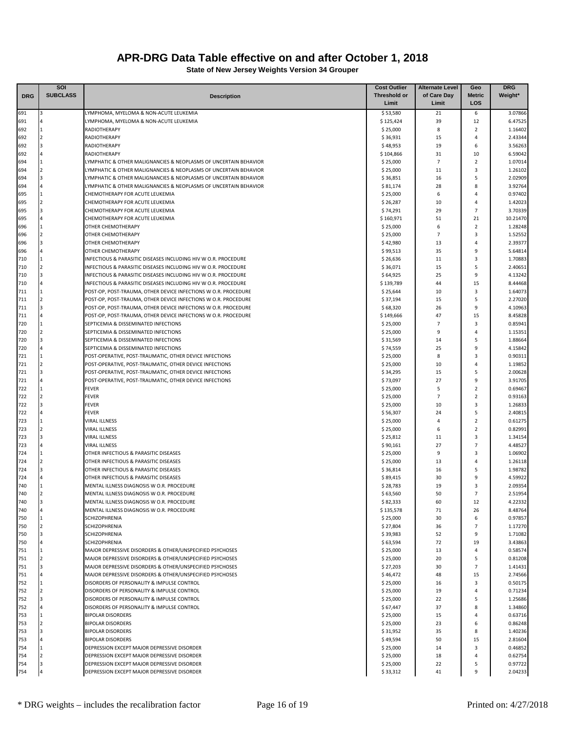# APR-DRG Data Table effective on and after October 1, 2018

**State of New Jersey Weights Version 34 Grouper**

| DRG | SOI SUBCLASS | Description | Cost Outlier Threshold or Limit | Alternate Level of Care Day Limit | Geo Metric LOS | DRG Weight* |
|---|---|---|---|---|---|---|
| 691 | 3 | LYMPHOMA, MYELOMA & NON-ACUTE LEUKEMIA | $ 53,580 | 21 | 6 | 3.07866 |
| 691 | 4 | LYMPHOMA, MYELOMA & NON-ACUTE LEUKEMIA | $ 125,424 | 39 | 12 | 6.47525 |
| 692 | 1 | RADIOTHERAPY | $ 25,000 | 8 | 2 | 1.16402 |
| 692 | 2 | RADIOTHERAPY | $ 36,931 | 15 | 4 | 2.43344 |
| 692 | 3 | RADIOTHERAPY | $ 48,953 | 19 | 6 | 3.56263 |
| 692 | 4 | RADIOTHERAPY | $ 104,866 | 31 | 10 | 6.59042 |
| 694 | 1 | LYMPHATIC & OTHER MALIGNANCIES & NEOPLASMS OF UNCERTAIN BEHAVIOR | $ 25,000 | 7 | 2 | 1.07014 |
| 694 | 2 | LYMPHATIC & OTHER MALIGNANCIES & NEOPLASMS OF UNCERTAIN BEHAVIOR | $ 25,000 | 11 | 3 | 1.26102 |
| 694 | 3 | LYMPHATIC & OTHER MALIGNANCIES & NEOPLASMS OF UNCERTAIN BEHAVIOR | $ 36,851 | 16 | 5 | 2.02909 |
| 694 | 4 | LYMPHATIC & OTHER MALIGNANCIES & NEOPLASMS OF UNCERTAIN BEHAVIOR | $ 81,174 | 28 | 8 | 3.92764 |
| 695 | 1 | CHEMOTHERAPY FOR ACUTE LEUKEMIA | $ 25,000 | 6 | 4 | 0.97402 |
| 695 | 2 | CHEMOTHERAPY FOR ACUTE LEUKEMIA | $ 26,287 | 10 | 4 | 1.42023 |
| 695 | 3 | CHEMOTHERAPY FOR ACUTE LEUKEMIA | $ 74,291 | 29 | 7 | 3.70339 |
| 695 | 4 | CHEMOTHERAPY FOR ACUTE LEUKEMIA | $ 160,971 | 51 | 21 | 10.21470 |
| 696 | 1 | OTHER CHEMOTHERAPY | $ 25,000 | 6 | 2 | 1.28248 |
| 696 | 2 | OTHER CHEMOTHERAPY | $ 25,000 | 7 | 3 | 1.52552 |
| 696 | 3 | OTHER CHEMOTHERAPY | $ 42,980 | 13 | 4 | 2.39377 |
| 696 | 4 | OTHER CHEMOTHERAPY | $ 99,513 | 35 | 9 | 5.64814 |
| 710 | 1 | INFECTIOUS & PARASITIC DISEASES INCLUDING HIV W O.R. PROCEDURE | $ 26,636 | 11 | 3 | 1.70883 |
| 710 | 2 | INFECTIOUS & PARASITIC DISEASES INCLUDING HIV W O.R. PROCEDURE | $ 36,071 | 15 | 5 | 2.40651 |
| 710 | 3 | INFECTIOUS & PARASITIC DISEASES INCLUDING HIV W O.R. PROCEDURE | $ 64,925 | 25 | 9 | 4.13242 |
| 710 | 4 | INFECTIOUS & PARASITIC DISEASES INCLUDING HIV W O.R. PROCEDURE | $ 139,789 | 44 | 15 | 8.44468 |
| 711 | 1 | POST-OP, POST-TRAUMA, OTHER DEVICE INFECTIONS W O.R. PROCEDURE | $ 25,644 | 10 | 3 | 1.64073 |
| 711 | 2 | POST-OP, POST-TRAUMA, OTHER DEVICE INFECTIONS W O.R. PROCEDURE | $ 37,194 | 15 | 5 | 2.27020 |
| 711 | 3 | POST-OP, POST-TRAUMA, OTHER DEVICE INFECTIONS W O.R. PROCEDURE | $ 68,320 | 26 | 9 | 4.10963 |
| 711 | 4 | POST-OP, POST-TRAUMA, OTHER DEVICE INFECTIONS W O.R. PROCEDURE | $ 149,666 | 47 | 15 | 8.45828 |
| 720 | 1 | SEPTICEMIA & DISSEMINATED INFECTIONS | $ 25,000 | 7 | 3 | 0.85941 |
| 720 | 2 | SEPTICEMIA & DISSEMINATED INFECTIONS | $ 25,000 | 9 | 4 | 1.15351 |
| 720 | 3 | SEPTICEMIA & DISSEMINATED INFECTIONS | $ 31,569 | 14 | 5 | 1.88664 |
| 720 | 4 | SEPTICEMIA & DISSEMINATED INFECTIONS | $ 74,559 | 25 | 9 | 4.15842 |
| 721 | 1 | POST-OPERATIVE, POST-TRAUMATIC, OTHER DEVICE INFECTIONS | $ 25,000 | 8 | 3 | 0.90311 |
| 721 | 2 | POST-OPERATIVE, POST-TRAUMATIC, OTHER DEVICE INFECTIONS | $ 25,000 | 10 | 4 | 1.19852 |
| 721 | 3 | POST-OPERATIVE, POST-TRAUMATIC, OTHER DEVICE INFECTIONS | $ 34,295 | 15 | 5 | 2.00628 |
| 721 | 4 | POST-OPERATIVE, POST-TRAUMATIC, OTHER DEVICE INFECTIONS | $ 73,097 | 27 | 9 | 3.91705 |
| 722 | 1 | FEVER | $ 25,000 | 5 | 2 | 0.69467 |
| 722 | 2 | FEVER | $ 25,000 | 7 | 2 | 0.93163 |
| 722 | 3 | FEVER | $ 25,000 | 10 | 3 | 1.26833 |
| 722 | 4 | FEVER | $ 56,307 | 24 | 5 | 2.40815 |
| 723 | 1 | VIRAL ILLNESS | $ 25,000 | 4 | 2 | 0.61275 |
| 723 | 2 | VIRAL ILLNESS | $ 25,000 | 6 | 2 | 0.82991 |
| 723 | 3 | VIRAL ILLNESS | $ 25,812 | 11 | 3 | 1.34154 |
| 723 | 4 | VIRAL ILLNESS | $ 90,161 | 27 | 7 | 4.48527 |
| 724 | 1 | OTHER INFECTIOUS & PARASITIC DISEASES | $ 25,000 | 9 | 3 | 1.06902 |
| 724 | 2 | OTHER INFECTIOUS & PARASITIC DISEASES | $ 25,000 | 13 | 4 | 1.26118 |
| 724 | 3 | OTHER INFECTIOUS & PARASITIC DISEASES | $ 36,814 | 16 | 5 | 1.98782 |
| 724 | 4 | OTHER INFECTIOUS & PARASITIC DISEASES | $ 89,415 | 30 | 9 | 4.59922 |
| 740 | 1 | MENTAL ILLNESS DIAGNOSIS W O.R. PROCEDURE | $ 28,783 | 19 | 3 | 2.09354 |
| 740 | 2 | MENTAL ILLNESS DIAGNOSIS W O.R. PROCEDURE | $ 63,560 | 50 | 7 | 2.51954 |
| 740 | 3 | MENTAL ILLNESS DIAGNOSIS W O.R. PROCEDURE | $ 82,333 | 60 | 12 | 4.22332 |
| 740 | 4 | MENTAL ILLNESS DIAGNOSIS W O.R. PROCEDURE | $ 135,578 | 71 | 26 | 8.48764 |
| 750 | 1 | SCHIZOPHRENIA | $ 25,000 | 30 | 6 | 0.97857 |
| 750 | 2 | SCHIZOPHRENIA | $ 27,804 | 36 | 7 | 1.17270 |
| 750 | 3 | SCHIZOPHRENIA | $ 39,983 | 52 | 9 | 1.71082 |
| 750 | 4 | SCHIZOPHRENIA | $ 63,594 | 72 | 19 | 3.43863 |
| 751 | 1 | MAJOR DEPRESSIVE DISORDERS & OTHER/UNSPECIFIED PSYCHOSES | $ 25,000 | 13 | 4 | 0.58574 |
| 751 | 2 | MAJOR DEPRESSIVE DISORDERS & OTHER/UNSPECIFIED PSYCHOSES | $ 25,000 | 20 | 5 | 0.81208 |
| 751 | 3 | MAJOR DEPRESSIVE DISORDERS & OTHER/UNSPECIFIED PSYCHOSES | $ 27,203 | 30 | 7 | 1.41431 |
| 751 | 4 | MAJOR DEPRESSIVE DISORDERS & OTHER/UNSPECIFIED PSYCHOSES | $ 46,472 | 48 | 15 | 2.74566 |
| 752 | 1 | DISORDERS OF PERSONALITY & IMPULSE CONTROL | $ 25,000 | 16 | 3 | 0.50175 |
| 752 | 2 | DISORDERS OF PERSONALITY & IMPULSE CONTROL | $ 25,000 | 19 | 4 | 0.71234 |
| 752 | 3 | DISORDERS OF PERSONALITY & IMPULSE CONTROL | $ 25,000 | 22 | 5 | 1.25686 |
| 752 | 4 | DISORDERS OF PERSONALITY & IMPULSE CONTROL | $ 67,447 | 37 | 8 | 1.34860 |
| 753 | 1 | BIPOLAR DISORDERS | $ 25,000 | 15 | 4 | 0.63716 |
| 753 | 2 | BIPOLAR DISORDERS | $ 25,000 | 23 | 6 | 0.86248 |
| 753 | 3 | BIPOLAR DISORDERS | $ 31,952 | 35 | 8 | 1.40236 |
| 753 | 4 | BIPOLAR DISORDERS | $ 49,594 | 50 | 15 | 2.81604 |
| 754 | 1 | DEPRESSION EXCEPT MAJOR DEPRESSIVE DISORDER | $ 25,000 | 14 | 3 | 0.46852 |
| 754 | 2 | DEPRESSION EXCEPT MAJOR DEPRESSIVE DISORDER | $ 25,000 | 18 | 4 | 0.62754 |
| 754 | 3 | DEPRESSION EXCEPT MAJOR DEPRESSIVE DISORDER | $ 25,000 | 22 | 5 | 0.97722 |
| 754 | 4 | DEPRESSION EXCEPT MAJOR DEPRESSIVE DISORDER | $ 33,312 | 41 | 9 | 2.04233 |

\* DRG weights – includes the recalibration factor

Printed on: 4/27/2018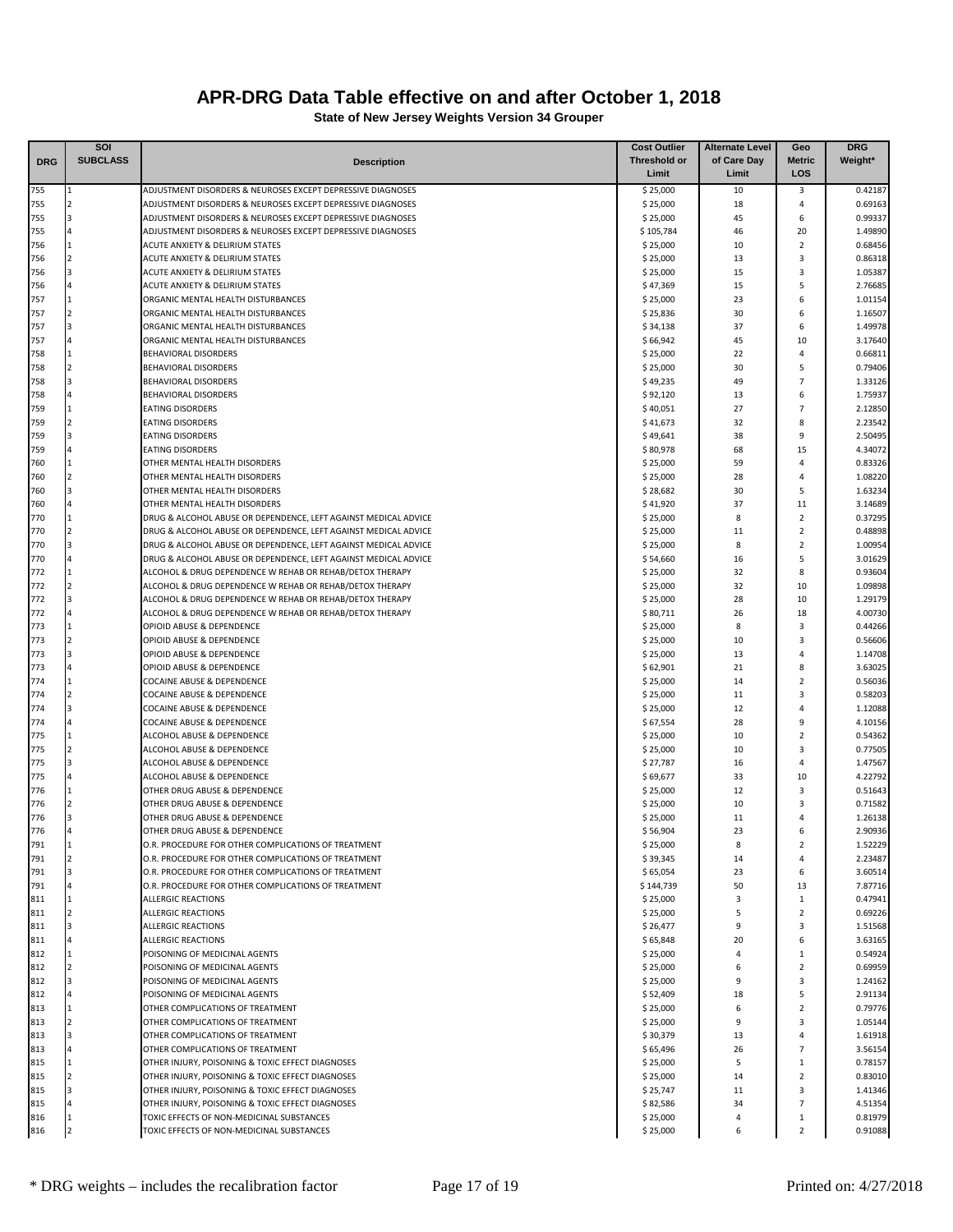# APR-DRG Data Table effective on and after October 1, 2018

**State of New Jersey Weights Version 34 Grouper**

| DRG | SOI SUBCLASS | Description | Cost Outlier Threshold or Limit | Alternate Level of Care Day Limit | Geo Metric LOS | DRG Weight* |
|---|---|---|---|---|---|---|
| 755 | 1 | ADJUSTMENT DISORDERS & NEUROSES EXCEPT DEPRESSIVE DIAGNOSES | $ 25,000 | 10 | 3 | 0.42187 |
| 755 | 2 | ADJUSTMENT DISORDERS & NEUROSES EXCEPT DEPRESSIVE DIAGNOSES | $ 25,000 | 18 | 4 | 0.69163 |
| 755 | 3 | ADJUSTMENT DISORDERS & NEUROSES EXCEPT DEPRESSIVE DIAGNOSES | $ 25,000 | 45 | 6 | 0.99337 |
| 755 | 4 | ADJUSTMENT DISORDERS & NEUROSES EXCEPT DEPRESSIVE DIAGNOSES | $ 105,784 | 46 | 20 | 1.49890 |
| 756 | 1 | ACUTE ANXIETY & DELIRIUM STATES | $ 25,000 | 10 | 2 | 0.68456 |
| 756 | 2 | ACUTE ANXIETY & DELIRIUM STATES | $ 25,000 | 13 | 3 | 0.86318 |
| 756 | 3 | ACUTE ANXIETY & DELIRIUM STATES | $ 25,000 | 15 | 3 | 1.05387 |
| 756 | 4 | ACUTE ANXIETY & DELIRIUM STATES | $ 47,369 | 15 | 5 | 2.76685 |
| 757 | 1 | ORGANIC MENTAL HEALTH DISTURBANCES | $ 25,000 | 23 | 6 | 1.01154 |
| 757 | 2 | ORGANIC MENTAL HEALTH DISTURBANCES | $ 25,836 | 30 | 6 | 1.16507 |
| 757 | 3 | ORGANIC MENTAL HEALTH DISTURBANCES | $ 34,138 | 37 | 6 | 1.49978 |
| 757 | 4 | ORGANIC MENTAL HEALTH DISTURBANCES | $ 66,942 | 45 | 10 | 3.17640 |
| 758 | 1 | BEHAVIORAL DISORDERS | $ 25,000 | 22 | 4 | 0.66811 |
| 758 | 2 | BEHAVIORAL DISORDERS | $ 25,000 | 30 | 5 | 0.79406 |
| 758 | 3 | BEHAVIORAL DISORDERS | $ 49,235 | 49 | 7 | 1.33126 |
| 758 | 4 | BEHAVIORAL DISORDERS | $ 92,120 | 13 | 6 | 1.75937 |
| 759 | 1 | EATING DISORDERS | $ 40,051 | 27 | 7 | 2.12850 |
| 759 | 2 | EATING DISORDERS | $ 41,673 | 32 | 8 | 2.23542 |
| 759 | 3 | EATING DISORDERS | $ 49,641 | 38 | 9 | 2.50495 |
| 759 | 4 | EATING DISORDERS | $ 80,978 | 68 | 15 | 4.34072 |
| 760 | 1 | OTHER MENTAL HEALTH DISORDERS | $ 25,000 | 59 | 4 | 0.83326 |
| 760 | 2 | OTHER MENTAL HEALTH DISORDERS | $ 25,000 | 28 | 4 | 1.08220 |
| 760 | 3 | OTHER MENTAL HEALTH DISORDERS | $ 28,682 | 30 | 5 | 1.63234 |
| 760 | 4 | OTHER MENTAL HEALTH DISORDERS | $ 41,920 | 37 | 11 | 3.14689 |
| 770 | 1 | DRUG & ALCOHOL ABUSE OR DEPENDENCE, LEFT AGAINST MEDICAL ADVICE | $ 25,000 | 8 | 2 | 0.37295 |
| 770 | 2 | DRUG & ALCOHOL ABUSE OR DEPENDENCE, LEFT AGAINST MEDICAL ADVICE | $ 25,000 | 11 | 2 | 0.48898 |
| 770 | 3 | DRUG & ALCOHOL ABUSE OR DEPENDENCE, LEFT AGAINST MEDICAL ADVICE | $ 25,000 | 8 | 2 | 1.00954 |
| 770 | 4 | DRUG & ALCOHOL ABUSE OR DEPENDENCE, LEFT AGAINST MEDICAL ADVICE | $ 54,660 | 16 | 5 | 3.01629 |
| 772 | 1 | ALCOHOL & DRUG DEPENDENCE W REHAB OR REHAB/DETOX THERAPY | $ 25,000 | 32 | 8 | 0.93604 |
| 772 | 2 | ALCOHOL & DRUG DEPENDENCE W REHAB OR REHAB/DETOX THERAPY | $ 25,000 | 32 | 10 | 1.09898 |
| 772 | 3 | ALCOHOL & DRUG DEPENDENCE W REHAB OR REHAB/DETOX THERAPY | $ 25,000 | 28 | 10 | 1.29179 |
| 772 | 4 | ALCOHOL & DRUG DEPENDENCE W REHAB OR REHAB/DETOX THERAPY | $ 80,711 | 26 | 18 | 4.00730 |
| 773 | 1 | OPIOID ABUSE & DEPENDENCE | $ 25,000 | 8 | 3 | 0.44266 |
| 773 | 2 | OPIOID ABUSE & DEPENDENCE | $ 25,000 | 10 | 3 | 0.56606 |
| 773 | 3 | OPIOID ABUSE & DEPENDENCE | $ 25,000 | 13 | 4 | 1.14708 |
| 773 | 4 | OPIOID ABUSE & DEPENDENCE | $ 62,901 | 21 | 8 | 3.63025 |
| 774 | 1 | COCAINE ABUSE & DEPENDENCE | $ 25,000 | 14 | 2 | 0.56036 |
| 774 | 2 | COCAINE ABUSE & DEPENDENCE | $ 25,000 | 11 | 3 | 0.58203 |
| 774 | 3 | COCAINE ABUSE & DEPENDENCE | $ 25,000 | 12 | 4 | 1.12088 |
| 774 | 4 | COCAINE ABUSE & DEPENDENCE | $ 67,554 | 28 | 9 | 4.10156 |
| 775 | 1 | ALCOHOL ABUSE & DEPENDENCE | $ 25,000 | 10 | 2 | 0.54362 |
| 775 | 2 | ALCOHOL ABUSE & DEPENDENCE | $ 25,000 | 10 | 3 | 0.77505 |
| 775 | 3 | ALCOHOL ABUSE & DEPENDENCE | $ 27,787 | 16 | 4 | 1.47567 |
| 775 | 4 | ALCOHOL ABUSE & DEPENDENCE | $ 69,677 | 33 | 10 | 4.22792 |
| 776 | 1 | OTHER DRUG ABUSE & DEPENDENCE | $ 25,000 | 12 | 3 | 0.51643 |
| 776 | 2 | OTHER DRUG ABUSE & DEPENDENCE | $ 25,000 | 10 | 3 | 0.71582 |
| 776 | 3 | OTHER DRUG ABUSE & DEPENDENCE | $ 25,000 | 11 | 4 | 1.26138 |
| 776 | 4 | OTHER DRUG ABUSE & DEPENDENCE | $ 56,904 | 23 | 6 | 2.90936 |
| 791 | 1 | O.R. PROCEDURE FOR OTHER COMPLICATIONS OF TREATMENT | $ 25,000 | 8 | 2 | 1.52229 |
| 791 | 2 | O.R. PROCEDURE FOR OTHER COMPLICATIONS OF TREATMENT | $ 39,345 | 14 | 4 | 2.23487 |
| 791 | 3 | O.R. PROCEDURE FOR OTHER COMPLICATIONS OF TREATMENT | $ 65,054 | 23 | 6 | 3.60514 |
| 791 | 4 | O.R. PROCEDURE FOR OTHER COMPLICATIONS OF TREATMENT | $ 144,739 | 50 | 13 | 7.87716 |
| 811 | 1 | ALLERGIC REACTIONS | $ 25,000 | 3 | 1 | 0.47941 |
| 811 | 2 | ALLERGIC REACTIONS | $ 25,000 | 5 | 2 | 0.69226 |
| 811 | 3 | ALLERGIC REACTIONS | $ 26,477 | 9 | 3 | 1.51568 |
| 811 | 4 | ALLERGIC REACTIONS | $ 65,848 | 20 | 6 | 3.63165 |
| 812 | 1 | POISONING OF MEDICINAL AGENTS | $ 25,000 | 4 | 1 | 0.54924 |
| 812 | 2 | POISONING OF MEDICINAL AGENTS | $ 25,000 | 6 | 2 | 0.69959 |
| 812 | 3 | POISONING OF MEDICINAL AGENTS | $ 25,000 | 9 | 3 | 1.24162 |
| 812 | 4 | POISONING OF MEDICINAL AGENTS | $ 52,409 | 18 | 5 | 2.91134 |
| 813 | 1 | OTHER COMPLICATIONS OF TREATMENT | $ 25,000 | 6 | 2 | 0.79776 |
| 813 | 2 | OTHER COMPLICATIONS OF TREATMENT | $ 25,000 | 9 | 3 | 1.05144 |
| 813 | 3 | OTHER COMPLICATIONS OF TREATMENT | $ 30,379 | 13 | 4 | 1.61918 |
| 813 | 4 | OTHER COMPLICATIONS OF TREATMENT | $ 65,496 | 26 | 7 | 3.56154 |
| 815 | 1 | OTHER INJURY, POISONING & TOXIC EFFECT DIAGNOSES | $ 25,000 | 5 | 1 | 0.78157 |
| 815 | 2 | OTHER INJURY, POISONING & TOXIC EFFECT DIAGNOSES | $ 25,000 | 14 | 2 | 0.83010 |
| 815 | 3 | OTHER INJURY, POISONING & TOXIC EFFECT DIAGNOSES | $ 25,747 | 11 | 3 | 1.41346 |
| 815 | 4 | OTHER INJURY, POISONING & TOXIC EFFECT DIAGNOSES | $ 82,586 | 34 | 7 | 4.51354 |
| 816 | 1 | TOXIC EFFECTS OF NON-MEDICINAL SUBSTANCES | $ 25,000 | 4 | 1 | 0.81979 |
| 816 | 2 | TOXIC EFFECTS OF NON-MEDICINAL SUBSTANCES | $ 25,000 | 6 | 2 | 0.91088 |

\* DRG weights – includes the recalibration factor

Printed on: 4/27/2018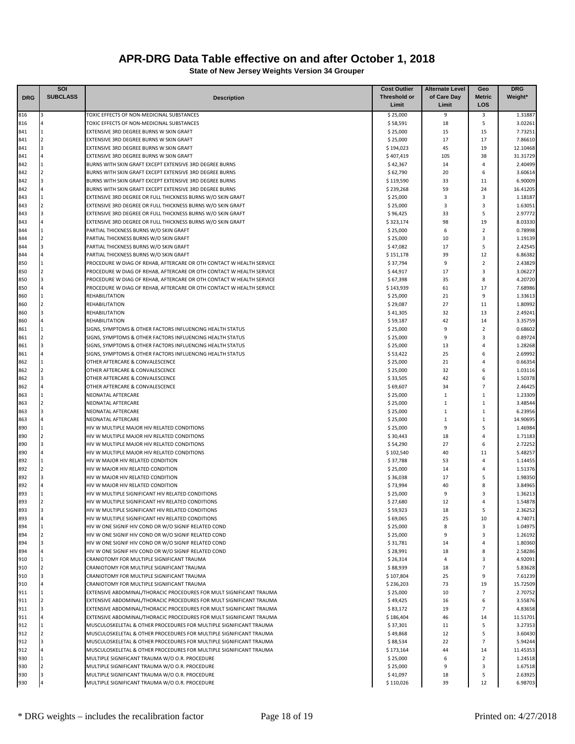# APR-DRG Data Table effective on and after October 1, 2018

**State of New Jersey Weights Version 34 Grouper**

| DRG | SOI SUBCLASS | Description | Cost Outlier Threshold or Limit | Alternate Level of Care Day Limit | Geo Metric LOS | DRG Weight* |
|---|---|---|---|---|---|---|
| 816 | 3 | TOXIC EFFECTS OF NON-MEDICINAL SUBSTANCES | $ 25,000 | 9 | 3 | 1.31887 |
| 816 | 4 | TOXIC EFFECTS OF NON-MEDICINAL SUBSTANCES | $ 58,591 | 18 | 5 | 3.02261 |
| 841 | 1 | EXTENSIVE 3RD DEGREE BURNS W SKIN GRAFT | $ 25,000 | 15 | 15 | 7.73251 |
| 841 | 2 | EXTENSIVE 3RD DEGREE BURNS W SKIN GRAFT | $ 25,000 | 17 | 17 | 7.86610 |
| 841 | 3 | EXTENSIVE 3RD DEGREE BURNS W SKIN GRAFT | $ 194,023 | 45 | 19 | 12.10468 |
| 841 | 4 | EXTENSIVE 3RD DEGREE BURNS W SKIN GRAFT | $ 407,419 | 105 | 38 | 31.31729 |
| 842 | 1 | BURNS WITH SKIN GRAFT EXCEPT EXTENSIVE 3RD DEGREE BURNS | $ 42,367 | 14 | 4 | 2.40499 |
| 842 | 2 | BURNS WITH SKIN GRAFT EXCEPT EXTENSIVE 3RD DEGREE BURNS | $ 62,790 | 20 | 6 | 3.60614 |
| 842 | 3 | BURNS WITH SKIN GRAFT EXCEPT EXTENSIVE 3RD DEGREE BURNS | $ 119,590 | 33 | 11 | 6.90009 |
| 842 | 4 | BURNS WITH SKIN GRAFT EXCEPT EXTENSIVE 3RD DEGREE BURNS | $ 239,268 | 59 | 24 | 16.41205 |
| 843 | 1 | EXTENSIVE 3RD DEGREE OR FULL THICKNESS BURNS W/O SKIN GRAFT | $ 25,000 | 3 | 3 | 1.18187 |
| 843 | 2 | EXTENSIVE 3RD DEGREE OR FULL THICKNESS BURNS W/O SKIN GRAFT | $ 25,000 | 3 | 3 | 1.63051 |
| 843 | 3 | EXTENSIVE 3RD DEGREE OR FULL THICKNESS BURNS W/O SKIN GRAFT | $ 96,425 | 33 | 5 | 2.97772 |
| 843 | 4 | EXTENSIVE 3RD DEGREE OR FULL THICKNESS BURNS W/O SKIN GRAFT | $ 323,174 | 98 | 19 | 8.03330 |
| 844 | 1 | PARTIAL THICKNESS BURNS W/O SKIN GRAFT | $ 25,000 | 6 | 2 | 0.78998 |
| 844 | 2 | PARTIAL THICKNESS BURNS W/O SKIN GRAFT | $ 25,000 | 10 | 3 | 1.19139 |
| 844 | 3 | PARTIAL THICKNESS BURNS W/O SKIN GRAFT | $ 47,082 | 17 | 5 | 2.42545 |
| 844 | 4 | PARTIAL THICKNESS BURNS W/O SKIN GRAFT | $ 151,178 | 39 | 12 | 6.86382 |
| 850 | 1 | PROCEDURE W DIAG OF REHAB, AFTERCARE OR OTH CONTACT W HEALTH SERVICE | $ 37,794 | 9 | 2 | 2.43829 |
| 850 | 2 | PROCEDURE W DIAG OF REHAB, AFTERCARE OR OTH CONTACT W HEALTH SERVICE | $ 44,917 | 17 | 3 | 3.06227 |
| 850 | 3 | PROCEDURE W DIAG OF REHAB, AFTERCARE OR OTH CONTACT W HEALTH SERVICE | $ 67,398 | 35 | 8 | 4.20720 |
| 850 | 4 | PROCEDURE W DIAG OF REHAB, AFTERCARE OR OTH CONTACT W HEALTH SERVICE | $ 143,939 | 61 | 17 | 7.68986 |
| 860 | 1 | REHABILITATION | $ 25,000 | 21 | 9 | 1.33613 |
| 860 | 2 | REHABILITATION | $ 29,087 | 27 | 11 | 1.80992 |
| 860 | 3 | REHABILITATION | $ 41,305 | 32 | 13 | 2.49241 |
| 860 | 4 | REHABILITATION | $ 59,187 | 42 | 14 | 3.35759 |
| 861 | 1 | SIGNS, SYMPTOMS & OTHER FACTORS INFLUENCING HEALTH STATUS | $ 25,000 | 9 | 2 | 0.68602 |
| 861 | 2 | SIGNS, SYMPTOMS & OTHER FACTORS INFLUENCING HEALTH STATUS | $ 25,000 | 9 | 3 | 0.89724 |
| 861 | 3 | SIGNS, SYMPTOMS & OTHER FACTORS INFLUENCING HEALTH STATUS | $ 25,000 | 13 | 4 | 1.28268 |
| 861 | 4 | SIGNS, SYMPTOMS & OTHER FACTORS INFLUENCING HEALTH STATUS | $ 53,422 | 25 | 6 | 2.69992 |
| 862 | 1 | OTHER AFTERCARE & CONVALESCENCE | $ 25,000 | 21 | 4 | 0.66354 |
| 862 | 2 | OTHER AFTERCARE & CONVALESCENCE | $ 25,000 | 32 | 6 | 1.03116 |
| 862 | 3 | OTHER AFTERCARE & CONVALESCENCE | $ 33,505 | 42 | 6 | 1.50378 |
| 862 | 4 | OTHER AFTERCARE & CONVALESCENCE | $ 69,607 | 34 | 7 | 2.46425 |
| 863 | 1 | NEONATAL AFTERCARE | $ 25,000 | 1 | 1 | 1.23309 |
| 863 | 2 | NEONATAL AFTERCARE | $ 25,000 | 1 | 1 | 3.48544 |
| 863 | 3 | NEONATAL AFTERCARE | $ 25,000 | 1 | 1 | 6.23956 |
| 863 | 4 | NEONATAL AFTERCARE | $ 25,000 | 1 | 1 | 14.90695 |
| 890 | 1 | HIV W MULTIPLE MAJOR HIV RELATED CONDITIONS | $ 25,000 | 9 | 5 | 1.46984 |
| 890 | 2 | HIV W MULTIPLE MAJOR HIV RELATED CONDITIONS | $ 30,443 | 18 | 4 | 1.71183 |
| 890 | 3 | HIV W MULTIPLE MAJOR HIV RELATED CONDITIONS | $ 54,290 | 27 | 6 | 2.72252 |
| 890 | 4 | HIV W MULTIPLE MAJOR HIV RELATED CONDITIONS | $ 102,540 | 40 | 11 | 5.48257 |
| 892 | 1 | HIV W MAJOR HIV RELATED CONDITION | $ 37,788 | 53 | 4 | 1.14455 |
| 892 | 2 | HIV W MAJOR HIV RELATED CONDITION | $ 25,000 | 14 | 4 | 1.51376 |
| 892 | 3 | HIV W MAJOR HIV RELATED CONDITION | $ 36,038 | 17 | 5 | 1.98350 |
| 892 | 4 | HIV W MAJOR HIV RELATED CONDITION | $ 73,994 | 40 | 8 | 3.84965 |
| 893 | 1 | HIV W MULTIPLE SIGNIFICANT HIV RELATED CONDITIONS | $ 25,000 | 9 | 3 | 1.36213 |
| 893 | 2 | HIV W MULTIPLE SIGNIFICANT HIV RELATED CONDITIONS | $ 27,680 | 12 | 4 | 1.54878 |
| 893 | 3 | HIV W MULTIPLE SIGNIFICANT HIV RELATED CONDITIONS | $ 59,923 | 18 | 5 | 2.36252 |
| 893 | 4 | HIV W MULTIPLE SIGNIFICANT HIV RELATED CONDITIONS | $ 69,065 | 25 | 10 | 4.74071 |
| 894 | 1 | HIV W ONE SIGNIF HIV COND OR W/O SIGNIF RELATED COND | $ 25,000 | 8 | 3 | 1.04975 |
| 894 | 2 | HIV W ONE SIGNIF HIV COND OR W/O SIGNIF RELATED COND | $ 25,000 | 9 | 3 | 1.26192 |
| 894 | 3 | HIV W ONE SIGNIF HIV COND OR W/O SIGNIF RELATED COND | $ 31,781 | 14 | 4 | 1.80360 |
| 894 | 4 | HIV W ONE SIGNIF HIV COND OR W/O SIGNIF RELATED COND | $ 28,991 | 18 | 8 | 2.58286 |
| 910 | 1 | CRANIOTOMY FOR MULTIPLE SIGNIFICANT TRAUMA | $ 26,314 | 4 | 3 | 4.92091 |
| 910 | 2 | CRANIOTOMY FOR MULTIPLE SIGNIFICANT TRAUMA | $ 88,939 | 18 | 7 | 5.83628 |
| 910 | 3 | CRANIOTOMY FOR MULTIPLE SIGNIFICANT TRAUMA | $ 107,804 | 25 | 9 | 7.61239 |
| 910 | 4 | CRANIOTOMY FOR MULTIPLE SIGNIFICANT TRAUMA | $ 236,203 | 73 | 19 | 15.72509 |
| 911 | 1 | EXTENSIVE ABDOMINAL/THORACIC PROCEDURES FOR MULT SIGNIFICANT TRAUMA | $ 25,000 | 10 | 7 | 2.70752 |
| 911 | 2 | EXTENSIVE ABDOMINAL/THORACIC PROCEDURES FOR MULT SIGNIFICANT TRAUMA | $ 49,425 | 16 | 6 | 3.55876 |
| 911 | 3 | EXTENSIVE ABDOMINAL/THORACIC PROCEDURES FOR MULT SIGNIFICANT TRAUMA | $ 83,172 | 19 | 7 | 4.83658 |
| 911 | 4 | EXTENSIVE ABDOMINAL/THORACIC PROCEDURES FOR MULT SIGNIFICANT TRAUMA | $ 186,404 | 46 | 14 | 11.51701 |
| 912 | 1 | MUSCULOSKELETAL & OTHER PROCEDURES FOR MULTIPLE SIGNIFICANT TRAUMA | $ 37,301 | 11 | 5 | 3.27353 |
| 912 | 2 | MUSCULOSKELETAL & OTHER PROCEDURES FOR MULTIPLE SIGNIFICANT TRAUMA | $ 49,868 | 12 | 5 | 3.60430 |
| 912 | 3 | MUSCULOSKELETAL & OTHER PROCEDURES FOR MULTIPLE SIGNIFICANT TRAUMA | $ 88,534 | 22 | 7 | 5.94244 |
| 912 | 4 | MUSCULOSKELETAL & OTHER PROCEDURES FOR MULTIPLE SIGNIFICANT TRAUMA | $ 173,164 | 44 | 14 | 11.45353 |
| 930 | 1 | MULTIPLE SIGNIFICANT TRAUMA W/O O.R. PROCEDURE | $ 25,000 | 6 | 2 | 1.24518 |
| 930 | 2 | MULTIPLE SIGNIFICANT TRAUMA W/O O.R. PROCEDURE | $ 25,000 | 9 | 3 | 1.67518 |
| 930 | 3 | MULTIPLE SIGNIFICANT TRAUMA W/O O.R. PROCEDURE | $ 41,097 | 18 | 5 | 2.63925 |
| 930 | 4 | MULTIPLE SIGNIFICANT TRAUMA W/O O.R. PROCEDURE | $ 110,026 | 39 | 12 | 6.98703 |

\* DRG weights – includes the recalibration factor

Printed on: 4/27/2018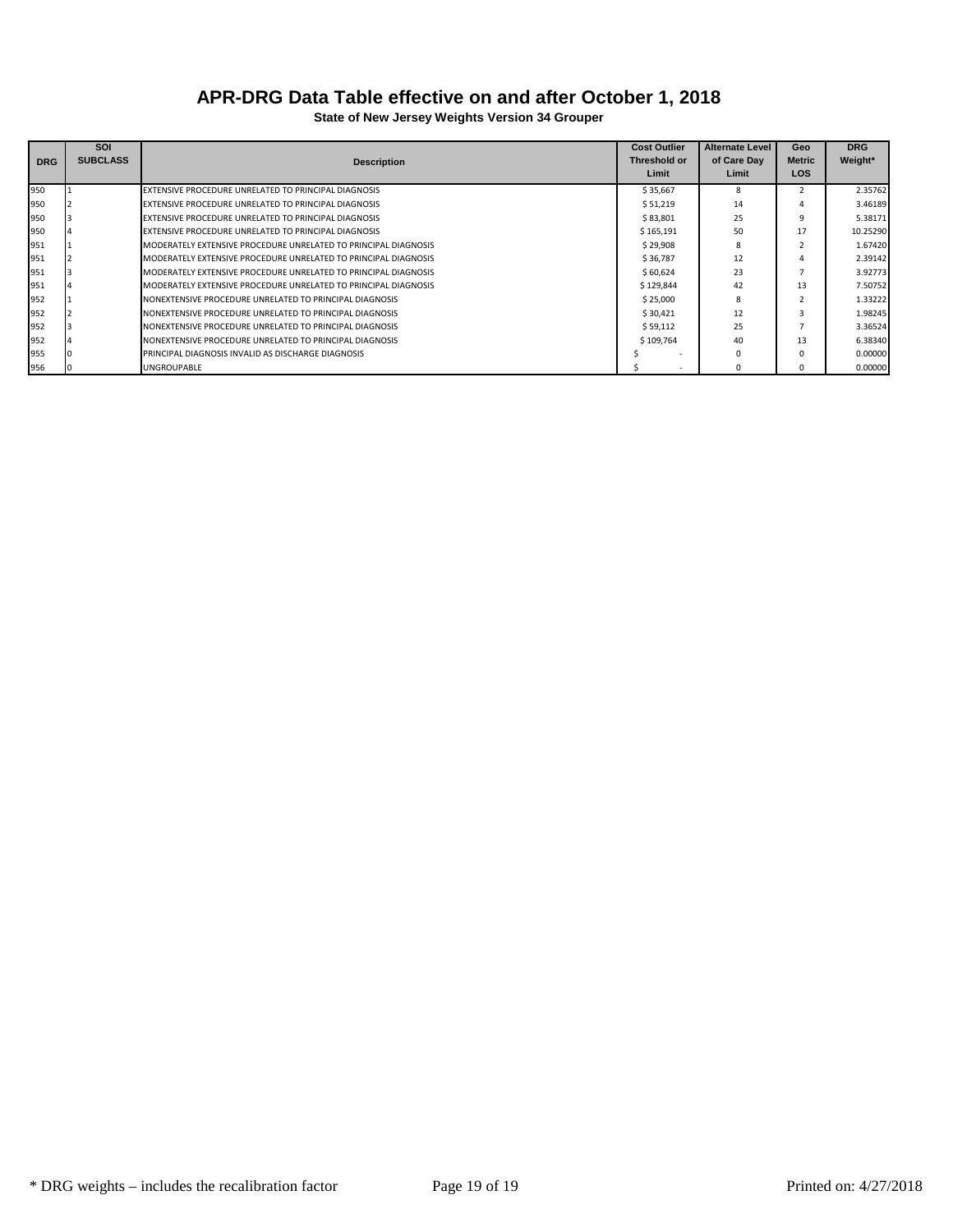# APR-DRG Data Table effective on and after October 1, 2018

**State of New Jersey Weights Version 34 Grouper**

| DRG | SOI SUBCLASS | Description | Cost Outlier Threshold or Limit | Alternate Level of Care Day Limit | Geo Metric LOS | DRG Weight* |
|---|---|---|---|---|---|---|
| 950 | 1 | EXTENSIVE PROCEDURE UNRELATED TO PRINCIPAL DIAGNOSIS | $ 35,667 | 8 | 2 | 2.35762 |
| 950 | 2 | EXTENSIVE PROCEDURE UNRELATED TO PRINCIPAL DIAGNOSIS | $ 51,219 | 14 | 4 | 3.46189 |
| 950 | 3 | EXTENSIVE PROCEDURE UNRELATED TO PRINCIPAL DIAGNOSIS | $ 83,801 | 25 | 9 | 5.38171 |
| 950 | 4 | EXTENSIVE PROCEDURE UNRELATED TO PRINCIPAL DIAGNOSIS | $ 165,191 | 50 | 17 | 10.25290 |
| 951 | 1 | MODERATELY EXTENSIVE PROCEDURE UNRELATED TO PRINCIPAL DIAGNOSIS | $ 29,908 | 8 | 2 | 1.67420 |
| 951 | 2 | MODERATELY EXTENSIVE PROCEDURE UNRELATED TO PRINCIPAL DIAGNOSIS | $ 36,787 | 12 | 4 | 2.39142 |
| 951 | 3 | MODERATELY EXTENSIVE PROCEDURE UNRELATED TO PRINCIPAL DIAGNOSIS | $ 60,624 | 23 | 7 | 3.92773 |
| 951 | 4 | MODERATELY EXTENSIVE PROCEDURE UNRELATED TO PRINCIPAL DIAGNOSIS | $ 129,844 | 42 | 13 | 7.50752 |
| 952 | 1 | NONEXTENSIVE PROCEDURE UNRELATED TO PRINCIPAL DIAGNOSIS | $ 25,000 | 8 | 2 | 1.33222 |
| 952 | 2 | NONEXTENSIVE PROCEDURE UNRELATED TO PRINCIPAL DIAGNOSIS | $ 30,421 | 12 | 3 | 1.98245 |
| 952 | 3 | NONEXTENSIVE PROCEDURE UNRELATED TO PRINCIPAL DIAGNOSIS | $ 59,112 | 25 | 7 | 3.36524 |
| 952 | 4 | NONEXTENSIVE PROCEDURE UNRELATED TO PRINCIPAL DIAGNOSIS | $ 109,764 | 40 | 13 | 6.38340 |
| 955 | 0 | PRINCIPAL DIAGNOSIS INVALID AS DISCHARGE DIAGNOSIS | $ - | 0 | 0 | 0.00000 |
| 956 | 0 | UNGROUPABLE | $ - | 0 | 0 | 0.00000 |

* DRG weights – includes the recalibration factor

Printed on: 4/27/2018